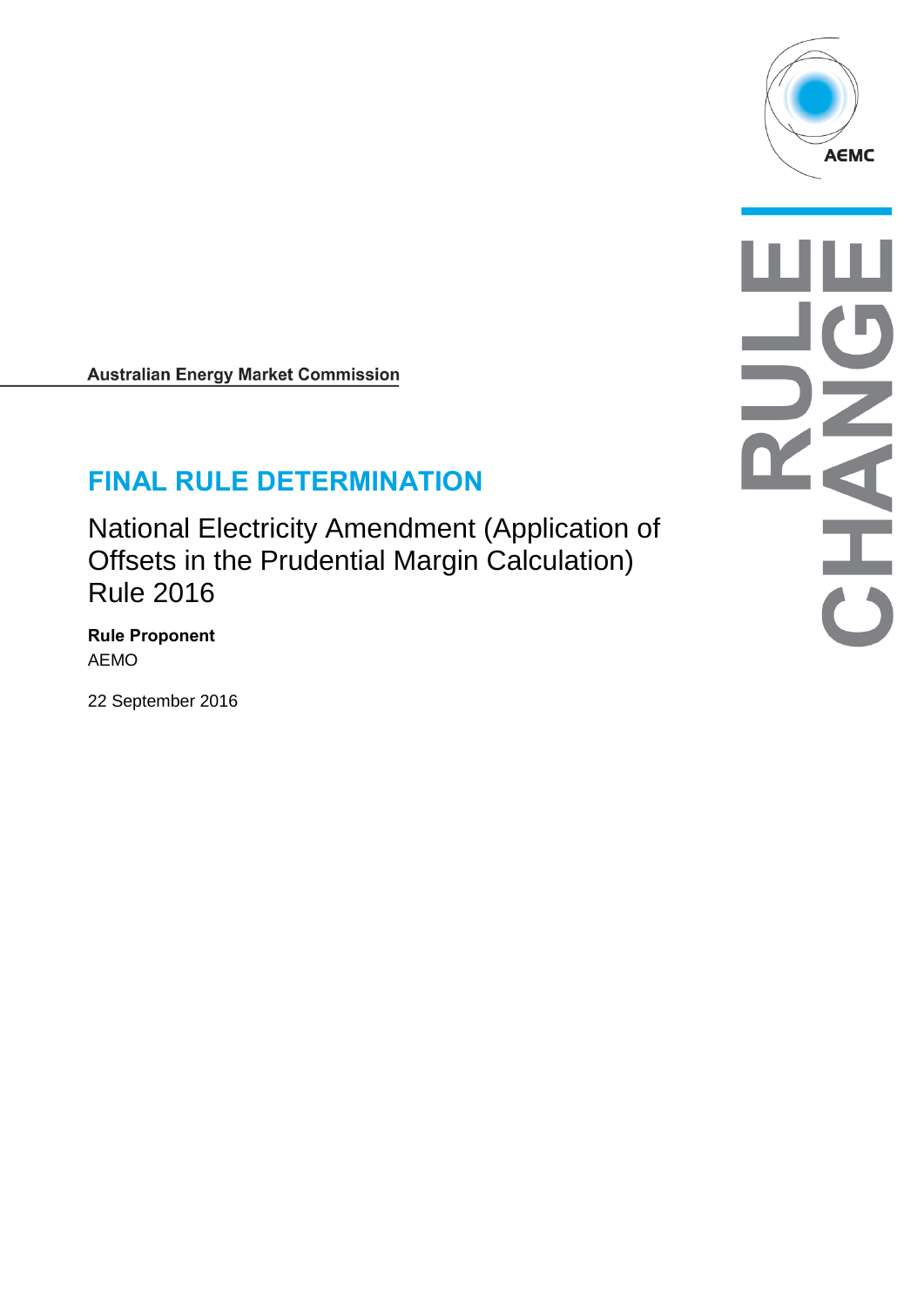Australian Energy Market Commission

# FINAL RULE DETERMINATION

National Electricity Amendment (Application of Offsets in the Prudential Margin Calculation) Rule 2016

**Rule Proponent**

AEMO

22 September 2016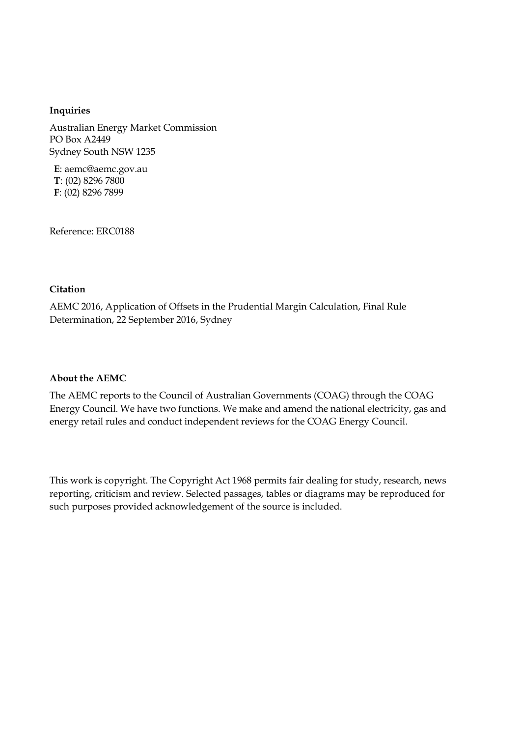**Inquiries**

Australian Energy Market Commission
PO Box A2449
Sydney South NSW 1235

**E**: aemc@aemc.gov.au
**T**: (02) 8296 7800
**F**: (02) 8296 7899

Reference: ERC0188

**Citation**

AEMC 2016, Application of Offsets in the Prudential Margin Calculation, Final Rule Determination, 22 September 2016, Sydney

**About the AEMC**

The AEMC reports to the Council of Australian Governments (COAG) through the COAG Energy Council. We have two functions. We make and amend the national electricity, gas and energy retail rules and conduct independent reviews for the COAG Energy Council.

This work is copyright. The Copyright Act 1968 permits fair dealing for study, research, news reporting, criticism and review. Selected passages, tables or diagrams may be reproduced for such purposes provided acknowledgement of the source is included.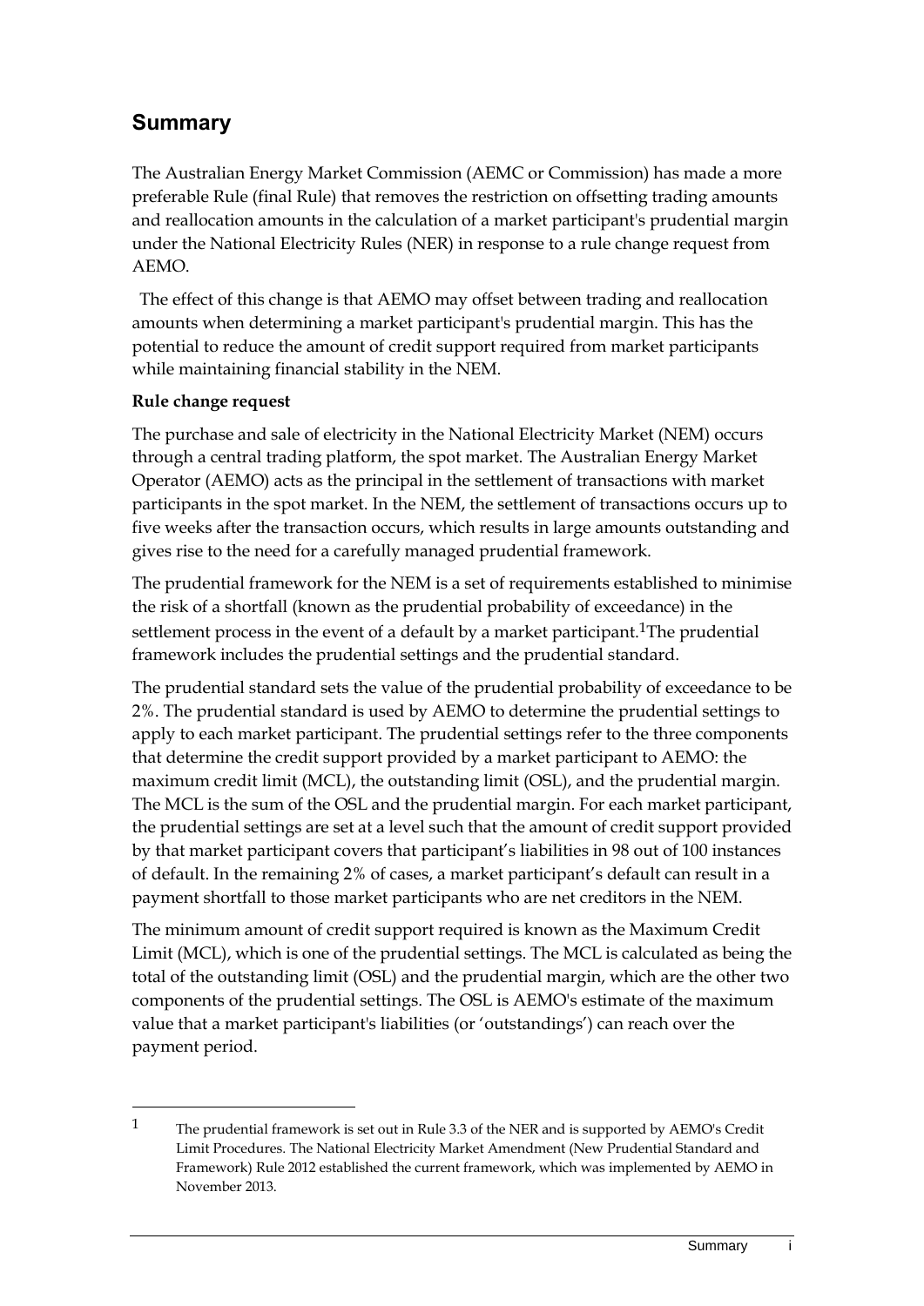## Summary

The Australian Energy Market Commission (AEMC or Commission) has made a more preferable Rule (final Rule) that removes the restriction on offsetting trading amounts and reallocation amounts in the calculation of a market participant's prudential margin under the National Electricity Rules (NER) in response to a rule change request from AEMO.

The effect of this change is that AEMO may offset between trading and reallocation amounts when determining a market participant's prudential margin. This has the potential to reduce the amount of credit support required from market participants while maintaining financial stability in the NEM.

**Rule change request**

The purchase and sale of electricity in the National Electricity Market (NEM) occurs through a central trading platform, the spot market. The Australian Energy Market Operator (AEMO) acts as the principal in the settlement of transactions with market participants in the spot market. In the NEM, the settlement of transactions occurs up to five weeks after the transaction occurs, which results in large amounts outstanding and gives rise to the need for a carefully managed prudential framework.

The prudential framework for the NEM is a set of requirements established to minimise the risk of a shortfall (known as the prudential probability of exceedance) in the settlement process in the event of a default by a market participant.[1] The prudential framework includes the prudential settings and the prudential standard.

The prudential standard sets the value of the prudential probability of exceedance to be 2%. The prudential standard is used by AEMO to determine the prudential settings to apply to each market participant. The prudential settings refer to the three components that determine the credit support provided by a market participant to AEMO: the maximum credit limit (MCL), the outstanding limit (OSL), and the prudential margin. The MCL is the sum of the OSL and the prudential margin. For each market participant, the prudential settings are set at a level such that the amount of credit support provided by that market participant covers that participant's liabilities in 98 out of 100 instances of default. In the remaining 2% of cases, a market participant's default can result in a payment shortfall to those market participants who are net creditors in the NEM.

The minimum amount of credit support required is known as the Maximum Credit Limit (MCL), which is one of the prudential settings. The MCL is calculated as being the total of the outstanding limit (OSL) and the prudential margin, which are the other two components of the prudential settings. The OSL is AEMO's estimate of the maximum value that a market participant's liabilities (or 'outstandings') can reach over the payment period.

---

[1] The prudential framework is set out in Rule 3.3 of the NER and is supported by AEMO's Credit Limit Procedures. The National Electricity Market Amendment (New Prudential Standard and Framework) Rule 2012 established the current framework, which was implemented by AEMO in November 2013.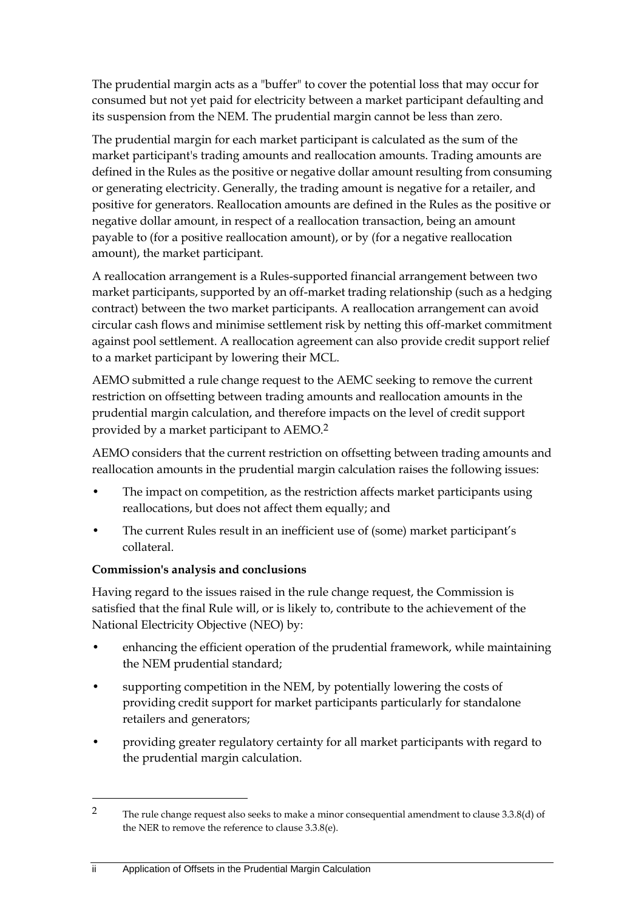The prudential margin acts as a "buffer" to cover the potential loss that may occur for consumed but not yet paid for electricity between a market participant defaulting and its suspension from the NEM. The prudential margin cannot be less than zero.

The prudential margin for each market participant is calculated as the sum of the market participant's trading amounts and reallocation amounts. Trading amounts are defined in the Rules as the positive or negative dollar amount resulting from consuming or generating electricity. Generally, the trading amount is negative for a retailer, and positive for generators. Reallocation amounts are defined in the Rules as the positive or negative dollar amount, in respect of a reallocation transaction, being an amount payable to (for a positive reallocation amount), or by (for a negative reallocation amount), the market participant.

A reallocation arrangement is a Rules-supported financial arrangement between two market participants, supported by an off-market trading relationship (such as a hedging contract) between the two market participants. A reallocation arrangement can avoid circular cash flows and minimise settlement risk by netting this off-market commitment against pool settlement. A reallocation agreement can also provide credit support relief to a market participant by lowering their MCL.

AEMO submitted a rule change request to the AEMC seeking to remove the current restriction on offsetting between trading amounts and reallocation amounts in the prudential margin calculation, and therefore impacts on the level of credit support provided by a market participant to AEMO.[2]

AEMO considers that the current restriction on offsetting between trading amounts and reallocation amounts in the prudential margin calculation raises the following issues:

- The impact on competition, as the restriction affects market participants using reallocations, but does not affect them equally; and
- The current Rules result in an inefficient use of (some) market participant's collateral.

**Commission's analysis and conclusions**

Having regard to the issues raised in the rule change request, the Commission is satisfied that the final Rule will, or is likely to, contribute to the achievement of the National Electricity Objective (NEO) by:

- enhancing the efficient operation of the prudential framework, while maintaining the NEM prudential standard;
- supporting competition in the NEM, by potentially lowering the costs of providing credit support for market participants particularly for standalone retailers and generators;
- providing greater regulatory certainty for all market participants with regard to the prudential margin calculation.

---

[2] The rule change request also seeks to make a minor consequential amendment to clause 3.3.8(d) of the NER to remove the reference to clause 3.3.8(e).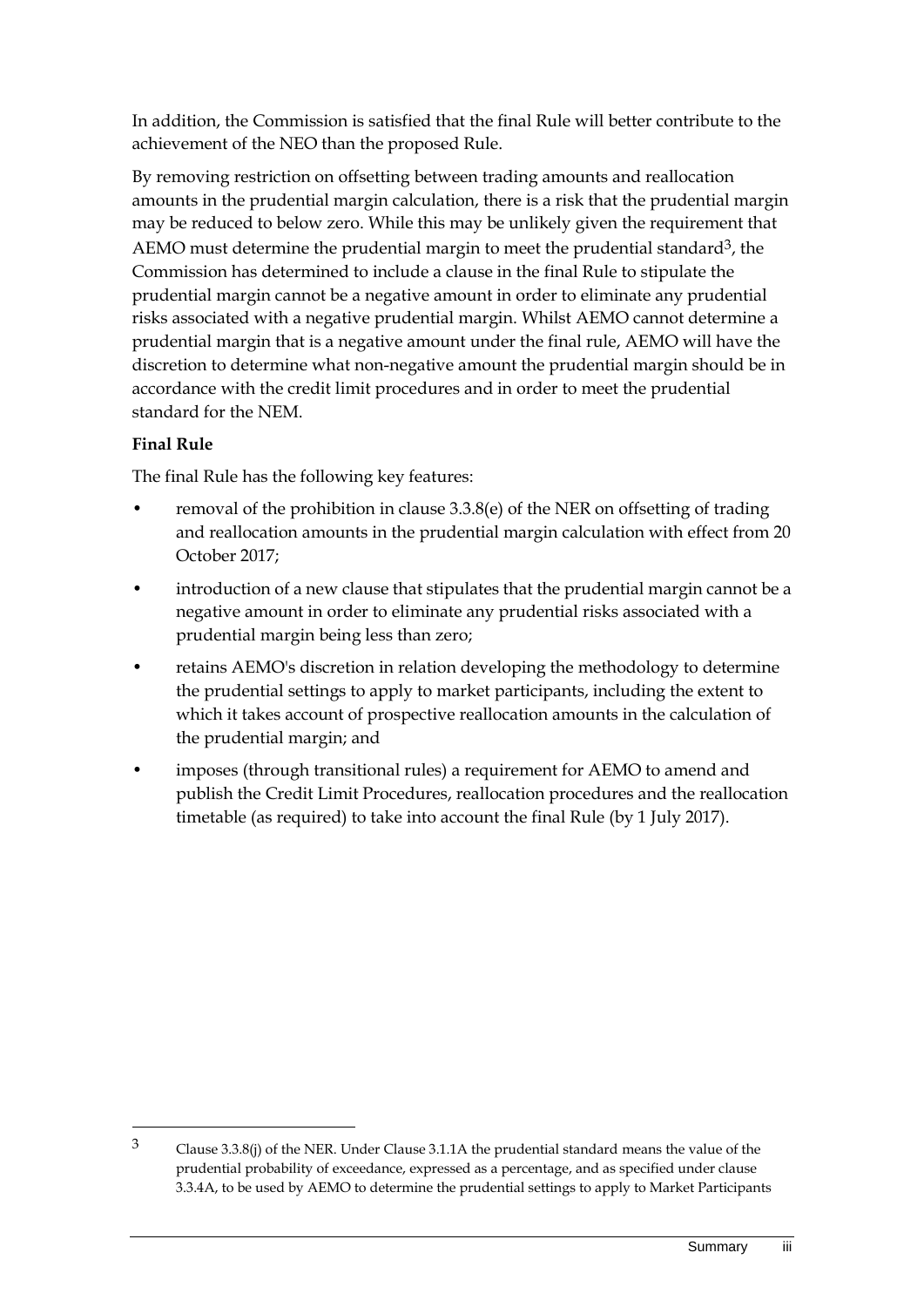In addition, the Commission is satisfied that the final Rule will better contribute to the achievement of the NEO than the proposed Rule.

By removing restriction on offsetting between trading amounts and reallocation amounts in the prudential margin calculation, there is a risk that the prudential margin may be reduced to below zero. While this may be unlikely given the requirement that AEMO must determine the prudential margin to meet the prudential standard[3], the Commission has determined to include a clause in the final Rule to stipulate the prudential margin cannot be a negative amount in order to eliminate any prudential risks associated with a negative prudential margin. Whilst AEMO cannot determine a prudential margin that is a negative amount under the final rule, AEMO will have the discretion to determine what non-negative amount the prudential margin should be in accordance with the credit limit procedures and in order to meet the prudential standard for the NEM.

**Final Rule**

The final Rule has the following key features:

- removal of the prohibition in clause 3.3.8(e) of the NER on offsetting of trading and reallocation amounts in the prudential margin calculation with effect from 20 October 2017;
- introduction of a new clause that stipulates that the prudential margin cannot be a negative amount in order to eliminate any prudential risks associated with a prudential margin being less than zero;
- retains AEMO's discretion in relation developing the methodology to determine the prudential settings to apply to market participants, including the extent to which it takes account of prospective reallocation amounts in the calculation of the prudential margin; and
- imposes (through transitional rules) a requirement for AEMO to amend and publish the Credit Limit Procedures, reallocation procedures and the reallocation timetable (as required) to take into account the final Rule (by 1 July 2017).

---

3 Clause 3.3.8(j) of the NER. Under Clause 3.1.1A the prudential standard means the value of the prudential probability of exceedance, expressed as a percentage, and as specified under clause 3.3.4A, to be used by AEMO to determine the prudential settings to apply to Market Participants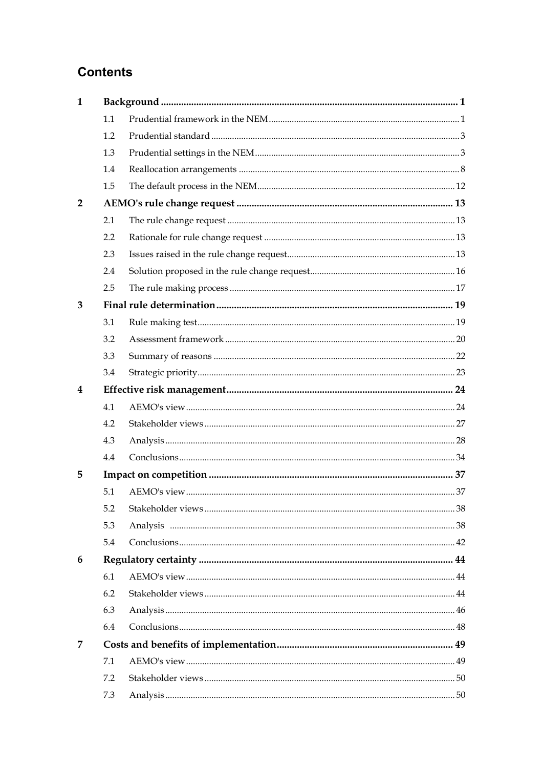# Contents

| | | | |
|---|---|---|---|
| **1** | **Background** | | **1** |
| | 1.1 | Prudential framework in the NEM | 1 |
| | 1.2 | Prudential standard | 3 |
| | 1.3 | Prudential settings in the NEM | 3 |
| | 1.4 | Reallocation arrangements | 8 |
| | 1.5 | The default process in the NEM | 12 |
| **2** | **AEMO's rule change request** | | **13** |
| | 2.1 | The rule change request | 13 |
| | 2.2 | Rationale for rule change request | 13 |
| | 2.3 | Issues raised in the rule change request | 13 |
| | 2.4 | Solution proposed in the rule change request | 16 |
| | 2.5 | The rule making process | 17 |
| **3** | **Final rule determination** | | **19** |
| | 3.1 | Rule making test | 19 |
| | 3.2 | Assessment framework | 20 |
| | 3.3 | Summary of reasons | 22 |
| | 3.4 | Strategic priority | 23 |
| **4** | **Effective risk management** | | **24** |
| | 4.1 | AEMO's view | 24 |
| | 4.2 | Stakeholder views | 27 |
| | 4.3 | Analysis | 28 |
| | 4.4 | Conclusions | 34 |
| **5** | **Impact on competition** | | **37** |
| | 5.1 | AEMO's view | 37 |
| | 5.2 | Stakeholder views | 38 |
| | 5.3 | Analysis | 38 |
| | 5.4 | Conclusions | 42 |
| **6** | **Regulatory certainty** | | **44** |
| | 6.1 | AEMO's view | 44 |
| | 6.2 | Stakeholder views | 44 |
| | 6.3 | Analysis | 46 |
| | 6.4 | Conclusions | 48 |
| **7** | **Costs and benefits of implementation** | | **49** |
| | 7.1 | AEMO's view | 49 |
| | 7.2 | Stakeholder views | 50 |
| | 7.3 | Analysis | 50 |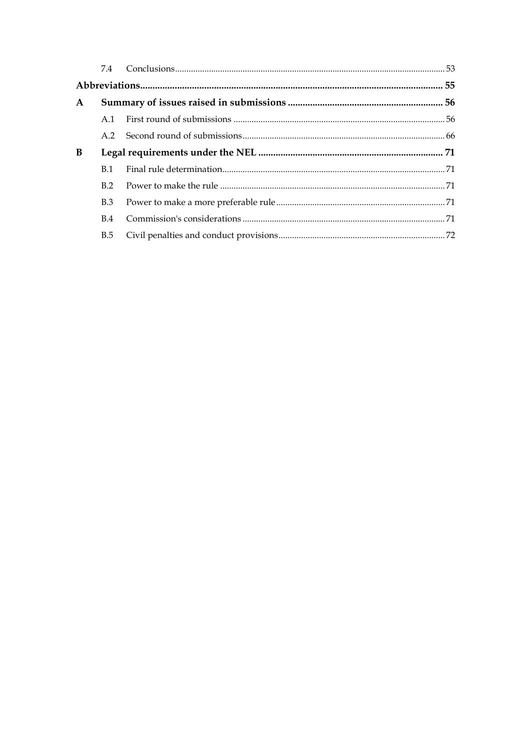| | | |
|---|---|---|
| 7.4 | Conclusions | 53 |
| **Abbreviations** | | **55** |
| **A** | **Summary of issues raised in submissions** | **56** |
| A.1 | First round of submissions | 56 |
| A.2 | Second round of submissions | 66 |
| **B** | **Legal requirements under the NEL** | **71** |
| B.1 | Final rule determination | 71 |
| B.2 | Power to make the rule | 71 |
| B.3 | Power to make a more preferable rule | 71 |
| B.4 | Commission's considerations | 71 |
| B.5 | Civil penalties and conduct provisions | 72 |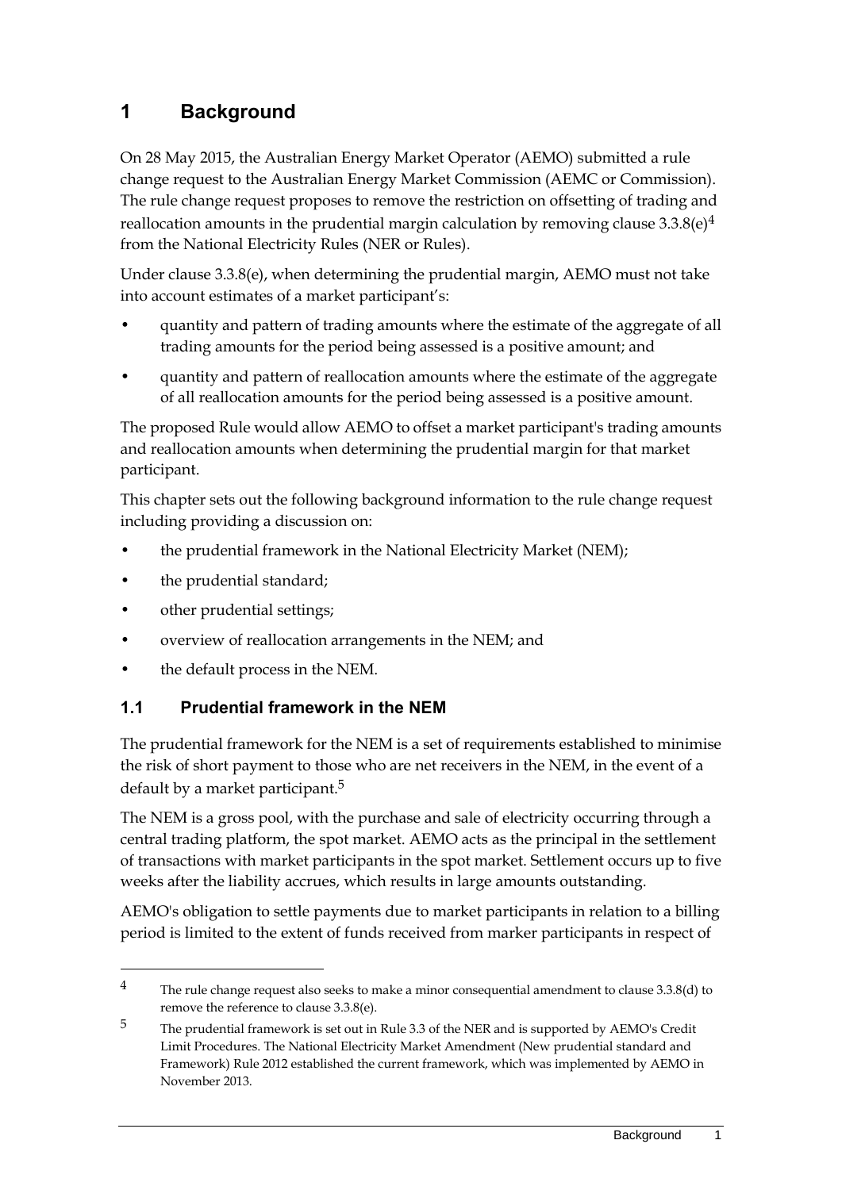# 1 Background

On 28 May 2015, the Australian Energy Market Operator (AEMO) submitted a rule change request to the Australian Energy Market Commission (AEMC or Commission). The rule change request proposes to remove the restriction on offsetting of trading and reallocation amounts in the prudential margin calculation by removing clause 3.3.8(e)[4] from the National Electricity Rules (NER or Rules).

Under clause 3.3.8(e), when determining the prudential margin, AEMO must not take into account estimates of a market participant's:

- quantity and pattern of trading amounts where the estimate of the aggregate of all trading amounts for the period being assessed is a positive amount; and
- quantity and pattern of reallocation amounts where the estimate of the aggregate of all reallocation amounts for the period being assessed is a positive amount.

The proposed Rule would allow AEMO to offset a market participant's trading amounts and reallocation amounts when determining the prudential margin for that market participant.

This chapter sets out the following background information to the rule change request including providing a discussion on:

- the prudential framework in the National Electricity Market (NEM);
- the prudential standard;
- other prudential settings;
- overview of reallocation arrangements in the NEM; and
- the default process in the NEM.

## 1.1 Prudential framework in the NEM

The prudential framework for the NEM is a set of requirements established to minimise the risk of short payment to those who are net receivers in the NEM, in the event of a default by a market participant.[5]

The NEM is a gross pool, with the purchase and sale of electricity occurring through a central trading platform, the spot market. AEMO acts as the principal in the settlement of transactions with market participants in the spot market. Settlement occurs up to five weeks after the liability accrues, which results in large amounts outstanding.

AEMO's obligation to settle payments due to market participants in relation to a billing period is limited to the extent of funds received from marker participants in respect of

---

[4] The rule change request also seeks to make a minor consequential amendment to clause 3.3.8(d) to remove the reference to clause 3.3.8(e).

[5] The prudential framework is set out in Rule 3.3 of the NER and is supported by AEMO's Credit Limit Procedures. The National Electricity Market Amendment (New prudential standard and Framework) Rule 2012 established the current framework, which was implemented by AEMO in November 2013.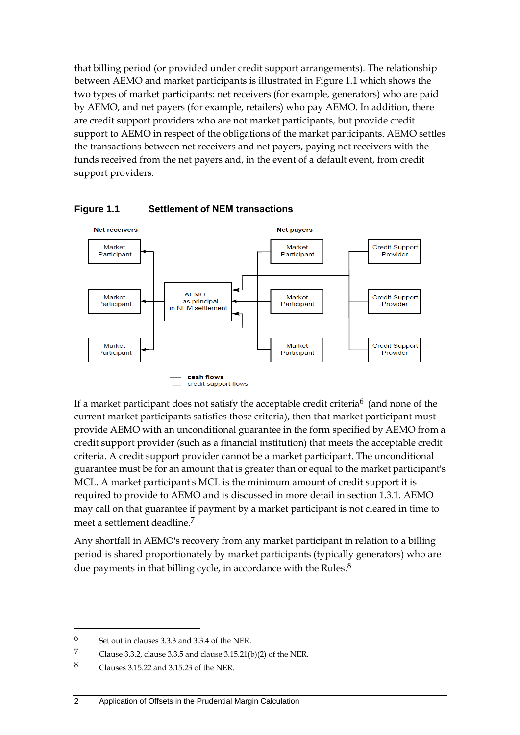that billing period (or provided under credit support arrangements). The relationship between AEMO and market participants is illustrated in Figure 1.1 which shows the two types of market participants: net receivers (for example, generators) who are paid by AEMO, and net payers (for example, retailers) who pay AEMO. In addition, there are credit support providers who are not market participants, but provide credit support to AEMO in respect of the obligations of the market participants. AEMO settles the transactions between net receivers and net payers, paying net receivers with the funds received from the net payers and, in the event of a default event, from credit support providers.

**Figure 1.1 Settlement of NEM transactions**

Net receivers

Market Participant

Market Participant

Market Participant

AEMO as principal in NEM settlement

Net payers

Market Participant

Market Participant

Market Participant

Credit Support Provider

Credit Support Provider

Credit Support Provider

cash flows
credit support flows

If a market participant does not satisfy the acceptable credit criteria[6] (and none of the current market participants satisfies those criteria), then that market participant must provide AEMO with an unconditional guarantee in the form specified by AEMO from a credit support provider (such as a financial institution) that meets the acceptable credit criteria. A credit support provider cannot be a market participant. The unconditional guarantee must be for an amount that is greater than or equal to the market participant's MCL. A market participant's MCL is the minimum amount of credit support it is required to provide to AEMO and is discussed in more detail in section 1.3.1. AEMO may call on that guarantee if payment by a market participant is not cleared in time to meet a settlement deadline.[7]

Any shortfall in AEMO's recovery from any market participant in relation to a billing period is shared proportionately by market participants (typically generators) who are due payments in that billing cycle, in accordance with the Rules.[8]

6 Set out in clauses 3.3.3 and 3.3.4 of the NER.

7 Clause 3.3.2, clause 3.3.5 and clause 3.15.21(b)(2) of the NER.

8 Clauses 3.15.22 and 3.15.23 of the NER.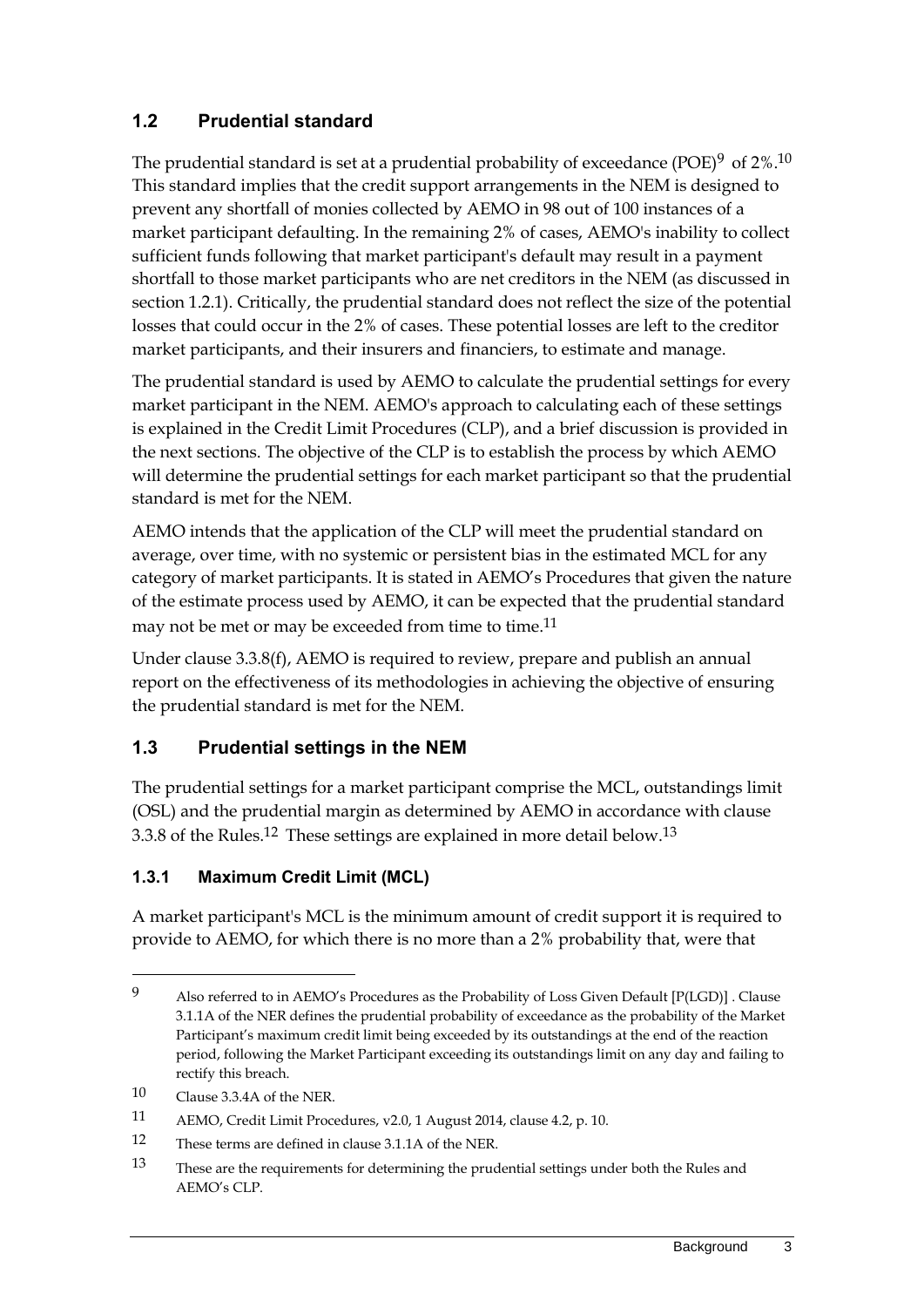## 1.2 Prudential standard

The prudential standard is set at a prudential probability of exceedance (POE)[9] of 2%.[10] This standard implies that the credit support arrangements in the NEM is designed to prevent any shortfall of monies collected by AEMO in 98 out of 100 instances of a market participant defaulting. In the remaining 2% of cases, AEMO's inability to collect sufficient funds following that market participant's default may result in a payment shortfall to those market participants who are net creditors in the NEM (as discussed in section 1.2.1). Critically, the prudential standard does not reflect the size of the potential losses that could occur in the 2% of cases. These potential losses are left to the creditor market participants, and their insurers and financiers, to estimate and manage.

The prudential standard is used by AEMO to calculate the prudential settings for every market participant in the NEM. AEMO's approach to calculating each of these settings is explained in the Credit Limit Procedures (CLP), and a brief discussion is provided in the next sections. The objective of the CLP is to establish the process by which AEMO will determine the prudential settings for each market participant so that the prudential standard is met for the NEM.

AEMO intends that the application of the CLP will meet the prudential standard on average, over time, with no systemic or persistent bias in the estimated MCL for any category of market participants. It is stated in AEMO's Procedures that given the nature of the estimate process used by AEMO, it can be expected that the prudential standard may not be met or may be exceeded from time to time.[11]

Under clause 3.3.8(f), AEMO is required to review, prepare and publish an annual report on the effectiveness of its methodologies in achieving the objective of ensuring the prudential standard is met for the NEM.

## 1.3 Prudential settings in the NEM

The prudential settings for a market participant comprise the MCL, outstandings limit (OSL) and the prudential margin as determined by AEMO in accordance with clause 3.3.8 of the Rules.[12] These settings are explained in more detail below.[13]

### 1.3.1 Maximum Credit Limit (MCL)

A market participant's MCL is the minimum amount of credit support it is required to provide to AEMO, for which there is no more than a 2% probability that, were that

---

[9] Also referred to in AEMO's Procedures as the Probability of Loss Given Default [P(LGD)] . Clause 3.1.1A of the NER defines the prudential probability of exceedance as the probability of the Market Participant's maximum credit limit being exceeded by its outstandings at the end of the reaction period, following the Market Participant exceeding its outstandings limit on any day and failing to rectify this breach.

[10] Clause 3.3.4A of the NER.

[11] AEMO, Credit Limit Procedures, v2.0, 1 August 2014, clause 4.2, p. 10.

[12] These terms are defined in clause 3.1.1A of the NER.

[13] These are the requirements for determining the prudential settings under both the Rules and AEMO's CLP.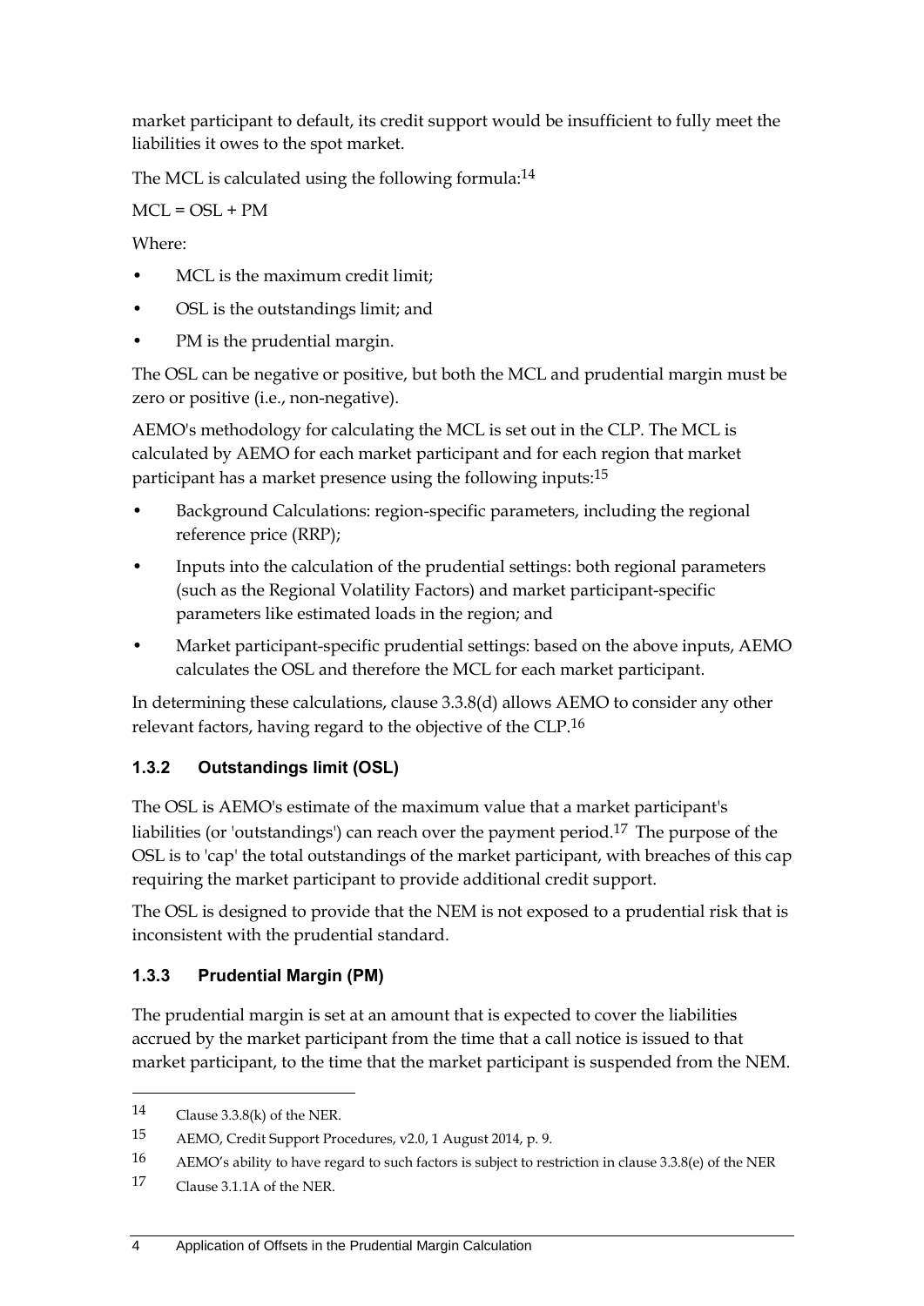market participant to default, its credit support would be insufficient to fully meet the liabilities it owes to the spot market.

The MCL is calculated using the following formula:[14]

MCL = OSL + PM

Where:

- MCL is the maximum credit limit;
- OSL is the outstandings limit; and
- PM is the prudential margin.

The OSL can be negative or positive, but both the MCL and prudential margin must be zero or positive (i.e., non-negative).

AEMO's methodology for calculating the MCL is set out in the CLP. The MCL is calculated by AEMO for each market participant and for each region that market participant has a market presence using the following inputs:[15]

- Background Calculations: region-specific parameters, including the regional reference price (RRP);
- Inputs into the calculation of the prudential settings: both regional parameters (such as the Regional Volatility Factors) and market participant-specific parameters like estimated loads in the region; and
- Market participant-specific prudential settings: based on the above inputs, AEMO calculates the OSL and therefore the MCL for each market participant.

In determining these calculations, clause 3.3.8(d) allows AEMO to consider any other relevant factors, having regard to the objective of the CLP.[16]

### 1.3.2 Outstandings limit (OSL)

The OSL is AEMO's estimate of the maximum value that a market participant's liabilities (or 'outstandings') can reach over the payment period.[17] The purpose of the OSL is to 'cap' the total outstandings of the market participant, with breaches of this cap requiring the market participant to provide additional credit support.

The OSL is designed to provide that the NEM is not exposed to a prudential risk that is inconsistent with the prudential standard.

### 1.3.3 Prudential Margin (PM)

The prudential margin is set at an amount that is expected to cover the liabilities accrued by the market participant from the time that a call notice is issued to that market participant, to the time that the market participant is suspended from the NEM.

---

[14] Clause 3.3.8(k) of the NER.

[15] AEMO, Credit Support Procedures, v2.0, 1 August 2014, p. 9.

[16] AEMO's ability to have regard to such factors is subject to restriction in clause 3.3.8(e) of the NER

[17] Clause 3.1.1A of the NER.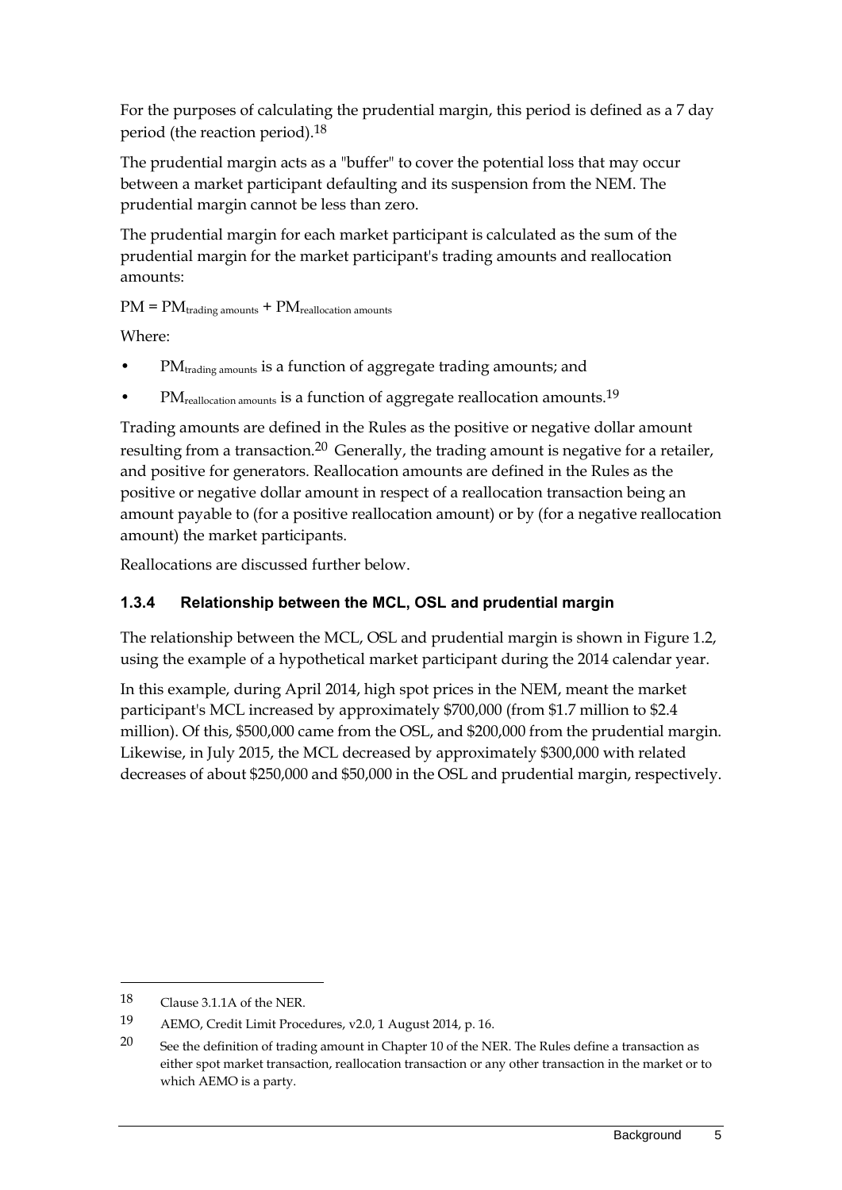For the purposes of calculating the prudential margin, this period is defined as a 7 day period (the reaction period).[18]

The prudential margin acts as a "buffer" to cover the potential loss that may occur between a market participant defaulting and its suspension from the NEM. The prudential margin cannot be less than zero.

The prudential margin for each market participant is calculated as the sum of the prudential margin for the market participant's trading amounts and reallocation amounts:

$PM = PM_{\text{trading amounts}} + PM_{\text{reallocation amounts}}$

Where:

- $PM_{\text{trading amounts}}$ is a function of aggregate trading amounts; and
- $PM_{\text{reallocation amounts}}$ is a function of aggregate reallocation amounts.[19]

Trading amounts are defined in the Rules as the positive or negative dollar amount resulting from a transaction.[20] Generally, the trading amount is negative for a retailer, and positive for generators. Reallocation amounts are defined in the Rules as the positive or negative dollar amount in respect of a reallocation transaction being an amount payable to (for a positive reallocation amount) or by (for a negative reallocation amount) the market participants.

Reallocations are discussed further below.

### 1.3.4 Relationship between the MCL, OSL and prudential margin

The relationship between the MCL, OSL and prudential margin is shown in Figure 1.2, using the example of a hypothetical market participant during the 2014 calendar year.

In this example, during April 2014, high spot prices in the NEM, meant the market participant's MCL increased by approximately $700,000 (from $1.7 million to $2.4 million). Of this, $500,000 came from the OSL, and $200,000 from the prudential margin. Likewise, in July 2015, the MCL decreased by approximately $300,000 with related decreases of about $250,000 and $50,000 in the OSL and prudential margin, respectively.

---

18 Clause 3.1.1A of the NER.

19 AEMO, Credit Limit Procedures, v2.0, 1 August 2014, p. 16.

20 See the definition of trading amount in Chapter 10 of the NER. The Rules define a transaction as either spot market transaction, reallocation transaction or any other transaction in the market or to which AEMO is a party.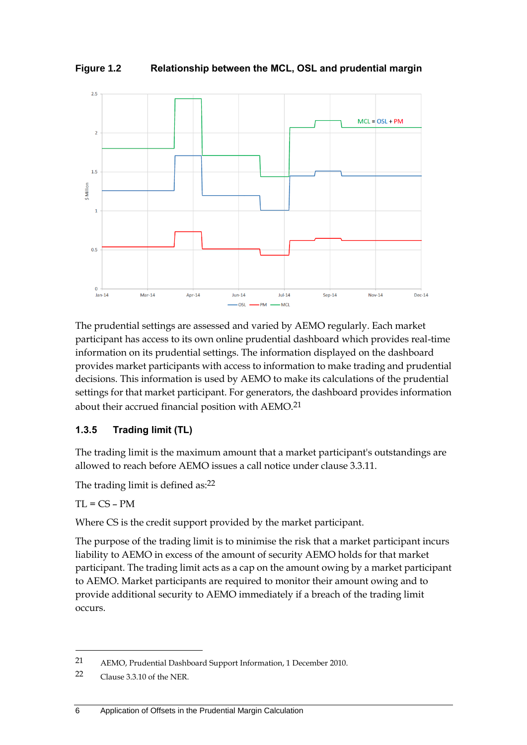**Figure 1.2 Relationship between the MCL, OSL and prudential margin**

The prudential settings are assessed and varied by AEMO regularly. Each market participant has access to its own online prudential dashboard which provides real-time information on its prudential settings. The information displayed on the dashboard provides market participants with access to information to make trading and prudential decisions. This information is used by AEMO to make its calculations of the prudential settings for that market participant. For generators, the dashboard provides information about their accrued financial position with AEMO.[21]

### 1.3.5 Trading limit (TL)

The trading limit is the maximum amount that a market participant's outstandings are allowed to reach before AEMO issues a call notice under clause 3.3.11.

The trading limit is defined as:[22]

TL = CS – PM

Where CS is the credit support provided by the market participant.

The purpose of the trading limit is to minimise the risk that a market participant incurs liability to AEMO in excess of the amount of security AEMO holds for that market participant. The trading limit acts as a cap on the amount owing by a market participant to AEMO. Market participants are required to monitor their amount owing and to provide additional security to AEMO immediately if a breach of the trading limit occurs.

---

21 AEMO, Prudential Dashboard Support Information, 1 December 2010.

22 Clause 3.3.10 of the NER.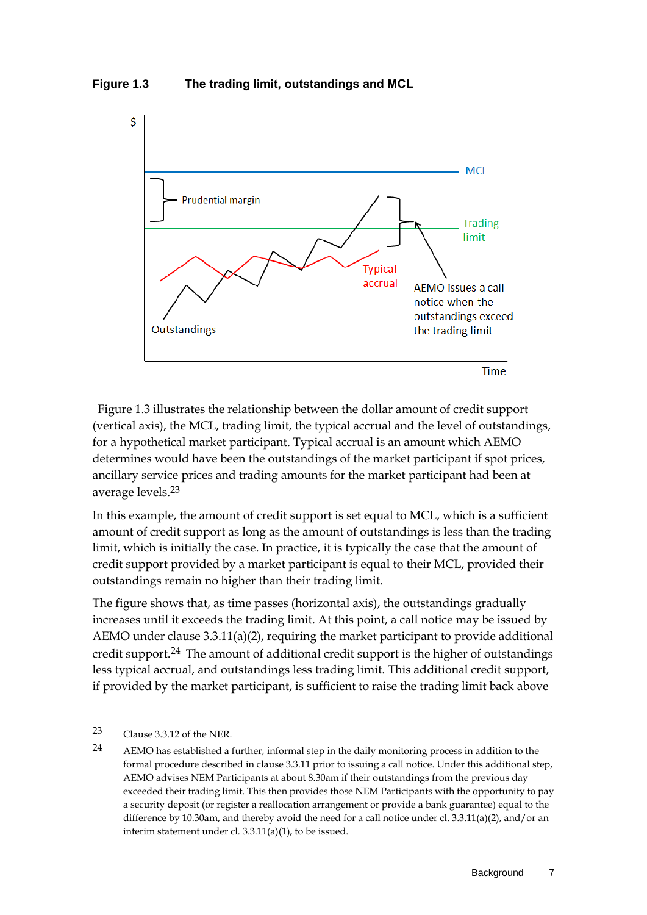**Figure 1.3 The trading limit, outstandings and MCL**

Figure 1.3 illustrates the relationship between the dollar amount of credit support (vertical axis), the MCL, trading limit, the typical accrual and the level of outstandings, for a hypothetical market participant. Typical accrual is an amount which AEMO determines would have been the outstandings of the market participant if spot prices, ancillary service prices and trading amounts for the market participant had been at average levels.[23]

In this example, the amount of credit support is set equal to MCL, which is a sufficient amount of credit support as long as the amount of outstandings is less than the trading limit, which is initially the case. In practice, it is typically the case that the amount of credit support provided by a market participant is equal to their MCL, provided their outstandings remain no higher than their trading limit.

The figure shows that, as time passes (horizontal axis), the outstandings gradually increases until it exceeds the trading limit. At this point, a call notice may be issued by AEMO under clause 3.3.11(a)(2), requiring the market participant to provide additional credit support.[24] The amount of additional credit support is the higher of outstandings less typical accrual, and outstandings less trading limit. This additional credit support, if provided by the market participant, is sufficient to raise the trading limit back above

---

23 Clause 3.3.12 of the NER.

24 AEMO has established a further, informal step in the daily monitoring process in addition to the formal procedure described in clause 3.3.11 prior to issuing a call notice. Under this additional step, AEMO advises NEM Participants at about 8.30am if their outstandings from the previous day exceeded their trading limit. This then provides those NEM Participants with the opportunity to pay a security deposit (or register a reallocation arrangement or provide a bank guarantee) equal to the difference by 10.30am, and thereby avoid the need for a call notice under cl. 3.3.11(a)(2), and/or an interim statement under cl. 3.3.11(a)(1), to be issued.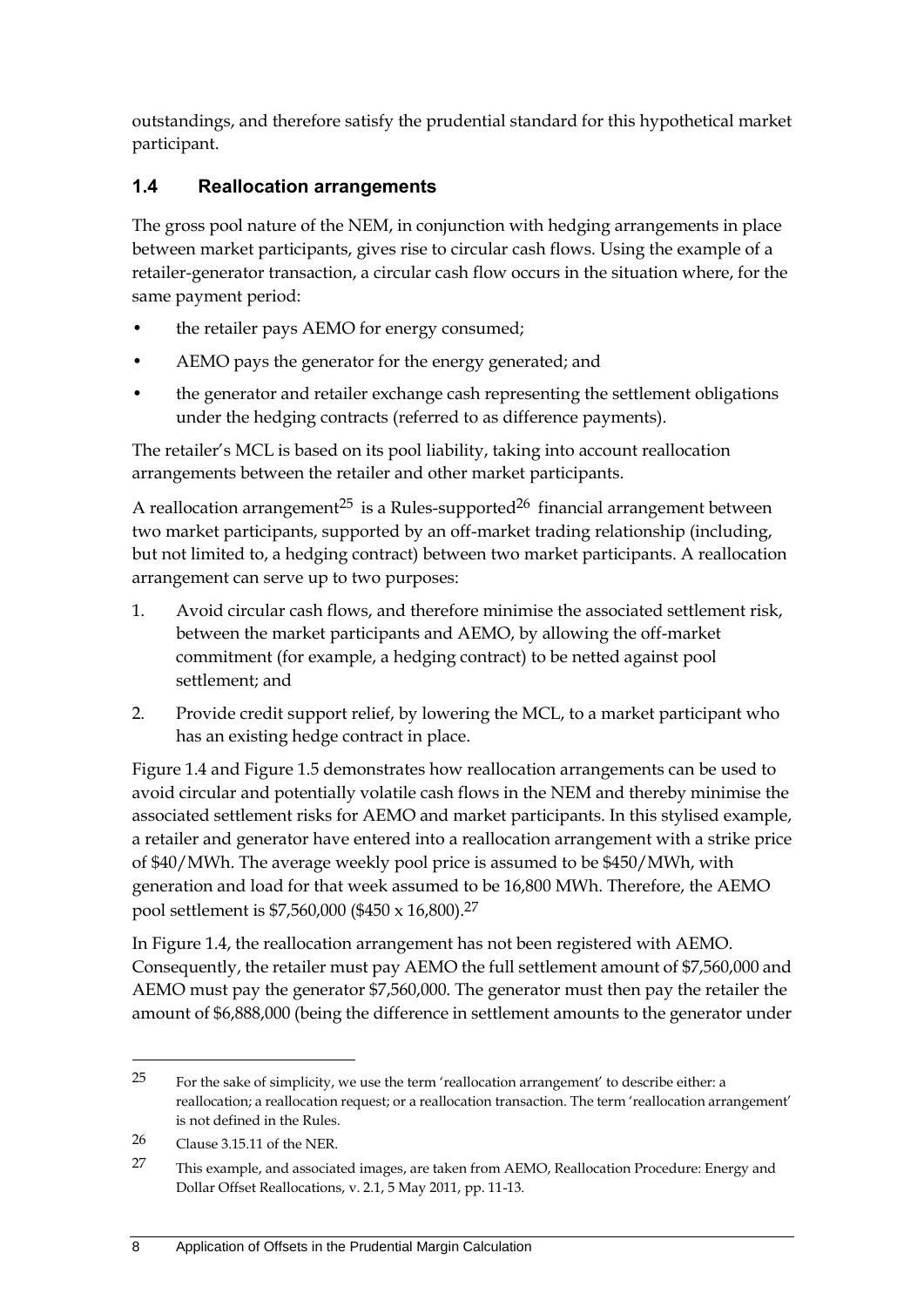outstandings, and therefore satisfy the prudential standard for this hypothetical market participant.

### 1.4 Reallocation arrangements

The gross pool nature of the NEM, in conjunction with hedging arrangements in place between market participants, gives rise to circular cash flows. Using the example of a retailer-generator transaction, a circular cash flow occurs in the situation where, for the same payment period:

- the retailer pays AEMO for energy consumed;
- AEMO pays the generator for the energy generated; and
- the generator and retailer exchange cash representing the settlement obligations under the hedging contracts (referred to as difference payments).

The retailer's MCL is based on its pool liability, taking into account reallocation arrangements between the retailer and other market participants.

A reallocation arrangement[25] is a Rules-supported[26] financial arrangement between two market participants, supported by an off-market trading relationship (including, but not limited to, a hedging contract) between two market participants. A reallocation arrangement can serve up to two purposes:

1. Avoid circular cash flows, and therefore minimise the associated settlement risk, between the market participants and AEMO, by allowing the off-market commitment (for example, a hedging contract) to be netted against pool settlement; and
2. Provide credit support relief, by lowering the MCL, to a market participant who has an existing hedge contract in place.

Figure 1.4 and Figure 1.5 demonstrates how reallocation arrangements can be used to avoid circular and potentially volatile cash flows in the NEM and thereby minimise the associated settlement risks for AEMO and market participants. In this stylised example, a retailer and generator have entered into a reallocation arrangement with a strike price of $40/MWh. The average weekly pool price is assumed to be $450/MWh, with generation and load for that week assumed to be 16,800 MWh. Therefore, the AEMO pool settlement is $7,560,000 ($450 x 16,800).[27]

In Figure 1.4, the reallocation arrangement has not been registered with AEMO. Consequently, the retailer must pay AEMO the full settlement amount of $7,560,000 and AEMO must pay the generator $7,560,000. The generator must then pay the retailer the amount of $6,888,000 (being the difference in settlement amounts to the generator under

---

[25] For the sake of simplicity, we use the term 'reallocation arrangement' to describe either: a reallocation; a reallocation request; or a reallocation transaction. The term 'reallocation arrangement' is not defined in the Rules.

[26] Clause 3.15.11 of the NER.

[27] This example, and associated images, are taken from AEMO, Reallocation Procedure: Energy and Dollar Offset Reallocations, v. 2.1, 5 May 2011, pp. 11-13.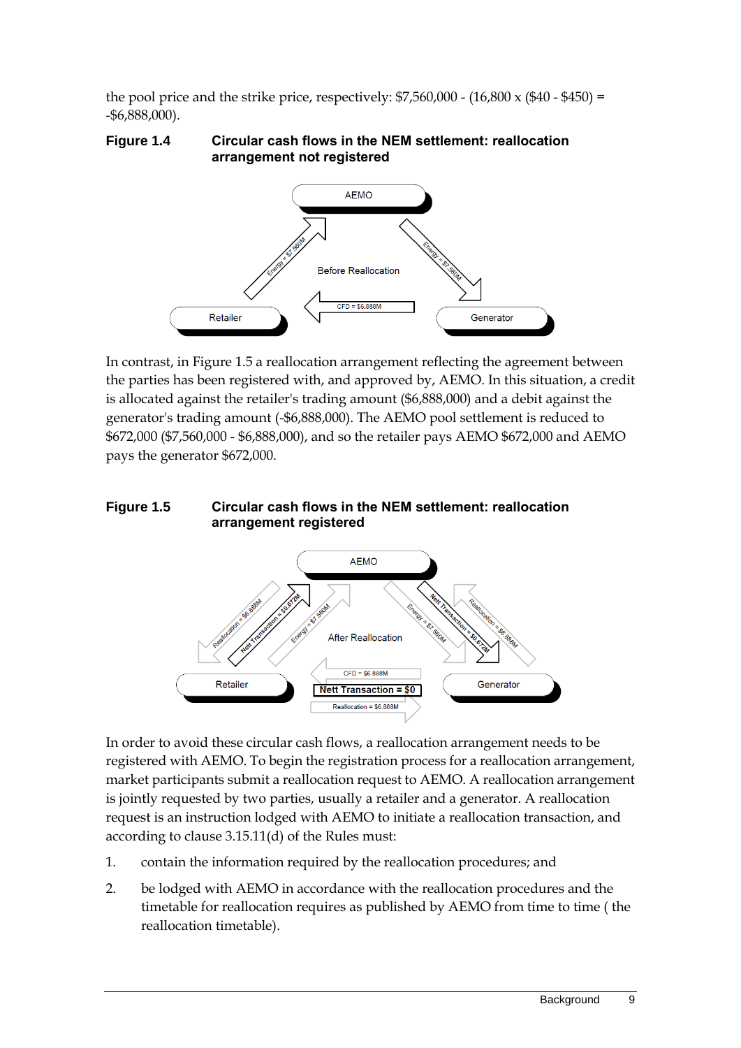the pool price and the strike price, respectively: $7,560,000 - (16,800 x ($40 - $450) = -$6,888,000).

**Figure 1.4 Circular cash flows in the NEM settlement: reallocation arrangement not registered**

In contrast, in Figure 1.5 a reallocation arrangement reflecting the agreement between the parties has been registered with, and approved by, AEMO. In this situation, a credit is allocated against the retailer's trading amount ($6,888,000) and a debit against the generator's trading amount (-$6,888,000). The AEMO pool settlement is reduced to $672,000 ($7,560,000 - $6,888,000), and so the retailer pays AEMO $672,000 and AEMO pays the generator $672,000.

**Figure 1.5 Circular cash flows in the NEM settlement: reallocation arrangement registered**

In order to avoid these circular cash flows, a reallocation arrangement needs to be registered with AEMO. To begin the registration process for a reallocation arrangement, market participants submit a reallocation request to AEMO. A reallocation arrangement is jointly requested by two parties, usually a retailer and a generator. A reallocation request is an instruction lodged with AEMO to initiate a reallocation transaction, and according to clause 3.15.11(d) of the Rules must:

1. contain the information required by the reallocation procedures; and
2. be lodged with AEMO in accordance with the reallocation procedures and the timetable for reallocation requires as published by AEMO from time to time ( the reallocation timetable).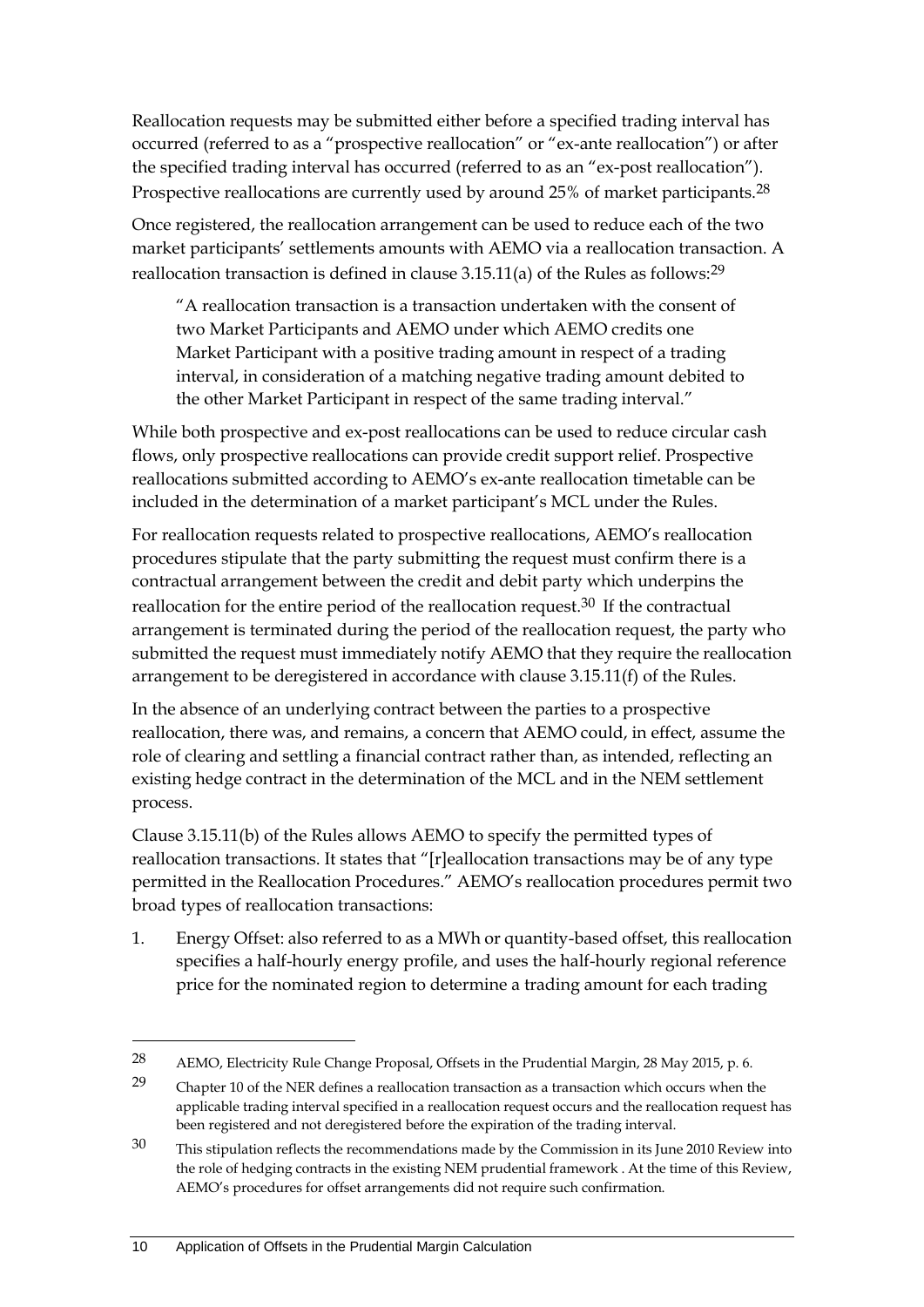Reallocation requests may be submitted either before a specified trading interval has occurred (referred to as a "prospective reallocation" or "ex-ante reallocation") or after the specified trading interval has occurred (referred to as an "ex-post reallocation"). Prospective reallocations are currently used by around 25% of market participants.[28]

Once registered, the reallocation arrangement can be used to reduce each of the two market participants' settlements amounts with AEMO via a reallocation transaction. A reallocation transaction is defined in clause 3.15.11(a) of the Rules as follows:[29]

> "A reallocation transaction is a transaction undertaken with the consent of two Market Participants and AEMO under which AEMO credits one Market Participant with a positive trading amount in respect of a trading interval, in consideration of a matching negative trading amount debited to the other Market Participant in respect of the same trading interval."

While both prospective and ex-post reallocations can be used to reduce circular cash flows, only prospective reallocations can provide credit support relief. Prospective reallocations submitted according to AEMO's ex-ante reallocation timetable can be included in the determination of a market participant's MCL under the Rules.

For reallocation requests related to prospective reallocations, AEMO's reallocation procedures stipulate that the party submitting the request must confirm there is a contractual arrangement between the credit and debit party which underpins the reallocation for the entire period of the reallocation request.[30] If the contractual arrangement is terminated during the period of the reallocation request, the party who submitted the request must immediately notify AEMO that they require the reallocation arrangement to be deregistered in accordance with clause 3.15.11(f) of the Rules.

In the absence of an underlying contract between the parties to a prospective reallocation, there was, and remains, a concern that AEMO could, in effect, assume the role of clearing and settling a financial contract rather than, as intended, reflecting an existing hedge contract in the determination of the MCL and in the NEM settlement process.

Clause 3.15.11(b) of the Rules allows AEMO to specify the permitted types of reallocation transactions. It states that "[r]eallocation transactions may be of any type permitted in the Reallocation Procedures." AEMO's reallocation procedures permit two broad types of reallocation transactions:

1. Energy Offset: also referred to as a MWh or quantity-based offset, this reallocation specifies a half-hourly energy profile, and uses the half-hourly regional reference price for the nominated region to determine a trading amount for each trading

---

[28] AEMO, Electricity Rule Change Proposal, Offsets in the Prudential Margin, 28 May 2015, p. 6.

[29] Chapter 10 of the NER defines a reallocation transaction as a transaction which occurs when the applicable trading interval specified in a reallocation request occurs and the reallocation request has been registered and not deregistered before the expiration of the trading interval.

[30] This stipulation reflects the recommendations made by the Commission in its June 2010 Review into the role of hedging contracts in the existing NEM prudential framework . At the time of this Review, AEMO's procedures for offset arrangements did not require such confirmation.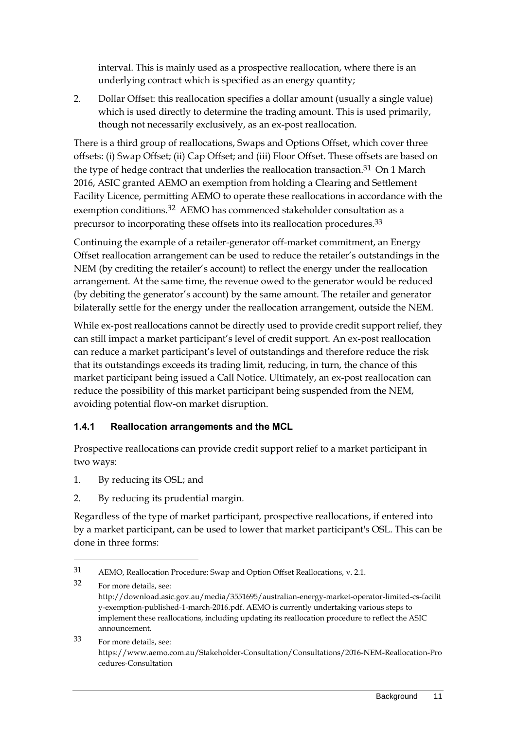interval. This is mainly used as a prospective reallocation, where there is an underlying contract which is specified as an energy quantity;

2. Dollar Offset: this reallocation specifies a dollar amount (usually a single value) which is used directly to determine the trading amount. This is used primarily, though not necessarily exclusively, as an ex-post reallocation.

There is a third group of reallocations, Swaps and Options Offset, which cover three offsets: (i) Swap Offset; (ii) Cap Offset; and (iii) Floor Offset. These offsets are based on the type of hedge contract that underlies the reallocation transaction.[31] On 1 March 2016, ASIC granted AEMO an exemption from holding a Clearing and Settlement Facility Licence, permitting AEMO to operate these reallocations in accordance with the exemption conditions.[32] AEMO has commenced stakeholder consultation as a precursor to incorporating these offsets into its reallocation procedures.[33]

Continuing the example of a retailer-generator off-market commitment, an Energy Offset reallocation arrangement can be used to reduce the retailer's outstandings in the NEM (by crediting the retailer's account) to reflect the energy under the reallocation arrangement. At the same time, the revenue owed to the generator would be reduced (by debiting the generator's account) by the same amount. The retailer and generator bilaterally settle for the energy under the reallocation arrangement, outside the NEM.

While ex-post reallocations cannot be directly used to provide credit support relief, they can still impact a market participant's level of credit support. An ex-post reallocation can reduce a market participant's level of outstandings and therefore reduce the risk that its outstandings exceeds its trading limit, reducing, in turn, the chance of this market participant being issued a Call Notice. Ultimately, an ex-post reallocation can reduce the possibility of this market participant being suspended from the NEM, avoiding potential flow-on market disruption.

### 1.4.1 Reallocation arrangements and the MCL

Prospective reallocations can provide credit support relief to a market participant in two ways:

1. By reducing its OSL; and
2. By reducing its prudential margin.

Regardless of the type of market participant, prospective reallocations, if entered into by a market participant, can be used to lower that market participant's OSL. This can be done in three forms:

---

31 AEMO, Reallocation Procedure: Swap and Option Offset Reallocations, v. 2.1.

32 For more details, see: http://download.asic.gov.au/media/3551695/australian-energy-market-operator-limited-cs-facility-exemption-published-1-march-2016.pdf. AEMO is currently undertaking various steps to implement these reallocations, including updating its reallocation procedure to reflect the ASIC announcement.

33 For more details, see: https://www.aemo.com.au/Stakeholder-Consultation/Consultations/2016-NEM-Reallocation-Procedures-Consultation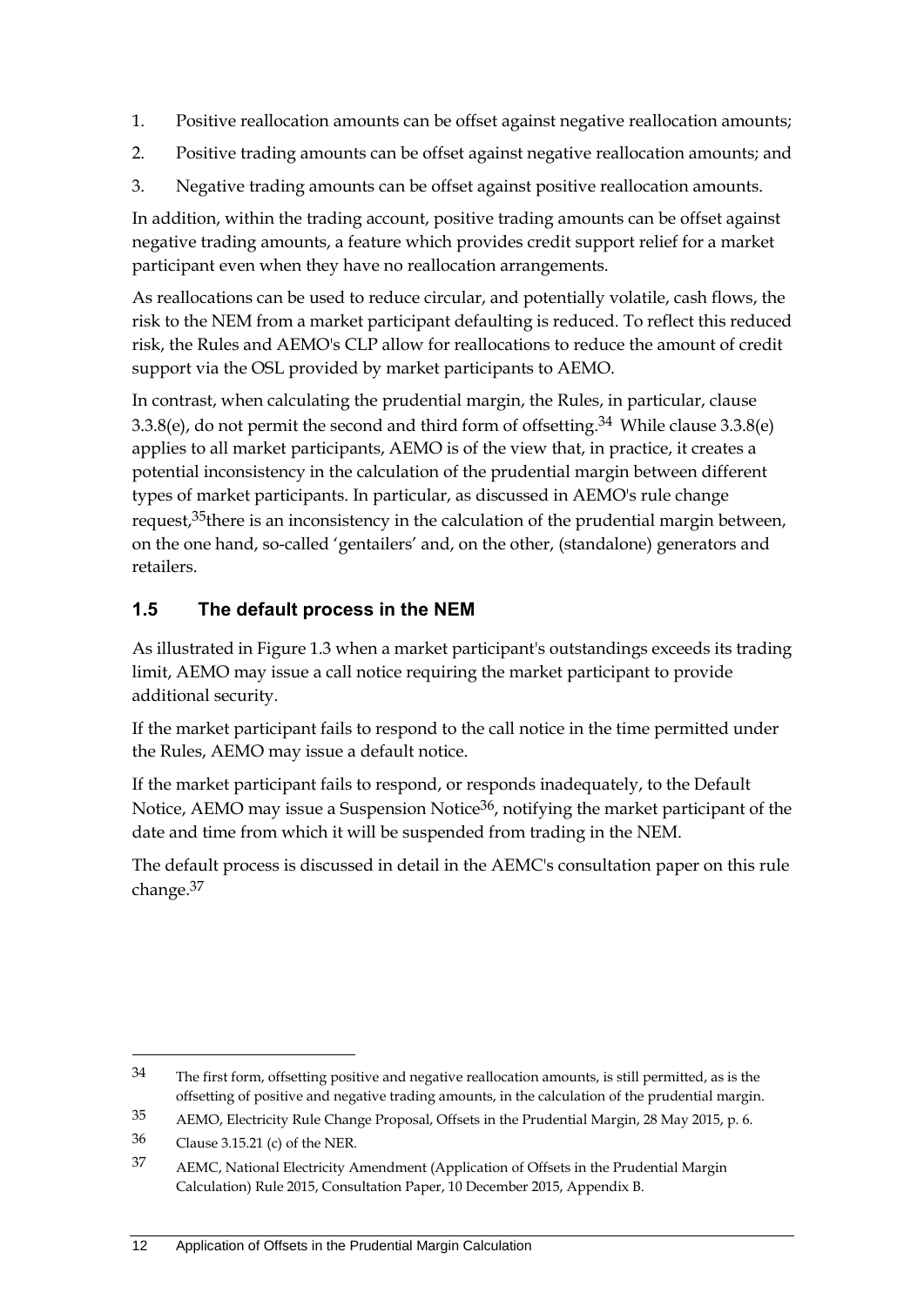1. Positive reallocation amounts can be offset against negative reallocation amounts;
2. Positive trading amounts can be offset against negative reallocation amounts; and
3. Negative trading amounts can be offset against positive reallocation amounts.

In addition, within the trading account, positive trading amounts can be offset against negative trading amounts, a feature which provides credit support relief for a market participant even when they have no reallocation arrangements.

As reallocations can be used to reduce circular, and potentially volatile, cash flows, the risk to the NEM from a market participant defaulting is reduced. To reflect this reduced risk, the Rules and AEMO's CLP allow for reallocations to reduce the amount of credit support via the OSL provided by market participants to AEMO.

In contrast, when calculating the prudential margin, the Rules, in particular, clause 3.3.8(e), do not permit the second and third form of offsetting.[34] While clause 3.3.8(e) applies to all market participants, AEMO is of the view that, in practice, it creates a potential inconsistency in the calculation of the prudential margin between different types of market participants. In particular, as discussed in AEMO's rule change request,[35]there is an inconsistency in the calculation of the prudential margin between, on the one hand, so-called 'gentailers' and, on the other, (standalone) generators and retailers.

## 1.5 The default process in the NEM

As illustrated in Figure 1.3 when a market participant's outstandings exceeds its trading limit, AEMO may issue a call notice requiring the market participant to provide additional security.

If the market participant fails to respond to the call notice in the time permitted under the Rules, AEMO may issue a default notice.

If the market participant fails to respond, or responds inadequately, to the Default Notice, AEMO may issue a Suspension Notice[36], notifying the market participant of the date and time from which it will be suspended from trading in the NEM.

The default process is discussed in detail in the AEMC's consultation paper on this rule change.[37]

---

34 The first form, offsetting positive and negative reallocation amounts, is still permitted, as is the offsetting of positive and negative trading amounts, in the calculation of the prudential margin.

35 AEMO, Electricity Rule Change Proposal, Offsets in the Prudential Margin, 28 May 2015, p. 6.

36 Clause 3.15.21 (c) of the NER.

37 AEMC, National Electricity Amendment (Application of Offsets in the Prudential Margin Calculation) Rule 2015, Consultation Paper, 10 December 2015, Appendix B.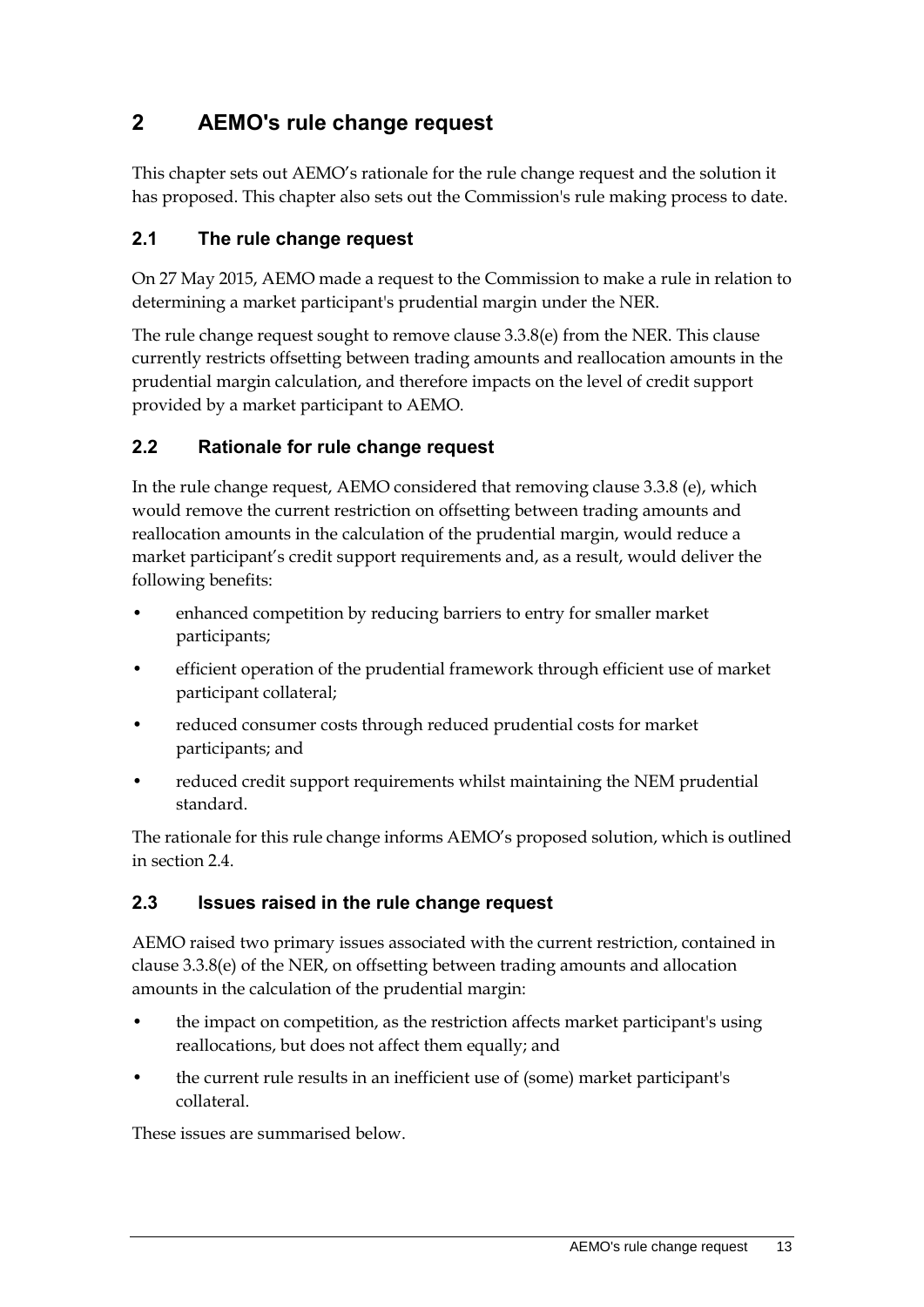# 2 AEMO's rule change request

This chapter sets out AEMO's rationale for the rule change request and the solution it has proposed. This chapter also sets out the Commission's rule making process to date.

## 2.1 The rule change request

On 27 May 2015, AEMO made a request to the Commission to make a rule in relation to determining a market participant's prudential margin under the NER.

The rule change request sought to remove clause 3.3.8(e) from the NER. This clause currently restricts offsetting between trading amounts and reallocation amounts in the prudential margin calculation, and therefore impacts on the level of credit support provided by a market participant to AEMO.

## 2.2 Rationale for rule change request

In the rule change request, AEMO considered that removing clause 3.3.8 (e), which would remove the current restriction on offsetting between trading amounts and reallocation amounts in the calculation of the prudential margin, would reduce a market participant's credit support requirements and, as a result, would deliver the following benefits:

- enhanced competition by reducing barriers to entry for smaller market participants;
- efficient operation of the prudential framework through efficient use of market participant collateral;
- reduced consumer costs through reduced prudential costs for market participants; and
- reduced credit support requirements whilst maintaining the NEM prudential standard.

The rationale for this rule change informs AEMO's proposed solution, which is outlined in section 2.4.

## 2.3 Issues raised in the rule change request

AEMO raised two primary issues associated with the current restriction, contained in clause 3.3.8(e) of the NER, on offsetting between trading amounts and allocation amounts in the calculation of the prudential margin:

- the impact on competition, as the restriction affects market participant's using reallocations, but does not affect them equally; and
- the current rule results in an inefficient use of (some) market participant's collateral.

These issues are summarised below.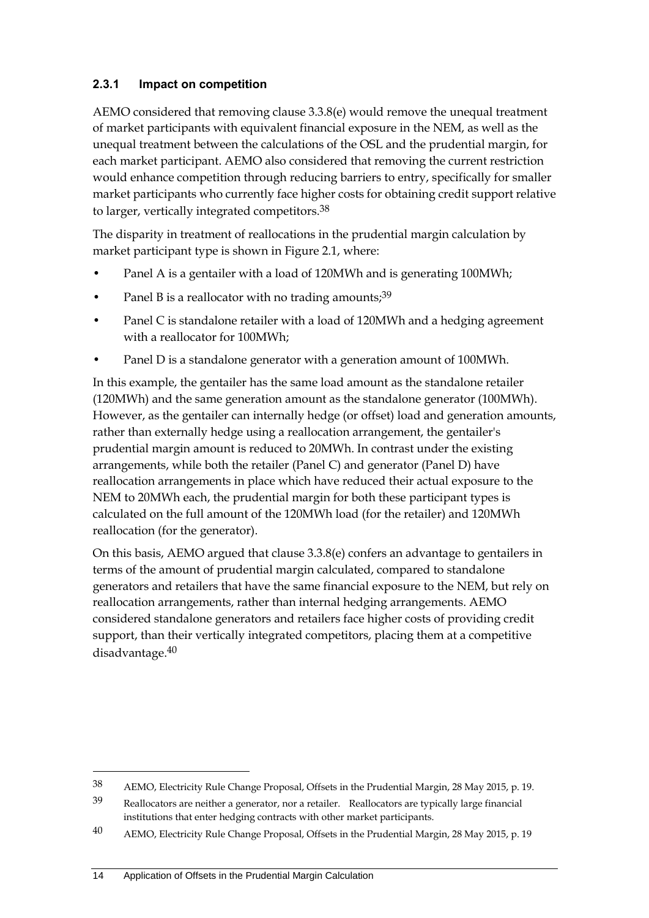### 2.3.1 Impact on competition

AEMO considered that removing clause 3.3.8(e) would remove the unequal treatment of market participants with equivalent financial exposure in the NEM, as well as the unequal treatment between the calculations of the OSL and the prudential margin, for each market participant. AEMO also considered that removing the current restriction would enhance competition through reducing barriers to entry, specifically for smaller market participants who currently face higher costs for obtaining credit support relative to larger, vertically integrated competitors.[38]

The disparity in treatment of reallocations in the prudential margin calculation by market participant type is shown in Figure 2.1, where:

- Panel A is a gentailer with a load of 120MWh and is generating 100MWh;
- Panel B is a reallocator with no trading amounts;[39]
- Panel C is standalone retailer with a load of 120MWh and a hedging agreement with a reallocator for 100MWh;
- Panel D is a standalone generator with a generation amount of 100MWh.

In this example, the gentailer has the same load amount as the standalone retailer (120MWh) and the same generation amount as the standalone generator (100MWh). However, as the gentailer can internally hedge (or offset) load and generation amounts, rather than externally hedge using a reallocation arrangement, the gentailer's prudential margin amount is reduced to 20MWh. In contrast under the existing arrangements, while both the retailer (Panel C) and generator (Panel D) have reallocation arrangements in place which have reduced their actual exposure to the NEM to 20MWh each, the prudential margin for both these participant types is calculated on the full amount of the 120MWh load (for the retailer) and 120MWh reallocation (for the generator).

On this basis, AEMO argued that clause 3.3.8(e) confers an advantage to gentailers in terms of the amount of prudential margin calculated, compared to standalone generators and retailers that have the same financial exposure to the NEM, but rely on reallocation arrangements, rather than internal hedging arrangements. AEMO considered standalone generators and retailers face higher costs of providing credit support, than their vertically integrated competitors, placing them at a competitive disadvantage.[40]

---

38 AEMO, Electricity Rule Change Proposal, Offsets in the Prudential Margin, 28 May 2015, p. 19.

39 Reallocators are neither a generator, nor a retailer. Reallocators are typically large financial institutions that enter hedging contracts with other market participants.

40 AEMO, Electricity Rule Change Proposal, Offsets in the Prudential Margin, 28 May 2015, p. 19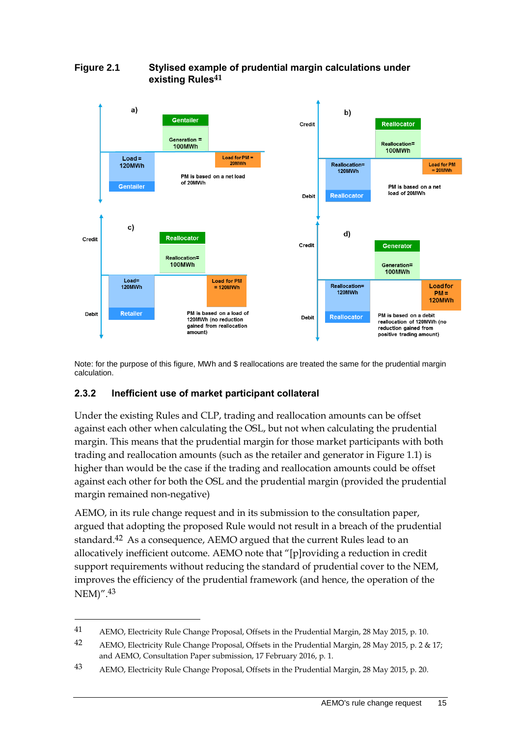**Figure 2.1 Stylised example of prudential margin calculations under existing Rules**[41]

a)

Gentailer

Generation = 100MWh

Load = 120MWh

Gentailer

Load for PM = 20MWh

PM is based on a net load of 20MWh

b)

Credit

Reallocator

Reallocation= 100MWh

Reallocation= 120MWh

Load for PM = 20MWh

Debit

Reallocator

PM is based on a net load of 20MWh

c)

Credit

Reallocator

Reallocation= 100MWh

Load= 120MWh

Load for PM = 120MWh

Debit

Retailer

PM is based on a load of 120MWh (no reduction gained from reallocation amount)

d)

Credit

Generator

Generation= 100MWh

Reallocation= 120MWh

Load for PM = 120MWh

Debit

Reallocator

PM is based on a debit reallocation of 120MWh (no reduction gained from positive trading amount)

Note: for the purpose of this figure, MWh and $ reallocations are treated the same for the prudential margin calculation.

### 2.3.2 Inefficient use of market participant collateral

Under the existing Rules and CLP, trading and reallocation amounts can be offset against each other when calculating the OSL, but not when calculating the prudential margin. This means that the prudential margin for those market participants with both trading and reallocation amounts (such as the retailer and generator in Figure 1.1) is higher than would be the case if the trading and reallocation amounts could be offset against each other for both the OSL and the prudential margin (provided the prudential margin remained non-negative)

AEMO, in its rule change request and in its submission to the consultation paper, argued that adopting the proposed Rule would not result in a breach of the prudential standard.[42] As a consequence, AEMO argued that the current Rules lead to an allocatively inefficient outcome. AEMO note that "[p]roviding a reduction in credit support requirements without reducing the standard of prudential cover to the NEM, improves the efficiency of the prudential framework (and hence, the operation of the NEM)".[43]

---

41 AEMO, Electricity Rule Change Proposal, Offsets in the Prudential Margin, 28 May 2015, p. 10.

42 AEMO, Electricity Rule Change Proposal, Offsets in the Prudential Margin, 28 May 2015, p. 2 & 17; and AEMO, Consultation Paper submission, 17 February 2016, p. 1.

43 AEMO, Electricity Rule Change Proposal, Offsets in the Prudential Margin, 28 May 2015, p. 20.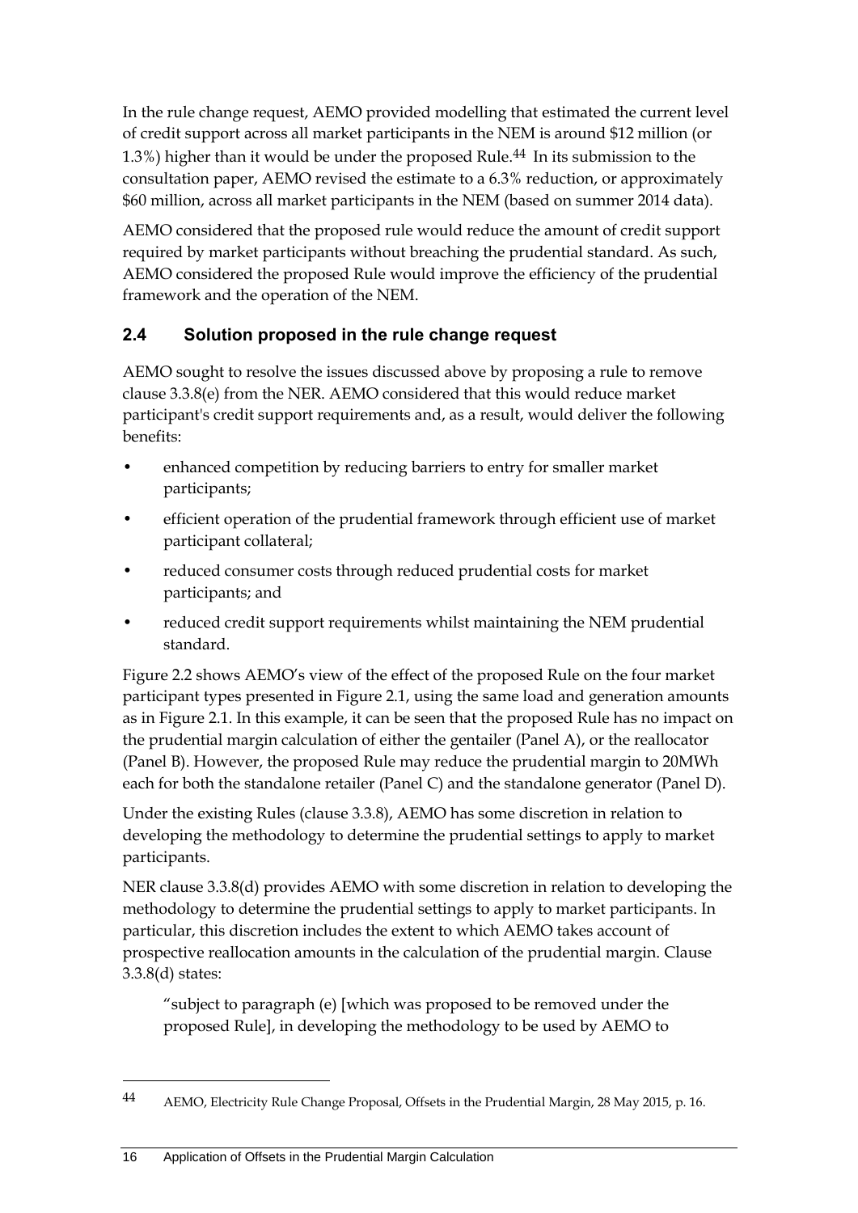In the rule change request, AEMO provided modelling that estimated the current level of credit support across all market participants in the NEM is around $12 million (or 1.3%) higher than it would be under the proposed Rule.[44] In its submission to the consultation paper, AEMO revised the estimate to a 6.3% reduction, or approximately $60 million, across all market participants in the NEM (based on summer 2014 data).

AEMO considered that the proposed rule would reduce the amount of credit support required by market participants without breaching the prudential standard. As such, AEMO considered the proposed Rule would improve the efficiency of the prudential framework and the operation of the NEM.

## 2.4 Solution proposed in the rule change request

AEMO sought to resolve the issues discussed above by proposing a rule to remove clause 3.3.8(e) from the NER. AEMO considered that this would reduce market participant's credit support requirements and, as a result, would deliver the following benefits:

- enhanced competition by reducing barriers to entry for smaller market participants;
- efficient operation of the prudential framework through efficient use of market participant collateral;
- reduced consumer costs through reduced prudential costs for market participants; and
- reduced credit support requirements whilst maintaining the NEM prudential standard.

Figure 2.2 shows AEMO's view of the effect of the proposed Rule on the four market participant types presented in Figure 2.1, using the same load and generation amounts as in Figure 2.1. In this example, it can be seen that the proposed Rule has no impact on the prudential margin calculation of either the gentailer (Panel A), or the reallocator (Panel B). However, the proposed Rule may reduce the prudential margin to 20MWh each for both the standalone retailer (Panel C) and the standalone generator (Panel D).

Under the existing Rules (clause 3.3.8), AEMO has some discretion in relation to developing the methodology to determine the prudential settings to apply to market participants.

NER clause 3.3.8(d) provides AEMO with some discretion in relation to developing the methodology to determine the prudential settings to apply to market participants. In particular, this discretion includes the extent to which AEMO takes account of prospective reallocation amounts in the calculation of the prudential margin. Clause 3.3.8(d) states:

> "subject to paragraph (e) [which was proposed to be removed under the proposed Rule], in developing the methodology to be used by AEMO to

---

[44] AEMO, Electricity Rule Change Proposal, Offsets in the Prudential Margin, 28 May 2015, p. 16.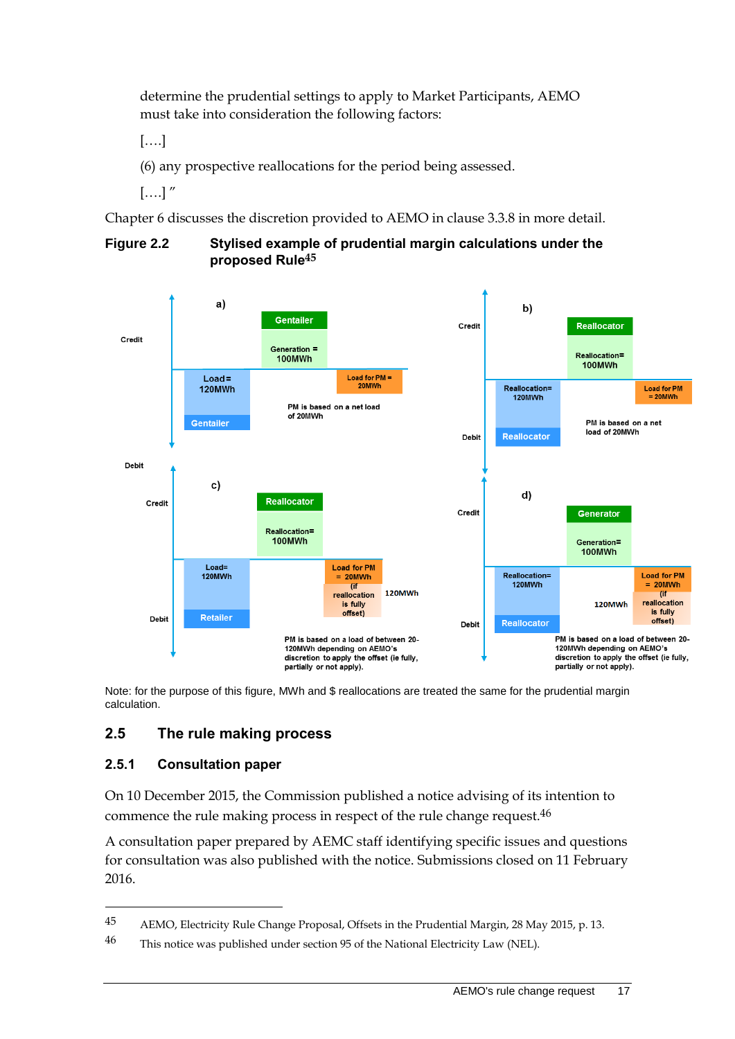determine the prudential settings to apply to Market Participants, AEMO must take into consideration the following factors:

[….]

(6) any prospective reallocations for the period being assessed.

[….] ”

Chapter 6 discusses the discretion provided to AEMO in clause 3.3.8 in more detail.

**Figure 2.2 Stylised example of prudential margin calculations under the proposed Rule**[45]

a) Credit / Debit — Gentailer: Generation = 100MWh; Load = 120MWh (Gentailer); Load for PM = 20MWh. PM is based on a net load of 20MWh

b) Credit / Debit — Reallocator: Reallocation= 100MWh; Reallocation= 120MWh (Reallocator); Load for PM = 20MWh. PM is based on a net load of 20MWh

c) Credit / Debit — Reallocator: Reallocation= 100MWh; Load= 120MWh (Retailer); Load for PM = 20MWh (if reallocation is fully offset); 120MWh. PM is based on a load of between 20-120MWh depending on AEMO's discretion to apply the offset (ie fully, partially or not apply).

d) Credit / Debit — Generator: Generation= 100MWh; Reallocation= 120MWh (Reallocator); 120MWh; Load for PM = 20MWh (if reallocation is fully offset). PM is based on a load of between 20-120MWh depending on AEMO's discretion to apply the offset (ie fully, partially or not apply).

Note: for the purpose of this figure, MWh and $ reallocations are treated the same for the prudential margin calculation.

## 2.5 The rule making process

### 2.5.1 Consultation paper

On 10 December 2015, the Commission published a notice advising of its intention to commence the rule making process in respect of the rule change request.[46]

A consultation paper prepared by AEMC staff identifying specific issues and questions for consultation was also published with the notice. Submissions closed on 11 February 2016.

---

45 AEMO, Electricity Rule Change Proposal, Offsets in the Prudential Margin, 28 May 2015, p. 13.

46 This notice was published under section 95 of the National Electricity Law (NEL).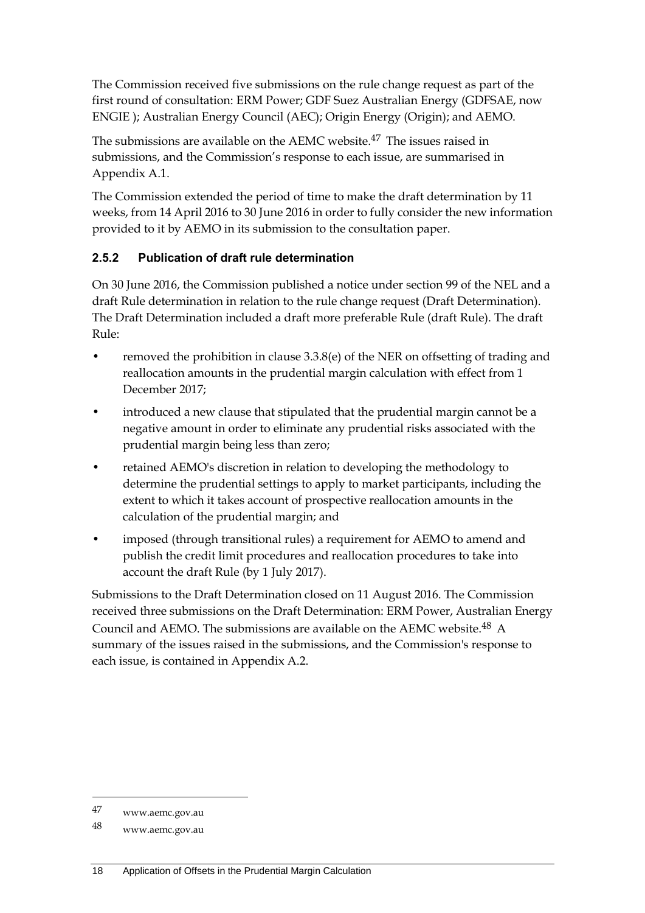The Commission received five submissions on the rule change request as part of the first round of consultation: ERM Power; GDF Suez Australian Energy (GDFSAE, now ENGIE ); Australian Energy Council (AEC); Origin Energy (Origin); and AEMO.

The submissions are available on the AEMC website.[47] The issues raised in submissions, and the Commission's response to each issue, are summarised in Appendix A.1.

The Commission extended the period of time to make the draft determination by 11 weeks, from 14 April 2016 to 30 June 2016 in order to fully consider the new information provided to it by AEMO in its submission to the consultation paper.

### 2.5.2 Publication of draft rule determination

On 30 June 2016, the Commission published a notice under section 99 of the NEL and a draft Rule determination in relation to the rule change request (Draft Determination). The Draft Determination included a draft more preferable Rule (draft Rule). The draft Rule:

- removed the prohibition in clause 3.3.8(e) of the NER on offsetting of trading and reallocation amounts in the prudential margin calculation with effect from 1 December 2017;
- introduced a new clause that stipulated that the prudential margin cannot be a negative amount in order to eliminate any prudential risks associated with the prudential margin being less than zero;
- retained AEMO's discretion in relation to developing the methodology to determine the prudential settings to apply to market participants, including the extent to which it takes account of prospective reallocation amounts in the calculation of the prudential margin; and
- imposed (through transitional rules) a requirement for AEMO to amend and publish the credit limit procedures and reallocation procedures to take into account the draft Rule (by 1 July 2017).

Submissions to the Draft Determination closed on 11 August 2016. The Commission received three submissions on the Draft Determination: ERM Power, Australian Energy Council and AEMO. The submissions are available on the AEMC website.[48] A summary of the issues raised in the submissions, and the Commission's response to each issue, is contained in Appendix A.2.

---

47 www.aemc.gov.au

48 www.aemc.gov.au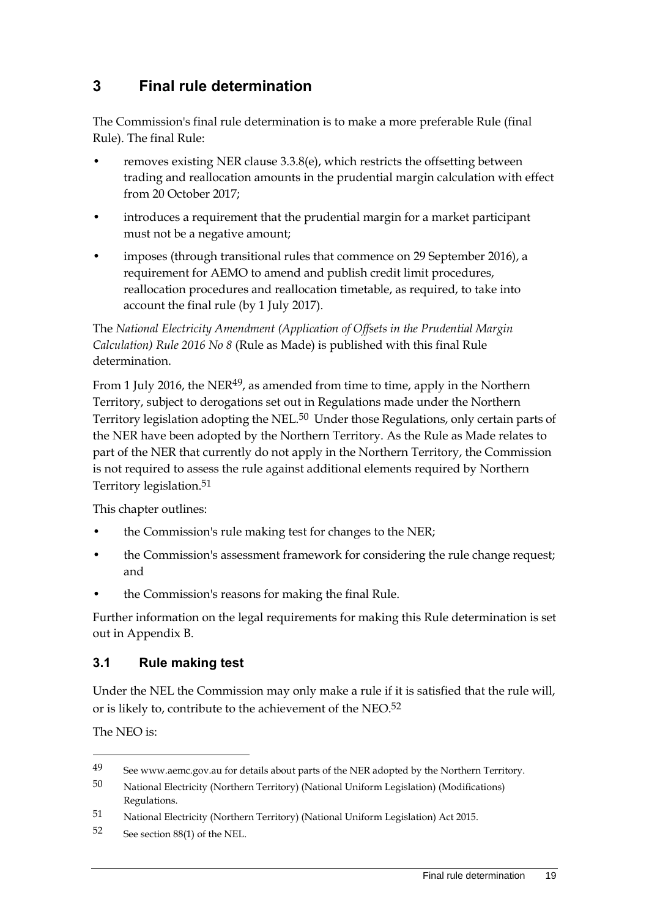# 3 Final rule determination

The Commission's final rule determination is to make a more preferable Rule (final Rule). The final Rule:

- removes existing NER clause 3.3.8(e), which restricts the offsetting between trading and reallocation amounts in the prudential margin calculation with effect from 20 October 2017;
- introduces a requirement that the prudential margin for a market participant must not be a negative amount;
- imposes (through transitional rules that commence on 29 September 2016), a requirement for AEMO to amend and publish credit limit procedures, reallocation procedures and reallocation timetable, as required, to take into account the final rule (by 1 July 2017).

The *National Electricity Amendment (Application of Offsets in the Prudential Margin Calculation) Rule 2016 No 8* (Rule as Made) is published with this final Rule determination.

From 1 July 2016, the NER[49], as amended from time to time, apply in the Northern Territory, subject to derogations set out in Regulations made under the Northern Territory legislation adopting the NEL.[50] Under those Regulations, only certain parts of the NER have been adopted by the Northern Territory. As the Rule as Made relates to part of the NER that currently do not apply in the Northern Territory, the Commission is not required to assess the rule against additional elements required by Northern Territory legislation.[51]

This chapter outlines:

- the Commission's rule making test for changes to the NER;
- the Commission's assessment framework for considering the rule change request; and
- the Commission's reasons for making the final Rule.

Further information on the legal requirements for making this Rule determination is set out in Appendix B.

## 3.1 Rule making test

Under the NEL the Commission may only make a rule if it is satisfied that the rule will, or is likely to, contribute to the achievement of the NEO.[52]

The NEO is:

---

49 See www.aemc.gov.au for details about parts of the NER adopted by the Northern Territory.

50 National Electricity (Northern Territory) (National Uniform Legislation) (Modifications) Regulations.

51 National Electricity (Northern Territory) (National Uniform Legislation) Act 2015.

52 See section 88(1) of the NEL.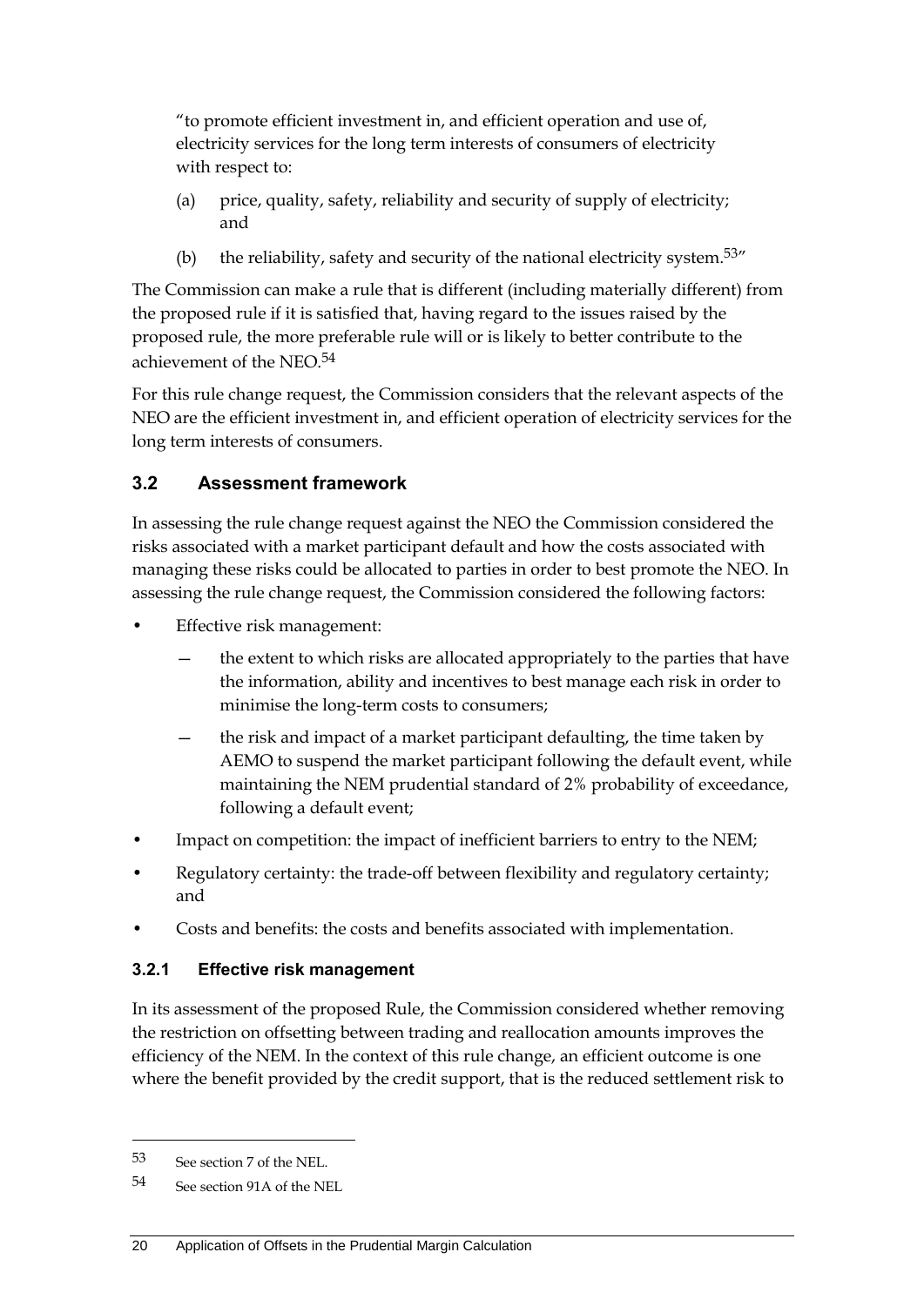"to promote efficient investment in, and efficient operation and use of, electricity services for the long term interests of consumers of electricity with respect to:

(a) price, quality, safety, reliability and security of supply of electricity; and

(b) the reliability, safety and security of the national electricity system.[53]"

The Commission can make a rule that is different (including materially different) from the proposed rule if it is satisfied that, having regard to the issues raised by the proposed rule, the more preferable rule will or is likely to better contribute to the achievement of the NEO.[54]

For this rule change request, the Commission considers that the relevant aspects of the NEO are the efficient investment in, and efficient operation of electricity services for the long term interests of consumers.

## 3.2 Assessment framework

In assessing the rule change request against the NEO the Commission considered the risks associated with a market participant default and how the costs associated with managing these risks could be allocated to parties in order to best promote the NEO. In assessing the rule change request, the Commission considered the following factors:

- Effective risk management:
  - the extent to which risks are allocated appropriately to the parties that have the information, ability and incentives to best manage each risk in order to minimise the long-term costs to consumers;
  - the risk and impact of a market participant defaulting, the time taken by AEMO to suspend the market participant following the default event, while maintaining the NEM prudential standard of 2% probability of exceedance, following a default event;
- Impact on competition: the impact of inefficient barriers to entry to the NEM;
- Regulatory certainty: the trade-off between flexibility and regulatory certainty; and
- Costs and benefits: the costs and benefits associated with implementation.

### 3.2.1 Effective risk management

In its assessment of the proposed Rule, the Commission considered whether removing the restriction on offsetting between trading and reallocation amounts improves the efficiency of the NEM. In the context of this rule change, an efficient outcome is one where the benefit provided by the credit support, that is the reduced settlement risk to

---

53 See section 7 of the NEL.

54 See section 91A of the NEL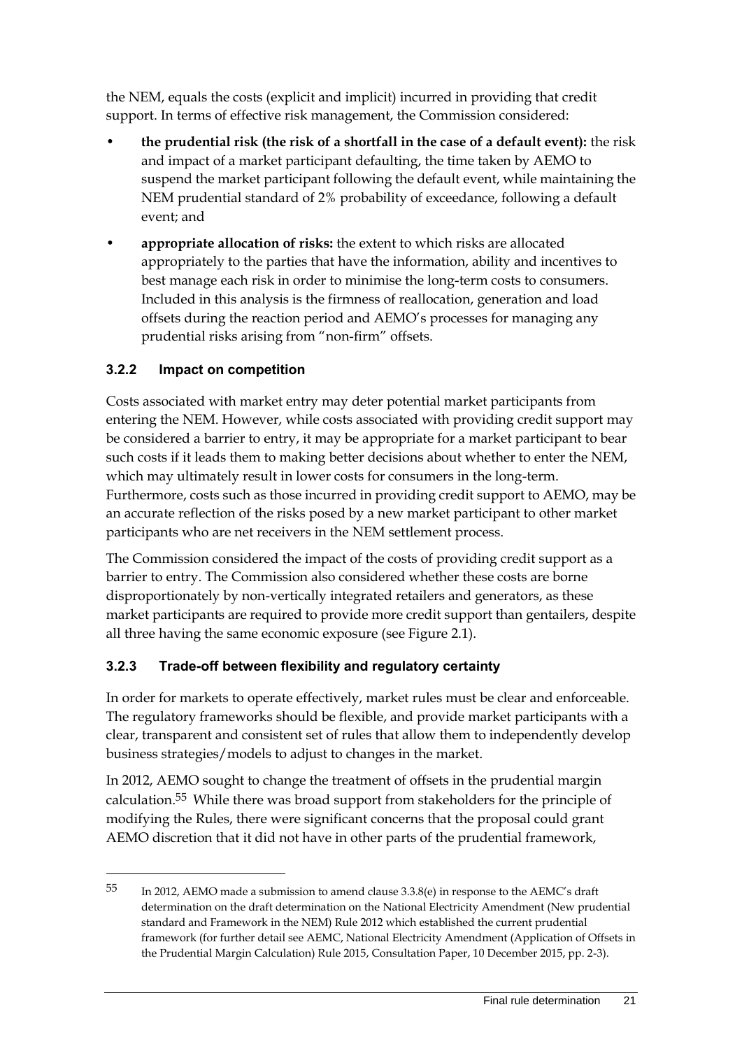the NEM, equals the costs (explicit and implicit) incurred in providing that credit support. In terms of effective risk management, the Commission considered:

- **the prudential risk (the risk of a shortfall in the case of a default event):** the risk and impact of a market participant defaulting, the time taken by AEMO to suspend the market participant following the default event, while maintaining the NEM prudential standard of 2% probability of exceedance, following a default event; and
- **appropriate allocation of risks:** the extent to which risks are allocated appropriately to the parties that have the information, ability and incentives to best manage each risk in order to minimise the long-term costs to consumers. Included in this analysis is the firmness of reallocation, generation and load offsets during the reaction period and AEMO's processes for managing any prudential risks arising from "non-firm" offsets.

### 3.2.2 Impact on competition

Costs associated with market entry may deter potential market participants from entering the NEM. However, while costs associated with providing credit support may be considered a barrier to entry, it may be appropriate for a market participant to bear such costs if it leads them to making better decisions about whether to enter the NEM, which may ultimately result in lower costs for consumers in the long-term. Furthermore, costs such as those incurred in providing credit support to AEMO, may be an accurate reflection of the risks posed by a new market participant to other market participants who are net receivers in the NEM settlement process.

The Commission considered the impact of the costs of providing credit support as a barrier to entry. The Commission also considered whether these costs are borne disproportionately by non-vertically integrated retailers and generators, as these market participants are required to provide more credit support than gentailers, despite all three having the same economic exposure (see Figure 2.1).

### 3.2.3 Trade-off between flexibility and regulatory certainty

In order for markets to operate effectively, market rules must be clear and enforceable. The regulatory frameworks should be flexible, and provide market participants with a clear, transparent and consistent set of rules that allow them to independently develop business strategies/models to adjust to changes in the market.

In 2012, AEMO sought to change the treatment of offsets in the prudential margin calculation.[55] While there was broad support from stakeholders for the principle of modifying the Rules, there were significant concerns that the proposal could grant AEMO discretion that it did not have in other parts of the prudential framework,

---

[55] In 2012, AEMO made a submission to amend clause 3.3.8(e) in response to the AEMC's draft determination on the draft determination on the National Electricity Amendment (New prudential standard and Framework in the NEM) Rule 2012 which established the current prudential framework (for further detail see AEMC, National Electricity Amendment (Application of Offsets in the Prudential Margin Calculation) Rule 2015, Consultation Paper, 10 December 2015, pp. 2-3).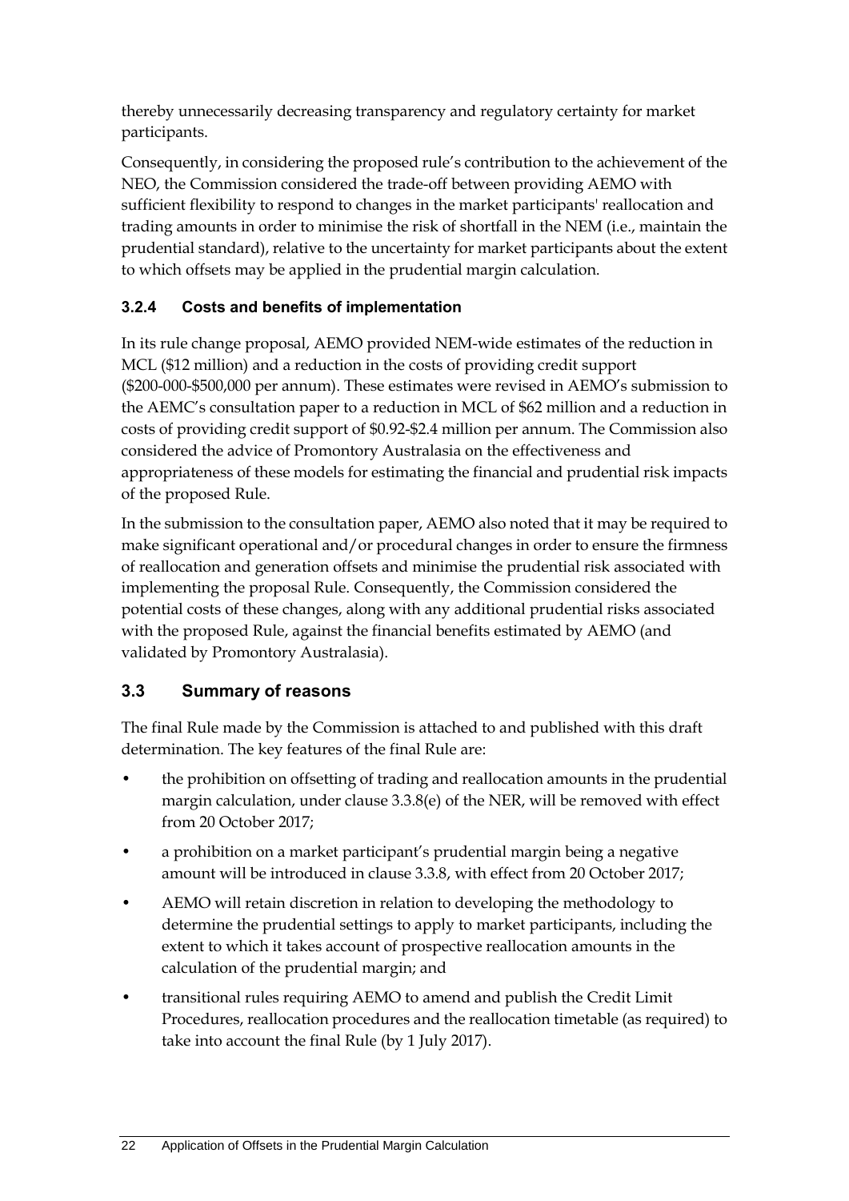thereby unnecessarily decreasing transparency and regulatory certainty for market participants.

Consequently, in considering the proposed rule's contribution to the achievement of the NEO, the Commission considered the trade-off between providing AEMO with sufficient flexibility to respond to changes in the market participants' reallocation and trading amounts in order to minimise the risk of shortfall in the NEM (i.e., maintain the prudential standard), relative to the uncertainty for market participants about the extent to which offsets may be applied in the prudential margin calculation.

### 3.2.4 Costs and benefits of implementation

In its rule change proposal, AEMO provided NEM-wide estimates of the reduction in MCL ($12 million) and a reduction in the costs of providing credit support ($200-000-$500,000 per annum). These estimates were revised in AEMO's submission to the AEMC's consultation paper to a reduction in MCL of $62 million and a reduction in costs of providing credit support of $0.92-$2.4 million per annum. The Commission also considered the advice of Promontory Australasia on the effectiveness and appropriateness of these models for estimating the financial and prudential risk impacts of the proposed Rule.

In the submission to the consultation paper, AEMO also noted that it may be required to make significant operational and/or procedural changes in order to ensure the firmness of reallocation and generation offsets and minimise the prudential risk associated with implementing the proposal Rule. Consequently, the Commission considered the potential costs of these changes, along with any additional prudential risks associated with the proposed Rule, against the financial benefits estimated by AEMO (and validated by Promontory Australasia).

## 3.3 Summary of reasons

The final Rule made by the Commission is attached to and published with this draft determination. The key features of the final Rule are:

- the prohibition on offsetting of trading and reallocation amounts in the prudential margin calculation, under clause 3.3.8(e) of the NER, will be removed with effect from 20 October 2017;
- a prohibition on a market participant's prudential margin being a negative amount will be introduced in clause 3.3.8, with effect from 20 October 2017;
- AEMO will retain discretion in relation to developing the methodology to determine the prudential settings to apply to market participants, including the extent to which it takes account of prospective reallocation amounts in the calculation of the prudential margin; and
- transitional rules requiring AEMO to amend and publish the Credit Limit Procedures, reallocation procedures and the reallocation timetable (as required) to take into account the final Rule (by 1 July 2017).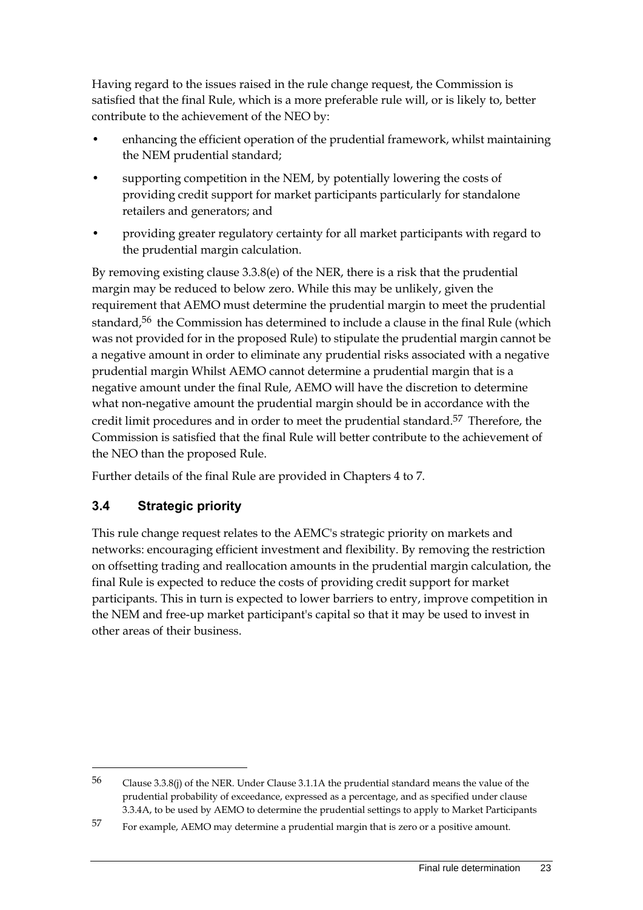Having regard to the issues raised in the rule change request, the Commission is satisfied that the final Rule, which is a more preferable rule will, or is likely to, better contribute to the achievement of the NEO by:

- enhancing the efficient operation of the prudential framework, whilst maintaining the NEM prudential standard;
- supporting competition in the NEM, by potentially lowering the costs of providing credit support for market participants particularly for standalone retailers and generators; and
- providing greater regulatory certainty for all market participants with regard to the prudential margin calculation.

By removing existing clause 3.3.8(e) of the NER, there is a risk that the prudential margin may be reduced to below zero. While this may be unlikely, given the requirement that AEMO must determine the prudential margin to meet the prudential standard,[56] the Commission has determined to include a clause in the final Rule (which was not provided for in the proposed Rule) to stipulate the prudential margin cannot be a negative amount in order to eliminate any prudential risks associated with a negative prudential margin Whilst AEMO cannot determine a prudential margin that is a negative amount under the final Rule, AEMO will have the discretion to determine what non-negative amount the prudential margin should be in accordance with the credit limit procedures and in order to meet the prudential standard.[57] Therefore, the Commission is satisfied that the final Rule will better contribute to the achievement of the NEO than the proposed Rule.

Further details of the final Rule are provided in Chapters 4 to 7.

## 3.4 Strategic priority

This rule change request relates to the AEMC's strategic priority on markets and networks: encouraging efficient investment and flexibility. By removing the restriction on offsetting trading and reallocation amounts in the prudential margin calculation, the final Rule is expected to reduce the costs of providing credit support for market participants. This in turn is expected to lower barriers to entry, improve competition in the NEM and free-up market participant's capital so that it may be used to invest in other areas of their business.

---

56 Clause 3.3.8(j) of the NER. Under Clause 3.1.1A the prudential standard means the value of the prudential probability of exceedance, expressed as a percentage, and as specified under clause 3.3.4A, to be used by AEMO to determine the prudential settings to apply to Market Participants

57 For example, AEMO may determine a prudential margin that is zero or a positive amount.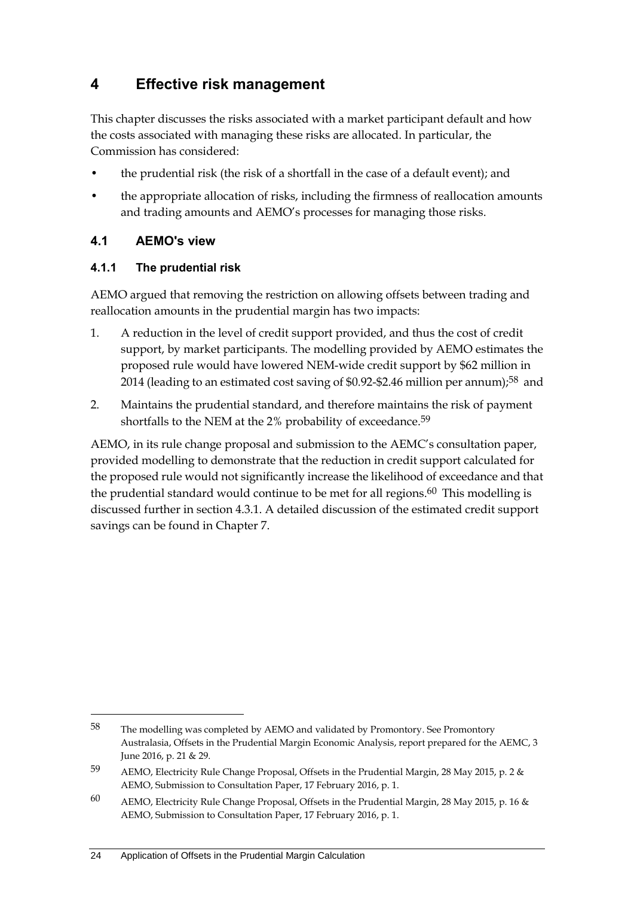# 4 Effective risk management

This chapter discusses the risks associated with a market participant default and how the costs associated with managing these risks are allocated. In particular, the Commission has considered:

- the prudential risk (the risk of a shortfall in the case of a default event); and
- the appropriate allocation of risks, including the firmness of reallocation amounts and trading amounts and AEMO's processes for managing those risks.

## 4.1 AEMO's view

### 4.1.1 The prudential risk

AEMO argued that removing the restriction on allowing offsets between trading and reallocation amounts in the prudential margin has two impacts:

1. A reduction in the level of credit support provided, and thus the cost of credit support, by market participants. The modelling provided by AEMO estimates the proposed rule would have lowered NEM-wide credit support by $62 million in 2014 (leading to an estimated cost saving of $0.92-$2.46 million per annum);[58] and
2. Maintains the prudential standard, and therefore maintains the risk of payment shortfalls to the NEM at the 2% probability of exceedance.[59]

AEMO, in its rule change proposal and submission to the AEMC's consultation paper, provided modelling to demonstrate that the reduction in credit support calculated for the proposed rule would not significantly increase the likelihood of exceedance and that the prudential standard would continue to be met for all regions.[60] This modelling is discussed further in section 4.3.1. A detailed discussion of the estimated credit support savings can be found in Chapter 7.

---

[58] The modelling was completed by AEMO and validated by Promontory. See Promontory Australasia, Offsets in the Prudential Margin Economic Analysis, report prepared for the AEMC, 3 June 2016, p. 21 & 29.

[59] AEMO, Electricity Rule Change Proposal, Offsets in the Prudential Margin, 28 May 2015, p. 2 & AEMO, Submission to Consultation Paper, 17 February 2016, p. 1.

[60] AEMO, Electricity Rule Change Proposal, Offsets in the Prudential Margin, 28 May 2015, p. 16 & AEMO, Submission to Consultation Paper, 17 February 2016, p. 1.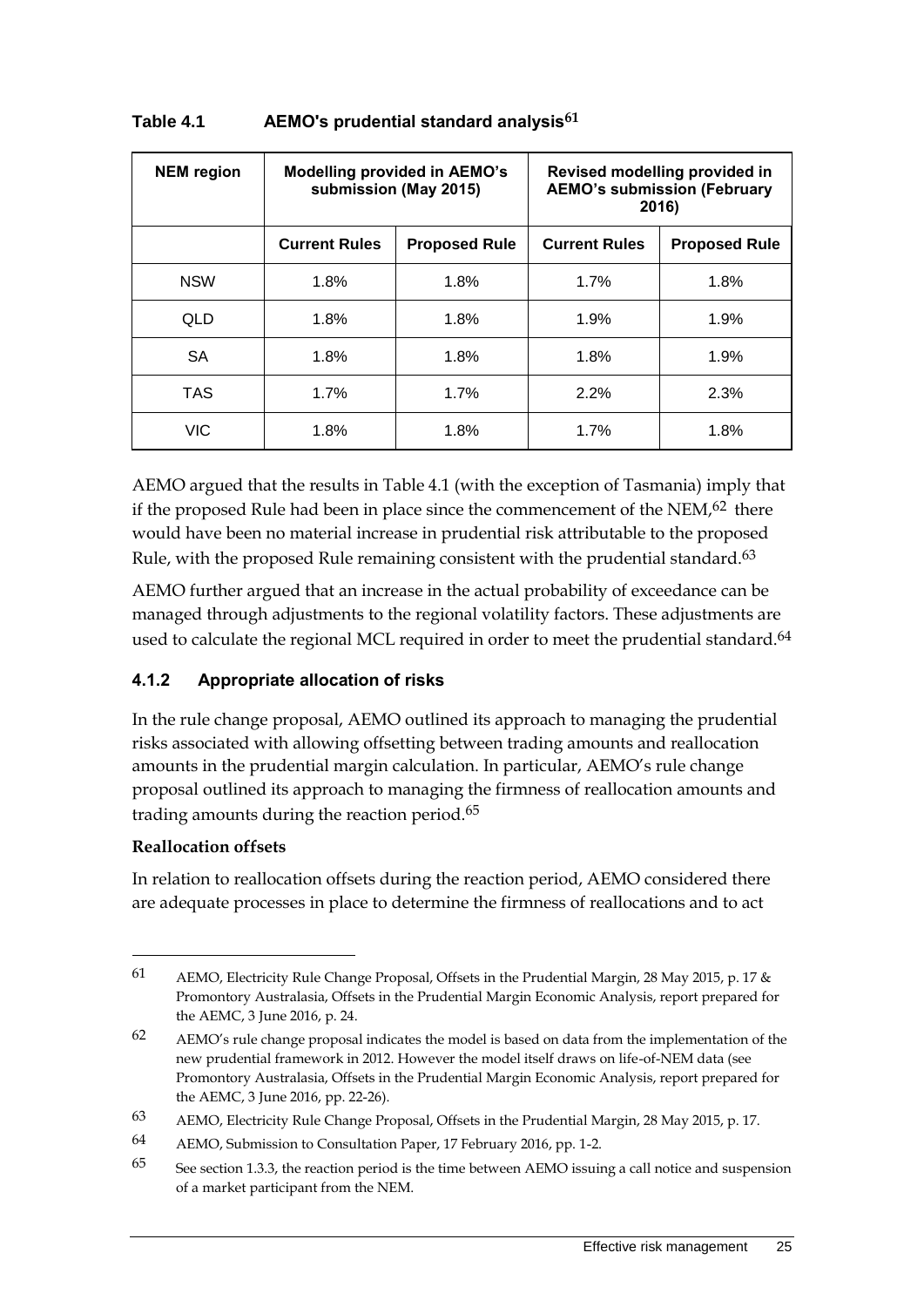**Table 4.1 AEMO's prudential standard analysis**[61]

| NEM region | Modelling provided in AEMO's submission (May 2015) | | Revised modelling provided in AEMO's submission (February 2016) | |
|---|---|---|---|---|
| | Current Rules | Proposed Rule | Current Rules | Proposed Rule |
| NSW | 1.8% | 1.8% | 1.7% | 1.8% |
| QLD | 1.8% | 1.8% | 1.9% | 1.9% |
| SA | 1.8% | 1.8% | 1.8% | 1.9% |
| TAS | 1.7% | 1.7% | 2.2% | 2.3% |
| VIC | 1.8% | 1.8% | 1.7% | 1.8% |

AEMO argued that the results in Table 4.1 (with the exception of Tasmania) imply that if the proposed Rule had been in place since the commencement of the NEM,[62] there would have been no material increase in prudential risk attributable to the proposed Rule, with the proposed Rule remaining consistent with the prudential standard.[63]

AEMO further argued that an increase in the actual probability of exceedance can be managed through adjustments to the regional volatility factors. These adjustments are used to calculate the regional MCL required in order to meet the prudential standard.[64]

### 4.1.2 Appropriate allocation of risks

In the rule change proposal, AEMO outlined its approach to managing the prudential risks associated with allowing offsetting between trading amounts and reallocation amounts in the prudential margin calculation. In particular, AEMO's rule change proposal outlined its approach to managing the firmness of reallocation amounts and trading amounts during the reaction period.[65]

**Reallocation offsets**

In relation to reallocation offsets during the reaction period, AEMO considered there are adequate processes in place to determine the firmness of reallocations and to act

---

61 AEMO, Electricity Rule Change Proposal, Offsets in the Prudential Margin, 28 May 2015, p. 17 & Promontory Australasia, Offsets in the Prudential Margin Economic Analysis, report prepared for the AEMC, 3 June 2016, p. 24.

62 AEMO's rule change proposal indicates the model is based on data from the implementation of the new prudential framework in 2012. However the model itself draws on life-of-NEM data (see Promontory Australasia, Offsets in the Prudential Margin Economic Analysis, report prepared for the AEMC, 3 June 2016, pp. 22-26).

63 AEMO, Electricity Rule Change Proposal, Offsets in the Prudential Margin, 28 May 2015, p. 17.

64 AEMO, Submission to Consultation Paper, 17 February 2016, pp. 1-2.

65 See section 1.3.3, the reaction period is the time between AEMO issuing a call notice and suspension of a market participant from the NEM.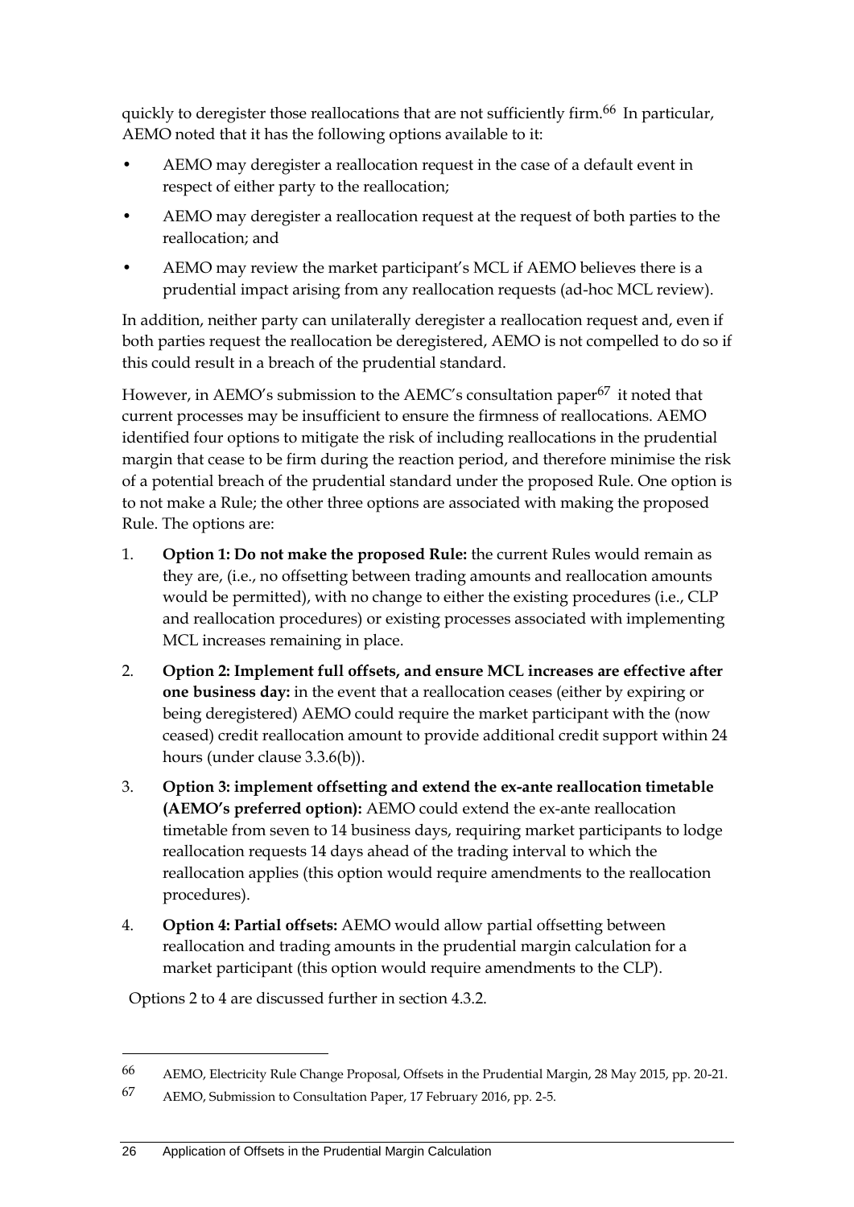quickly to deregister those reallocations that are not sufficiently firm.[66] In particular, AEMO noted that it has the following options available to it:

- AEMO may deregister a reallocation request in the case of a default event in respect of either party to the reallocation;
- AEMO may deregister a reallocation request at the request of both parties to the reallocation; and
- AEMO may review the market participant's MCL if AEMO believes there is a prudential impact arising from any reallocation requests (ad-hoc MCL review).

In addition, neither party can unilaterally deregister a reallocation request and, even if both parties request the reallocation be deregistered, AEMO is not compelled to do so if this could result in a breach of the prudential standard.

However, in AEMO's submission to the AEMC's consultation paper[67] it noted that current processes may be insufficient to ensure the firmness of reallocations. AEMO identified four options to mitigate the risk of including reallocations in the prudential margin that cease to be firm during the reaction period, and therefore minimise the risk of a potential breach of the prudential standard under the proposed Rule. One option is to not make a Rule; the other three options are associated with making the proposed Rule. The options are:

1. **Option 1: Do not make the proposed Rule:** the current Rules would remain as they are, (i.e., no offsetting between trading amounts and reallocation amounts would be permitted), with no change to either the existing procedures (i.e., CLP and reallocation procedures) or existing processes associated with implementing MCL increases remaining in place.
2. **Option 2: Implement full offsets, and ensure MCL increases are effective after one business day:** in the event that a reallocation ceases (either by expiring or being deregistered) AEMO could require the market participant with the (now ceased) credit reallocation amount to provide additional credit support within 24 hours (under clause 3.3.6(b)).
3. **Option 3: implement offsetting and extend the ex-ante reallocation timetable (AEMO's preferred option):** AEMO could extend the ex-ante reallocation timetable from seven to 14 business days, requiring market participants to lodge reallocation requests 14 days ahead of the trading interval to which the reallocation applies (this option would require amendments to the reallocation procedures).
4. **Option 4: Partial offsets:** AEMO would allow partial offsetting between reallocation and trading amounts in the prudential margin calculation for a market participant (this option would require amendments to the CLP).

Options 2 to 4 are discussed further in section 4.3.2.

---

[66] AEMO, Electricity Rule Change Proposal, Offsets in the Prudential Margin, 28 May 2015, pp. 20-21.

[67] AEMO, Submission to Consultation Paper, 17 February 2016, pp. 2-5.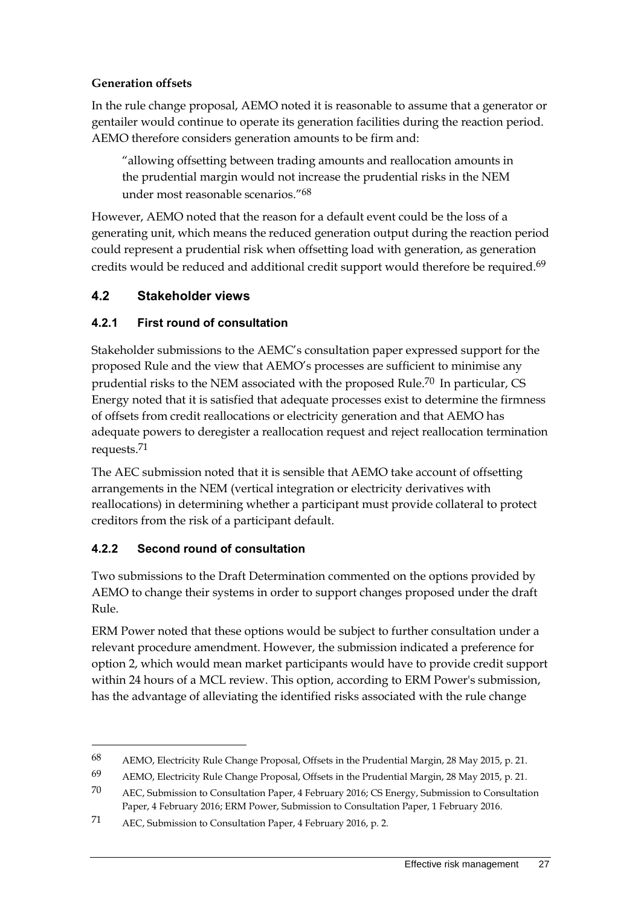**Generation offsets**

In the rule change proposal, AEMO noted it is reasonable to assume that a generator or gentailer would continue to operate its generation facilities during the reaction period. AEMO therefore considers generation amounts to be firm and:

> "allowing offsetting between trading amounts and reallocation amounts in the prudential margin would not increase the prudential risks in the NEM under most reasonable scenarios."[68]

However, AEMO noted that the reason for a default event could be the loss of a generating unit, which means the reduced generation output during the reaction period could represent a prudential risk when offsetting load with generation, as generation credits would be reduced and additional credit support would therefore be required.[69]

## 4.2 Stakeholder views

### 4.2.1 First round of consultation

Stakeholder submissions to the AEMC's consultation paper expressed support for the proposed Rule and the view that AEMO's processes are sufficient to minimise any prudential risks to the NEM associated with the proposed Rule.[70] In particular, CS Energy noted that it is satisfied that adequate processes exist to determine the firmness of offsets from credit reallocations or electricity generation and that AEMO has adequate powers to deregister a reallocation request and reject reallocation termination requests.[71]

The AEC submission noted that it is sensible that AEMO take account of offsetting arrangements in the NEM (vertical integration or electricity derivatives with reallocations) in determining whether a participant must provide collateral to protect creditors from the risk of a participant default.

### 4.2.2 Second round of consultation

Two submissions to the Draft Determination commented on the options provided by AEMO to change their systems in order to support changes proposed under the draft Rule.

ERM Power noted that these options would be subject to further consultation under a relevant procedure amendment. However, the submission indicated a preference for option 2, which would mean market participants would have to provide credit support within 24 hours of a MCL review. This option, according to ERM Power's submission, has the advantage of alleviating the identified risks associated with the rule change

---

68 AEMO, Electricity Rule Change Proposal, Offsets in the Prudential Margin, 28 May 2015, p. 21.

69 AEMO, Electricity Rule Change Proposal, Offsets in the Prudential Margin, 28 May 2015, p. 21.

70 AEC, Submission to Consultation Paper, 4 February 2016; CS Energy, Submission to Consultation Paper, 4 February 2016; ERM Power, Submission to Consultation Paper, 1 February 2016.

71 AEC, Submission to Consultation Paper, 4 February 2016, p. 2.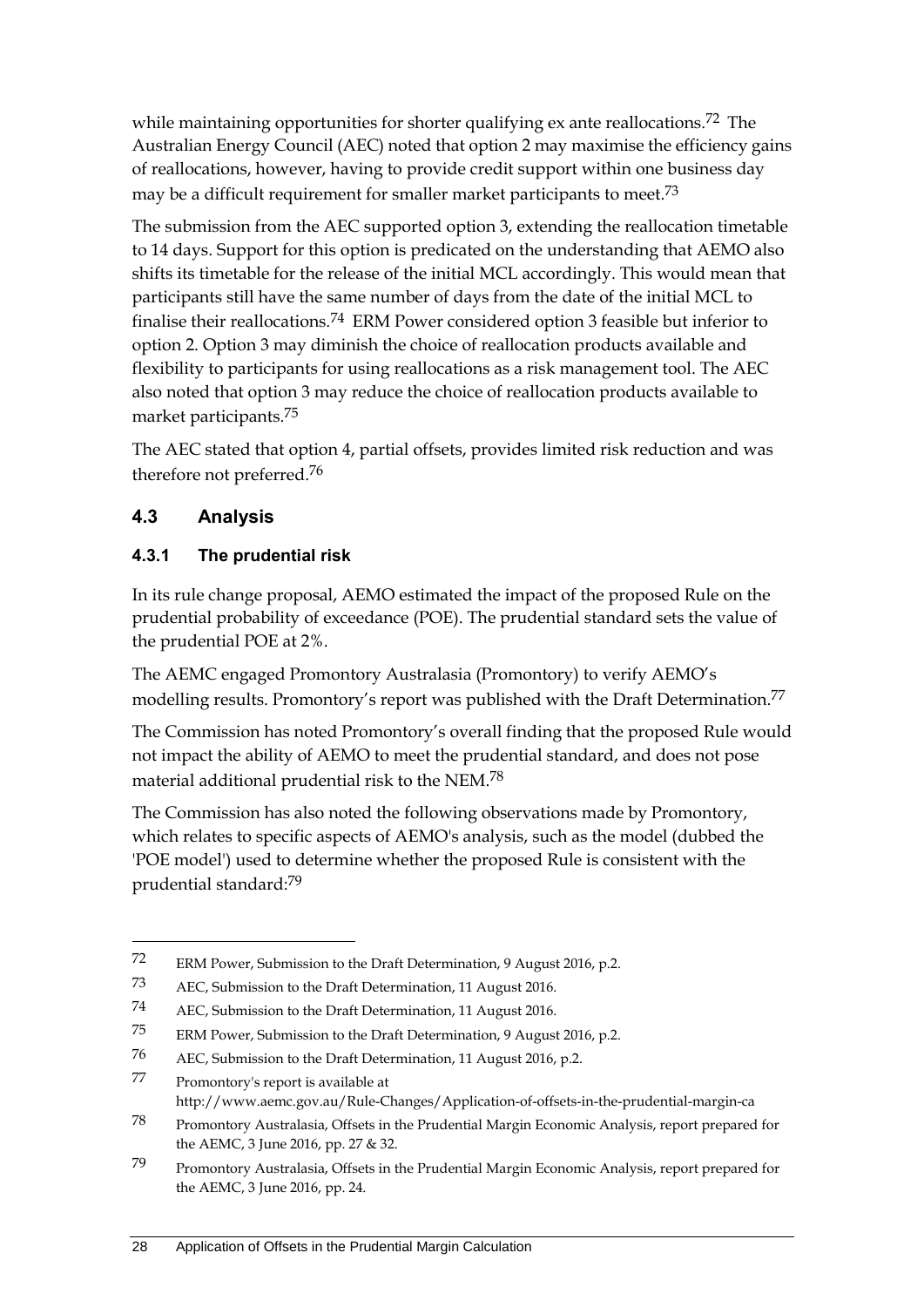while maintaining opportunities for shorter qualifying ex ante reallocations.[72] The Australian Energy Council (AEC) noted that option 2 may maximise the efficiency gains of reallocations, however, having to provide credit support within one business day may be a difficult requirement for smaller market participants to meet.[73]

The submission from the AEC supported option 3, extending the reallocation timetable to 14 days. Support for this option is predicated on the understanding that AEMO also shifts its timetable for the release of the initial MCL accordingly. This would mean that participants still have the same number of days from the date of the initial MCL to finalise their reallocations.[74] ERM Power considered option 3 feasible but inferior to option 2. Option 3 may diminish the choice of reallocation products available and flexibility to participants for using reallocations as a risk management tool. The AEC also noted that option 3 may reduce the choice of reallocation products available to market participants.[75]

The AEC stated that option 4, partial offsets, provides limited risk reduction and was therefore not preferred.[76]

## 4.3 Analysis

### 4.3.1 The prudential risk

In its rule change proposal, AEMO estimated the impact of the proposed Rule on the prudential probability of exceedance (POE). The prudential standard sets the value of the prudential POE at 2%.

The AEMC engaged Promontory Australasia (Promontory) to verify AEMO's modelling results. Promontory's report was published with the Draft Determination.[77]

The Commission has noted Promontory's overall finding that the proposed Rule would not impact the ability of AEMO to meet the prudential standard, and does not pose material additional prudential risk to the NEM.[78]

The Commission has also noted the following observations made by Promontory, which relates to specific aspects of AEMO's analysis, such as the model (dubbed the 'POE model') used to determine whether the proposed Rule is consistent with the prudential standard:[79]

---

72 ERM Power, Submission to the Draft Determination, 9 August 2016, p.2.

73 AEC, Submission to the Draft Determination, 11 August 2016.

74 AEC, Submission to the Draft Determination, 11 August 2016.

75 ERM Power, Submission to the Draft Determination, 9 August 2016, p.2.

76 AEC, Submission to the Draft Determination, 11 August 2016, p.2.

77 Promontory's report is available at http://www.aemc.gov.au/Rule-Changes/Application-of-offsets-in-the-prudential-margin-ca

78 Promontory Australasia, Offsets in the Prudential Margin Economic Analysis, report prepared for the AEMC, 3 June 2016, pp. 27 & 32.

79 Promontory Australasia, Offsets in the Prudential Margin Economic Analysis, report prepared for the AEMC, 3 June 2016, pp. 24.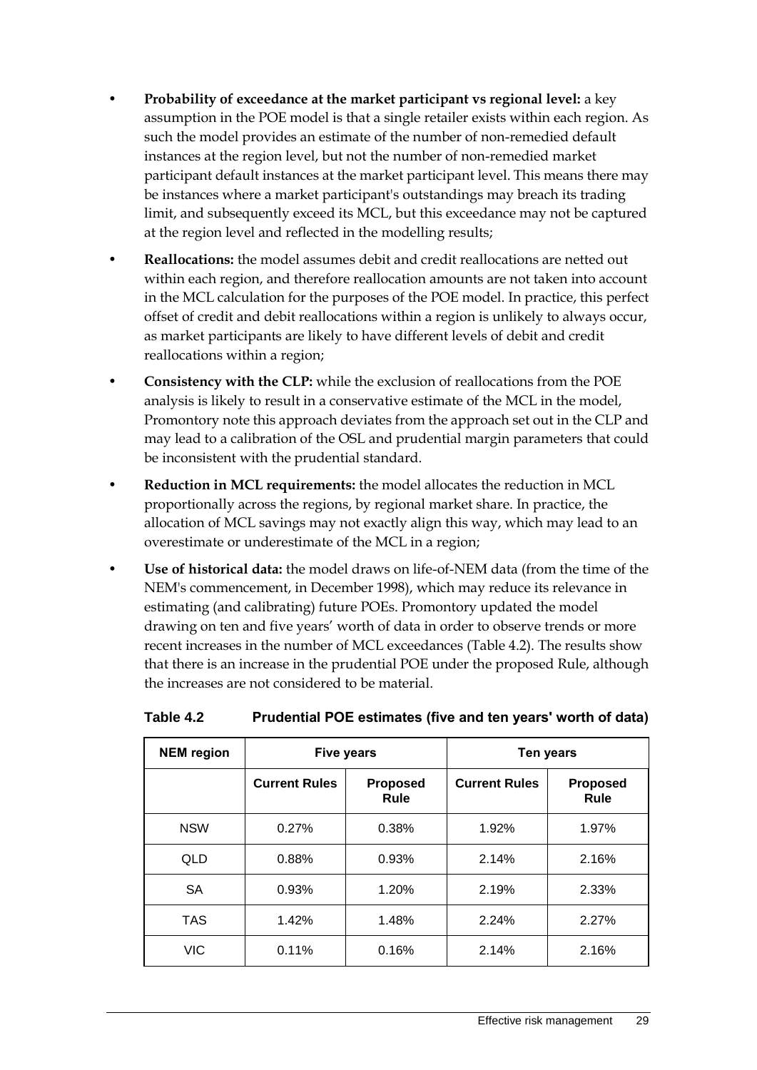- **Probability of exceedance at the market participant vs regional level:** a key assumption in the POE model is that a single retailer exists within each region. As such the model provides an estimate of the number of non-remedied default instances at the region level, but not the number of non-remedied market participant default instances at the market participant level. This means there may be instances where a market participant's outstandings may breach its trading limit, and subsequently exceed its MCL, but this exceedance may not be captured at the region level and reflected in the modelling results;
- **Reallocations:** the model assumes debit and credit reallocations are netted out within each region, and therefore reallocation amounts are not taken into account in the MCL calculation for the purposes of the POE model. In practice, this perfect offset of credit and debit reallocations within a region is unlikely to always occur, as market participants are likely to have different levels of debit and credit reallocations within a region;
- **Consistency with the CLP:** while the exclusion of reallocations from the POE analysis is likely to result in a conservative estimate of the MCL in the model, Promontory note this approach deviates from the approach set out in the CLP and may lead to a calibration of the OSL and prudential margin parameters that could be inconsistent with the prudential standard.
- **Reduction in MCL requirements:** the model allocates the reduction in MCL proportionally across the regions, by regional market share. In practice, the allocation of MCL savings may not exactly align this way, which may lead to an overestimate or underestimate of the MCL in a region;
- **Use of historical data:** the model draws on life-of-NEM data (from the time of the NEM's commencement, in December 1998), which may reduce its relevance in estimating (and calibrating) future POEs. Promontory updated the model drawing on ten and five years' worth of data in order to observe trends or more recent increases in the number of MCL exceedances (Table 4.2). The results show that there is an increase in the prudential POE under the proposed Rule, although the increases are not considered to be material.

**Table 4.2 Prudential POE estimates (five and ten years' worth of data)**

| NEM region | Five years | | Ten years | |
|---|---|---|---|---|
| | Current Rules | Proposed Rule | Current Rules | Proposed Rule |
| NSW | 0.27% | 0.38% | 1.92% | 1.97% |
| QLD | 0.88% | 0.93% | 2.14% | 2.16% |
| SA | 0.93% | 1.20% | 2.19% | 2.33% |
| TAS | 1.42% | 1.48% | 2.24% | 2.27% |
| VIC | 0.11% | 0.16% | 2.14% | 2.16% |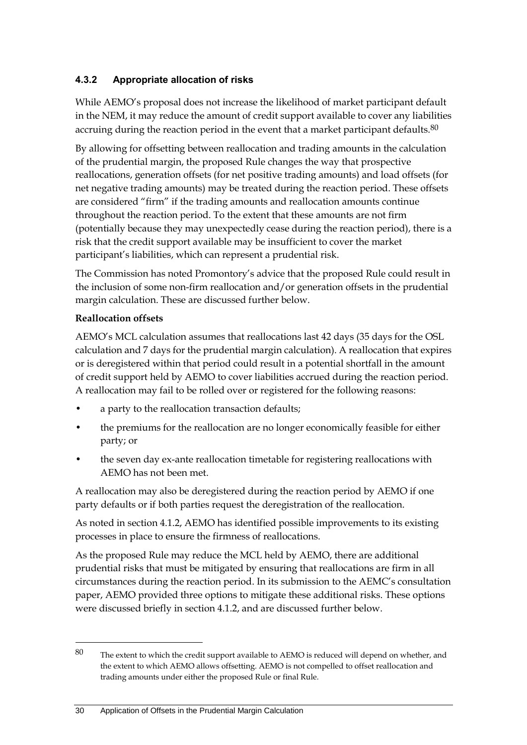### 4.3.2 Appropriate allocation of risks

While AEMO's proposal does not increase the likelihood of market participant default in the NEM, it may reduce the amount of credit support available to cover any liabilities accruing during the reaction period in the event that a market participant defaults.[80]

By allowing for offsetting between reallocation and trading amounts in the calculation of the prudential margin, the proposed Rule changes the way that prospective reallocations, generation offsets (for net positive trading amounts) and load offsets (for net negative trading amounts) may be treated during the reaction period. These offsets are considered "firm" if the trading amounts and reallocation amounts continue throughout the reaction period. To the extent that these amounts are not firm (potentially because they may unexpectedly cease during the reaction period), there is a risk that the credit support available may be insufficient to cover the market participant's liabilities, which can represent a prudential risk.

The Commission has noted Promontory's advice that the proposed Rule could result in the inclusion of some non-firm reallocation and/or generation offsets in the prudential margin calculation. These are discussed further below.

**Reallocation offsets**

AEMO's MCL calculation assumes that reallocations last 42 days (35 days for the OSL calculation and 7 days for the prudential margin calculation). A reallocation that expires or is deregistered within that period could result in a potential shortfall in the amount of credit support held by AEMO to cover liabilities accrued during the reaction period. A reallocation may fail to be rolled over or registered for the following reasons:

- a party to the reallocation transaction defaults;
- the premiums for the reallocation are no longer economically feasible for either party; or
- the seven day ex-ante reallocation timetable for registering reallocations with AEMO has not been met.

A reallocation may also be deregistered during the reaction period by AEMO if one party defaults or if both parties request the deregistration of the reallocation.

As noted in section 4.1.2, AEMO has identified possible improvements to its existing processes in place to ensure the firmness of reallocations.

As the proposed Rule may reduce the MCL held by AEMO, there are additional prudential risks that must be mitigated by ensuring that reallocations are firm in all circumstances during the reaction period. In its submission to the AEMC's consultation paper, AEMO provided three options to mitigate these additional risks. These options were discussed briefly in section 4.1.2, and are discussed further below.

---

[80] The extent to which the credit support available to AEMO is reduced will depend on whether, and the extent to which AEMO allows offsetting. AEMO is not compelled to offset reallocation and trading amounts under either the proposed Rule or final Rule.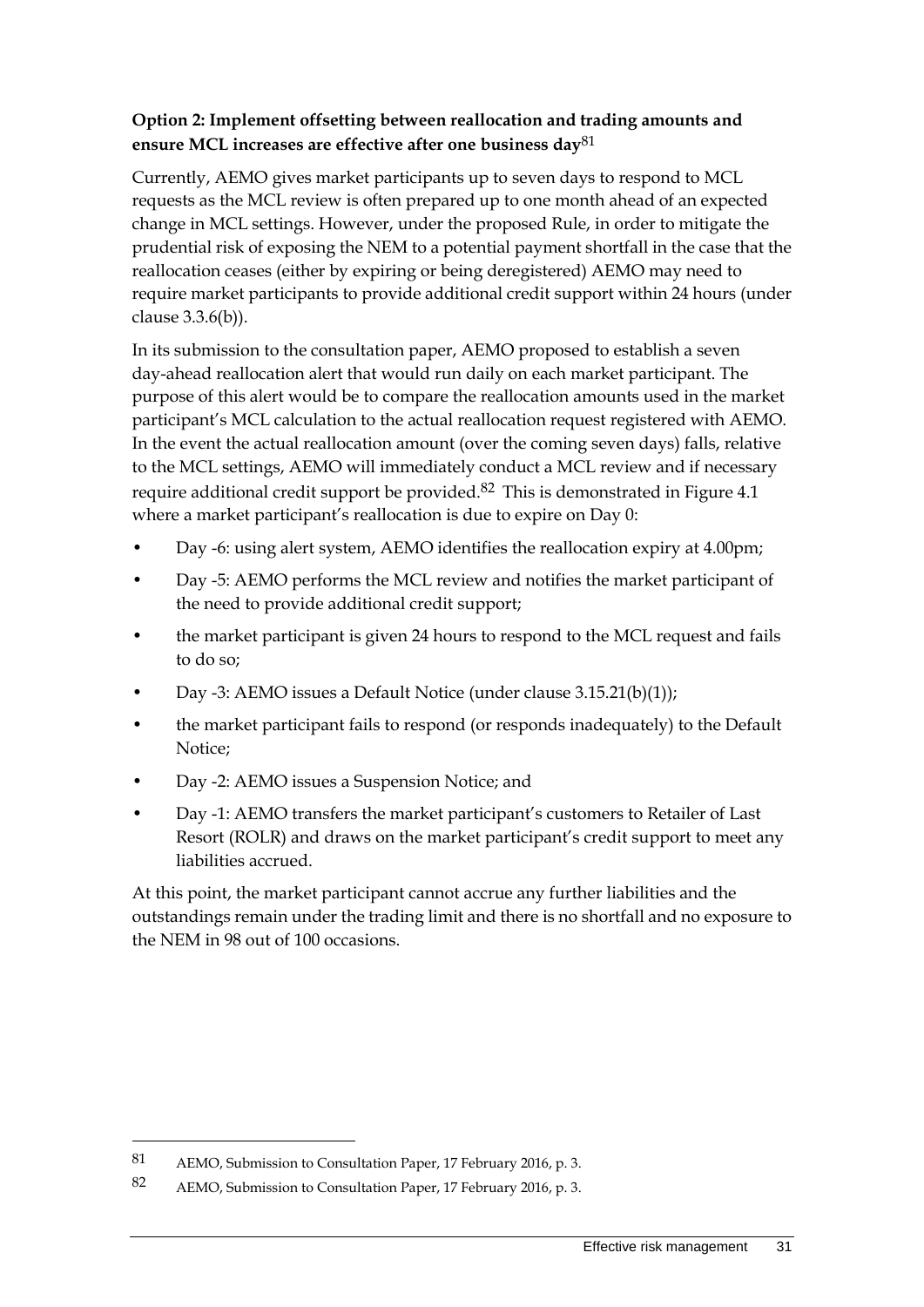**Option 2: Implement offsetting between reallocation and trading amounts and ensure MCL increases are effective after one business day**[81]

Currently, AEMO gives market participants up to seven days to respond to MCL requests as the MCL review is often prepared up to one month ahead of an expected change in MCL settings. However, under the proposed Rule, in order to mitigate the prudential risk of exposing the NEM to a potential payment shortfall in the case that the reallocation ceases (either by expiring or being deregistered) AEMO may need to require market participants to provide additional credit support within 24 hours (under clause 3.3.6(b)).

In its submission to the consultation paper, AEMO proposed to establish a seven day-ahead reallocation alert that would run daily on each market participant. The purpose of this alert would be to compare the reallocation amounts used in the market participant's MCL calculation to the actual reallocation request registered with AEMO. In the event the actual reallocation amount (over the coming seven days) falls, relative to the MCL settings, AEMO will immediately conduct a MCL review and if necessary require additional credit support be provided.[82] This is demonstrated in Figure 4.1 where a market participant's reallocation is due to expire on Day 0:

- Day -6: using alert system, AEMO identifies the reallocation expiry at 4.00pm;
- Day -5: AEMO performs the MCL review and notifies the market participant of the need to provide additional credit support;
- the market participant is given 24 hours to respond to the MCL request and fails to do so;
- Day -3: AEMO issues a Default Notice (under clause 3.15.21(b)(1));
- the market participant fails to respond (or responds inadequately) to the Default Notice;
- Day -2: AEMO issues a Suspension Notice; and
- Day -1: AEMO transfers the market participant's customers to Retailer of Last Resort (ROLR) and draws on the market participant's credit support to meet any liabilities accrued.

At this point, the market participant cannot accrue any further liabilities and the outstandings remain under the trading limit and there is no shortfall and no exposure to the NEM in 98 out of 100 occasions.

---

81 AEMO, Submission to Consultation Paper, 17 February 2016, p. 3.

82 AEMO, Submission to Consultation Paper, 17 February 2016, p. 3.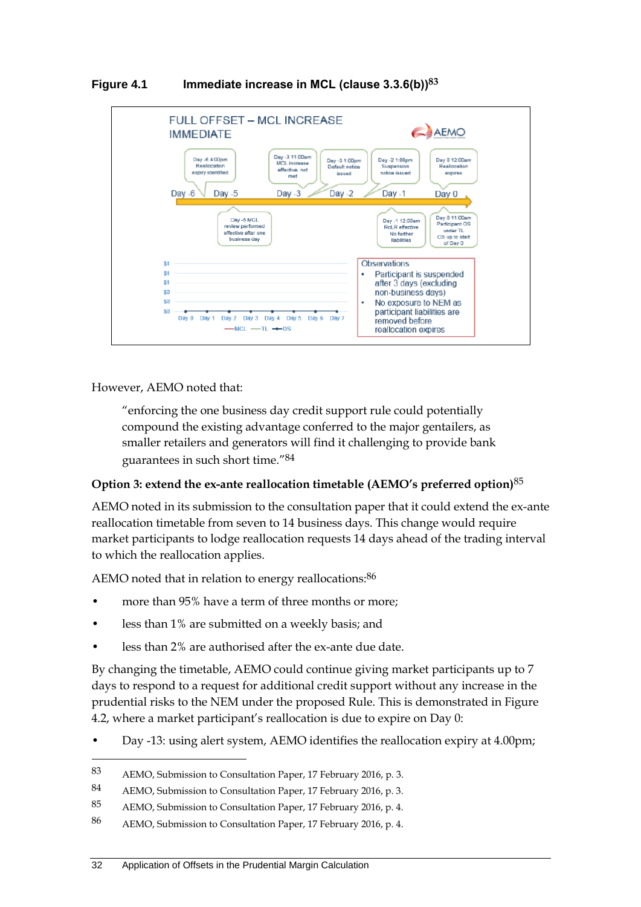**Figure 4.1 Immediate increase in MCL (clause 3.3.6(b))[83]**

FULL OFFSET – MCL INCREASE IMMEDIATE

- Day -6 4:00pm Reallocation expiry identified
- Day -5 MCL review performed effective after one business day
- Day -3 11:00am MCL increase effective, not met
- Day -3 1:00pm Default notice issued
- Day -2 1:00pm Suspension notice issued
- Day -1 12:00am RoLR effective No further liabilities
- Day 0 12:00am Reallocation expires
- Day 0 11:00am Participant OS under TL OS up to start of Day 0

Observations

- Participant is suspended after 3 days (excluding non-business days)
- No exposure to NEM as participant liabilities are removed before reallocation expires

However, AEMO noted that:

> "enforcing the one business day credit support rule could potentially compound the existing advantage conferred to the major gentailers, as smaller retailers and generators will find it challenging to provide bank guarantees in such short time."[84]

### Option 3: extend the ex-ante reallocation timetable (AEMO's preferred option)[85]

AEMO noted in its submission to the consultation paper that it could extend the ex-ante reallocation timetable from seven to 14 business days. This change would require market participants to lodge reallocation requests 14 days ahead of the trading interval to which the reallocation applies.

AEMO noted that in relation to energy reallocations:[86]

- more than 95% have a term of three months or more;
- less than 1% are submitted on a weekly basis; and
- less than 2% are authorised after the ex-ante due date.

By changing the timetable, AEMO could continue giving market participants up to 7 days to respond to a request for additional credit support without any increase in the prudential risks to the NEM under the proposed Rule. This is demonstrated in Figure 4.2, where a market participant's reallocation is due to expire on Day 0:

- Day -13: using alert system, AEMO identifies the reallocation expiry at 4.00pm;

---

83 AEMO, Submission to Consultation Paper, 17 February 2016, p. 3.

84 AEMO, Submission to Consultation Paper, 17 February 2016, p. 3.

85 AEMO, Submission to Consultation Paper, 17 February 2016, p. 4.

86 AEMO, Submission to Consultation Paper, 17 February 2016, p. 4.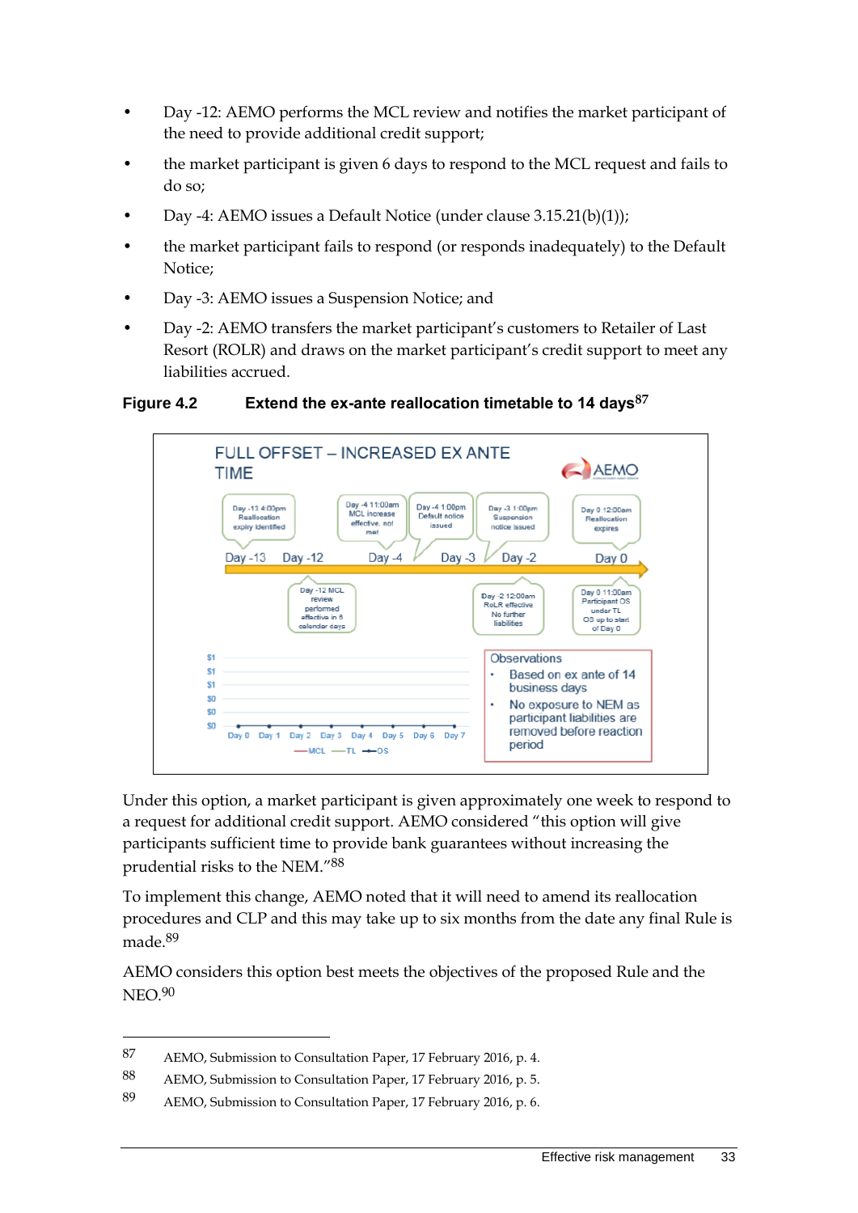- Day -12: AEMO performs the MCL review and notifies the market participant of the need to provide additional credit support;
- the market participant is given 6 days to respond to the MCL request and fails to do so;
- Day -4: AEMO issues a Default Notice (under clause 3.15.21(b)(1));
- the market participant fails to respond (or responds inadequately) to the Default Notice;
- Day -3: AEMO issues a Suspension Notice; and
- Day -2: AEMO transfers the market participant's customers to Retailer of Last Resort (ROLR) and draws on the market participant's credit support to meet any liabilities accrued.

**Figure 4.2 Extend the ex-ante reallocation timetable to 14 days**[87]

FULL OFFSET – INCREASED EX ANTE TIME

Day -13 4:00pm Reallocation expiry identified; Day -12 MCL review performed effective in 8 calendar days; Day -4 11:00am MCL increase effective, not met; Day -4 1:00pm Default notice issued; Day -3 1:00pm Suspension notice issued; Day -2 12:00am RoLR effective No further liabilities; Day 0 12:00am Reallocation expires; Day 0 11:00am Participant OS under TL OS up to start of Day 0

Observations
- Based on ex ante of 14 business days
- No exposure to NEM as participant liabilities are removed before reaction period

Under this option, a market participant is given approximately one week to respond to a request for additional credit support. AEMO considered "this option will give participants sufficient time to provide bank guarantees without increasing the prudential risks to the NEM."[88]

To implement this change, AEMO noted that it will need to amend its reallocation procedures and CLP and this may take up to six months from the date any final Rule is made.[89]

AEMO considers this option best meets the objectives of the proposed Rule and the NEO.[90]

---

87 AEMO, Submission to Consultation Paper, 17 February 2016, p. 4.

88 AEMO, Submission to Consultation Paper, 17 February 2016, p. 5.

89 AEMO, Submission to Consultation Paper, 17 February 2016, p. 6.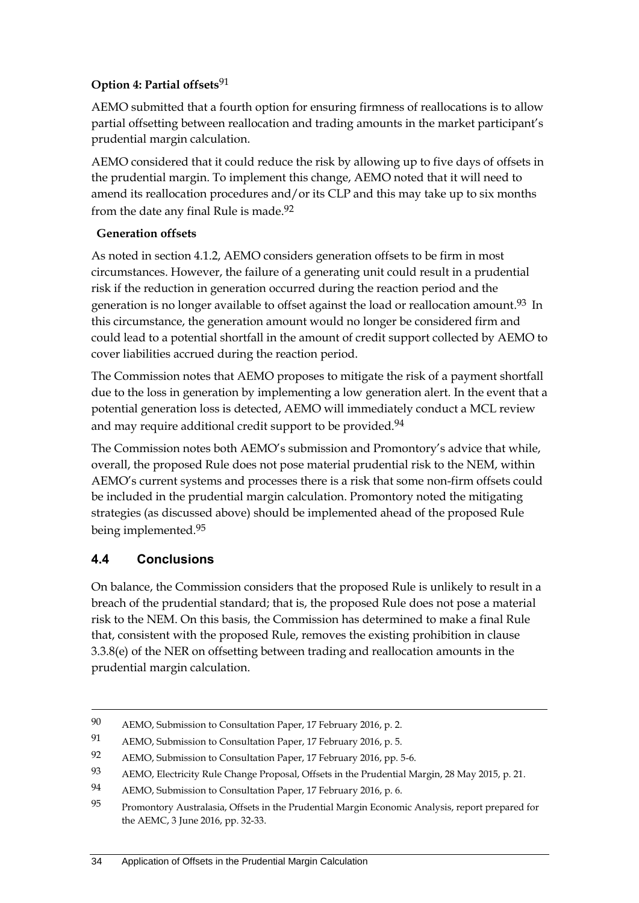**Option 4: Partial offsets**[91]

AEMO submitted that a fourth option for ensuring firmness of reallocations is to allow partial offsetting between reallocation and trading amounts in the market participant's prudential margin calculation.

AEMO considered that it could reduce the risk by allowing up to five days of offsets in the prudential margin. To implement this change, AEMO noted that it will need to amend its reallocation procedures and/or its CLP and this may take up to six months from the date any final Rule is made.[92]

**Generation offsets**

As noted in section 4.1.2, AEMO considers generation offsets to be firm in most circumstances. However, the failure of a generating unit could result in a prudential risk if the reduction in generation occurred during the reaction period and the generation is no longer available to offset against the load or reallocation amount.[93] In this circumstance, the generation amount would no longer be considered firm and could lead to a potential shortfall in the amount of credit support collected by AEMO to cover liabilities accrued during the reaction period.

The Commission notes that AEMO proposes to mitigate the risk of a payment shortfall due to the loss in generation by implementing a low generation alert. In the event that a potential generation loss is detected, AEMO will immediately conduct a MCL review and may require additional credit support to be provided.[94]

The Commission notes both AEMO's submission and Promontory's advice that while, overall, the proposed Rule does not pose material prudential risk to the NEM, within AEMO's current systems and processes there is a risk that some non-firm offsets could be included in the prudential margin calculation. Promontory noted the mitigating strategies (as discussed above) should be implemented ahead of the proposed Rule being implemented.[95]

## 4.4 Conclusions

On balance, the Commission considers that the proposed Rule is unlikely to result in a breach of the prudential standard; that is, the proposed Rule does not pose a material risk to the NEM. On this basis, the Commission has determined to make a final Rule that, consistent with the proposed Rule, removes the existing prohibition in clause 3.3.8(e) of the NER on offsetting between trading and reallocation amounts in the prudential margin calculation.

---

90 AEMO, Submission to Consultation Paper, 17 February 2016, p. 2.

91 AEMO, Submission to Consultation Paper, 17 February 2016, p. 5.

92 AEMO, Submission to Consultation Paper, 17 February 2016, pp. 5-6.

93 AEMO, Electricity Rule Change Proposal, Offsets in the Prudential Margin, 28 May 2015, p. 21.

94 AEMO, Submission to Consultation Paper, 17 February 2016, p. 6.

95 Promontory Australasia, Offsets in the Prudential Margin Economic Analysis, report prepared for the AEMC, 3 June 2016, pp. 32-33.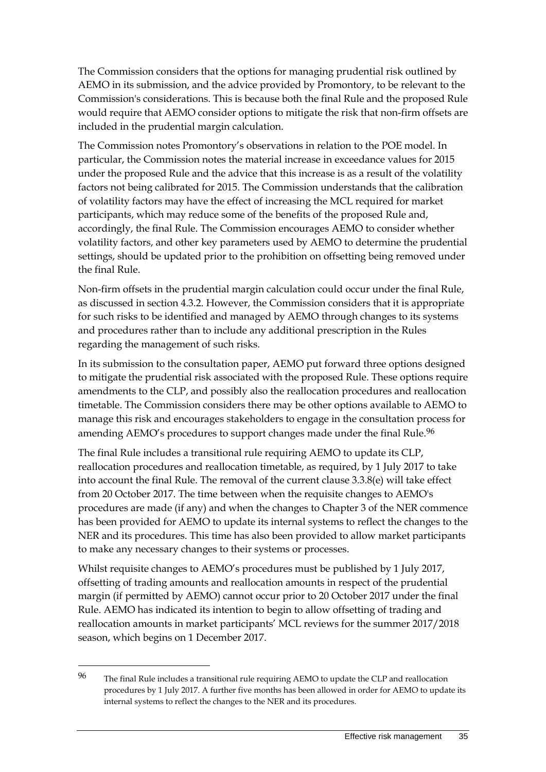The Commission considers that the options for managing prudential risk outlined by AEMO in its submission, and the advice provided by Promontory, to be relevant to the Commission's considerations. This is because both the final Rule and the proposed Rule would require that AEMO consider options to mitigate the risk that non-firm offsets are included in the prudential margin calculation.

The Commission notes Promontory's observations in relation to the POE model. In particular, the Commission notes the material increase in exceedance values for 2015 under the proposed Rule and the advice that this increase is as a result of the volatility factors not being calibrated for 2015. The Commission understands that the calibration of volatility factors may have the effect of increasing the MCL required for market participants, which may reduce some of the benefits of the proposed Rule and, accordingly, the final Rule. The Commission encourages AEMO to consider whether volatility factors, and other key parameters used by AEMO to determine the prudential settings, should be updated prior to the prohibition on offsetting being removed under the final Rule.

Non-firm offsets in the prudential margin calculation could occur under the final Rule, as discussed in section 4.3.2. However, the Commission considers that it is appropriate for such risks to be identified and managed by AEMO through changes to its systems and procedures rather than to include any additional prescription in the Rules regarding the management of such risks.

In its submission to the consultation paper, AEMO put forward three options designed to mitigate the prudential risk associated with the proposed Rule. These options require amendments to the CLP, and possibly also the reallocation procedures and reallocation timetable. The Commission considers there may be other options available to AEMO to manage this risk and encourages stakeholders to engage in the consultation process for amending AEMO's procedures to support changes made under the final Rule.[96]

The final Rule includes a transitional rule requiring AEMO to update its CLP, reallocation procedures and reallocation timetable, as required, by 1 July 2017 to take into account the final Rule. The removal of the current clause 3.3.8(e) will take effect from 20 October 2017. The time between when the requisite changes to AEMO's procedures are made (if any) and when the changes to Chapter 3 of the NER commence has been provided for AEMO to update its internal systems to reflect the changes to the NER and its procedures. This time has also been provided to allow market participants to make any necessary changes to their systems or processes.

Whilst requisite changes to AEMO's procedures must be published by 1 July 2017, offsetting of trading amounts and reallocation amounts in respect of the prudential margin (if permitted by AEMO) cannot occur prior to 20 October 2017 under the final Rule. AEMO has indicated its intention to begin to allow offsetting of trading and reallocation amounts in market participants' MCL reviews for the summer 2017/2018 season, which begins on 1 December 2017.

---

[96] The final Rule includes a transitional rule requiring AEMO to update the CLP and reallocation procedures by 1 July 2017. A further five months has been allowed in order for AEMO to update its internal systems to reflect the changes to the NER and its procedures.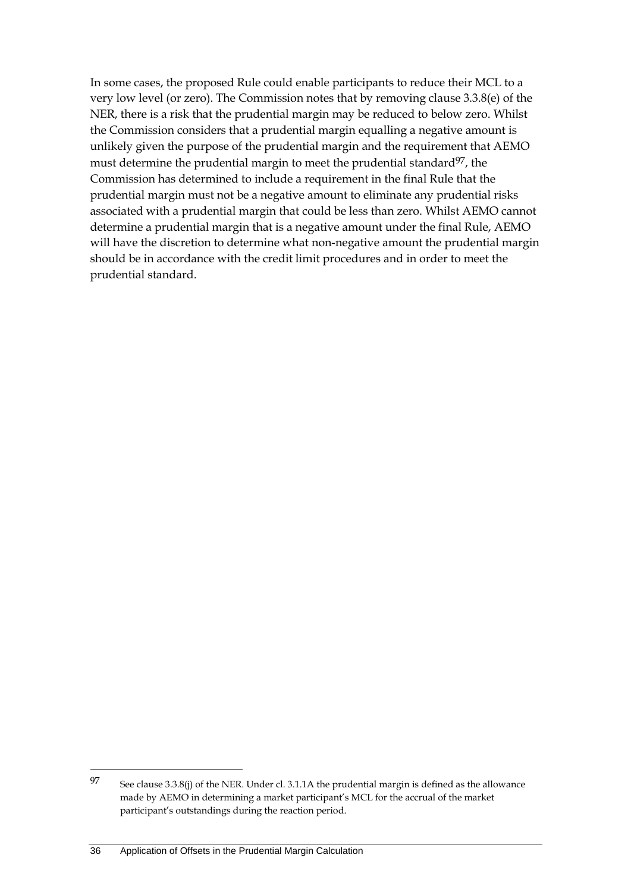In some cases, the proposed Rule could enable participants to reduce their MCL to a very low level (or zero). The Commission notes that by removing clause 3.3.8(e) of the NER, there is a risk that the prudential margin may be reduced to below zero. Whilst the Commission considers that a prudential margin equalling a negative amount is unlikely given the purpose of the prudential margin and the requirement that AEMO must determine the prudential margin to meet the prudential standard[97], the Commission has determined to include a requirement in the final Rule that the prudential margin must not be a negative amount to eliminate any prudential risks associated with a prudential margin that could be less than zero. Whilst AEMO cannot determine a prudential margin that is a negative amount under the final Rule, AEMO will have the discretion to determine what non-negative amount the prudential margin should be in accordance with the credit limit procedures and in order to meet the prudential standard.

[97] See clause 3.3.8(j) of the NER. Under cl. 3.1.1A the prudential margin is defined as the allowance made by AEMO in determining a market participant's MCL for the accrual of the market participant's outstandings during the reaction period.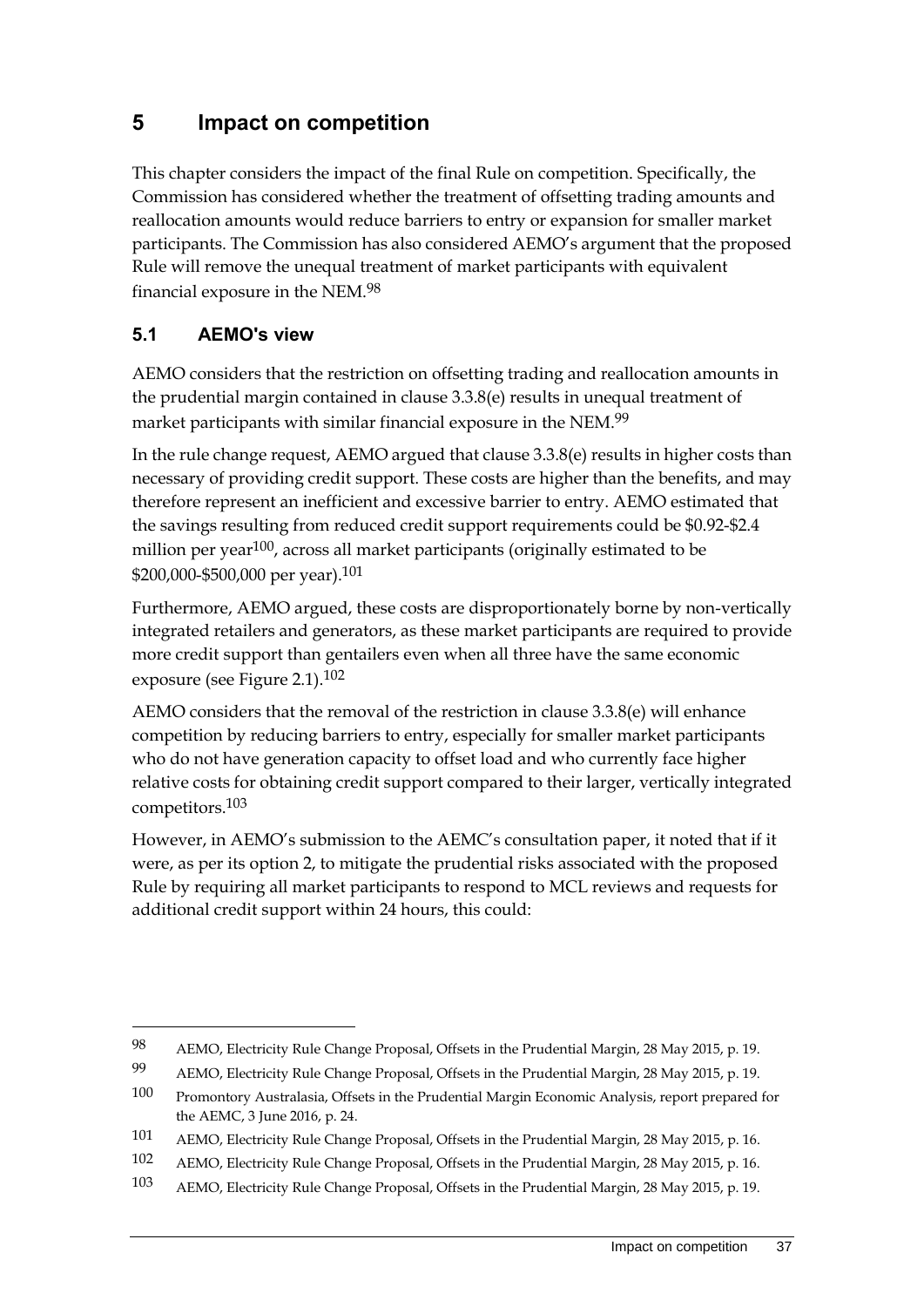# 5 Impact on competition

This chapter considers the impact of the final Rule on competition. Specifically, the Commission has considered whether the treatment of offsetting trading amounts and reallocation amounts would reduce barriers to entry or expansion for smaller market participants. The Commission has also considered AEMO's argument that the proposed Rule will remove the unequal treatment of market participants with equivalent financial exposure in the NEM.[98]

## 5.1 AEMO's view

AEMO considers that the restriction on offsetting trading and reallocation amounts in the prudential margin contained in clause 3.3.8(e) results in unequal treatment of market participants with similar financial exposure in the NEM.[99]

In the rule change request, AEMO argued that clause 3.3.8(e) results in higher costs than necessary of providing credit support. These costs are higher than the benefits, and may therefore represent an inefficient and excessive barrier to entry. AEMO estimated that the savings resulting from reduced credit support requirements could be $0.92-$2.4 million per year[100], across all market participants (originally estimated to be $200,000-$500,000 per year).[101]

Furthermore, AEMO argued, these costs are disproportionately borne by non-vertically integrated retailers and generators, as these market participants are required to provide more credit support than gentailers even when all three have the same economic exposure (see Figure 2.1).[102]

AEMO considers that the removal of the restriction in clause 3.3.8(e) will enhance competition by reducing barriers to entry, especially for smaller market participants who do not have generation capacity to offset load and who currently face higher relative costs for obtaining credit support compared to their larger, vertically integrated competitors.[103]

However, in AEMO's submission to the AEMC's consultation paper, it noted that if it were, as per its option 2, to mitigate the prudential risks associated with the proposed Rule by requiring all market participants to respond to MCL reviews and requests for additional credit support within 24 hours, this could:

---

98 AEMO, Electricity Rule Change Proposal, Offsets in the Prudential Margin, 28 May 2015, p. 19.

99 AEMO, Electricity Rule Change Proposal, Offsets in the Prudential Margin, 28 May 2015, p. 19.

100 Promontory Australasia, Offsets in the Prudential Margin Economic Analysis, report prepared for the AEMC, 3 June 2016, p. 24.

101 AEMO, Electricity Rule Change Proposal, Offsets in the Prudential Margin, 28 May 2015, p. 16.

102 AEMO, Electricity Rule Change Proposal, Offsets in the Prudential Margin, 28 May 2015, p. 16.

103 AEMO, Electricity Rule Change Proposal, Offsets in the Prudential Margin, 28 May 2015, p. 19.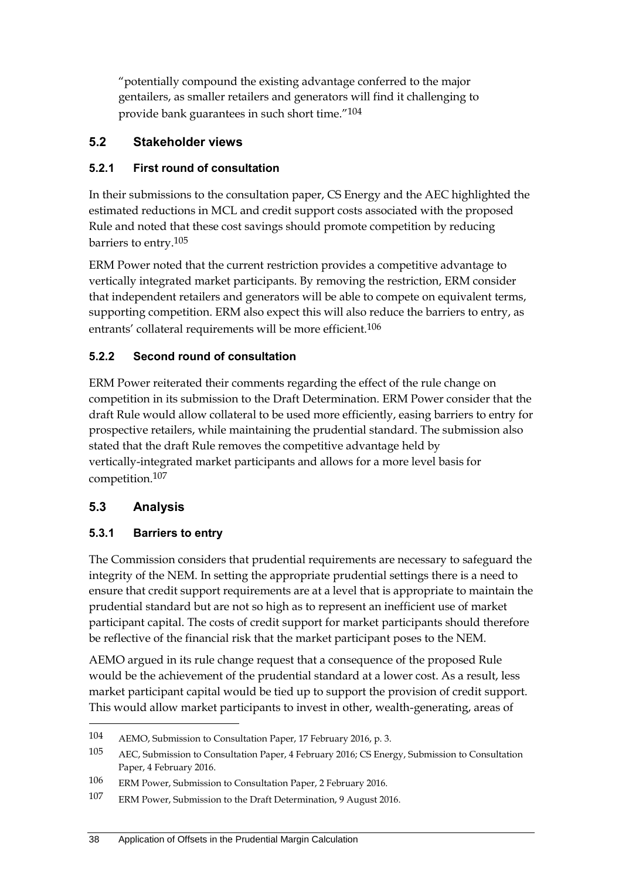"potentially compound the existing advantage conferred to the major gentailers, as smaller retailers and generators will find it challenging to provide bank guarantees in such short time."[104]

## 5.2 Stakeholder views

### 5.2.1 First round of consultation

In their submissions to the consultation paper, CS Energy and the AEC highlighted the estimated reductions in MCL and credit support costs associated with the proposed Rule and noted that these cost savings should promote competition by reducing barriers to entry.[105]

ERM Power noted that the current restriction provides a competitive advantage to vertically integrated market participants. By removing the restriction, ERM consider that independent retailers and generators will be able to compete on equivalent terms, supporting competition. ERM also expect this will also reduce the barriers to entry, as entrants' collateral requirements will be more efficient.[106]

### 5.2.2 Second round of consultation

ERM Power reiterated their comments regarding the effect of the rule change on competition in its submission to the Draft Determination. ERM Power consider that the draft Rule would allow collateral to be used more efficiently, easing barriers to entry for prospective retailers, while maintaining the prudential standard. The submission also stated that the draft Rule removes the competitive advantage held by vertically-integrated market participants and allows for a more level basis for competition.[107]

## 5.3 Analysis

### 5.3.1 Barriers to entry

The Commission considers that prudential requirements are necessary to safeguard the integrity of the NEM. In setting the appropriate prudential settings there is a need to ensure that credit support requirements are at a level that is appropriate to maintain the prudential standard but are not so high as to represent an inefficient use of market participant capital. The costs of credit support for market participants should therefore be reflective of the financial risk that the market participant poses to the NEM.

AEMO argued in its rule change request that a consequence of the proposed Rule would be the achievement of the prudential standard at a lower cost. As a result, less market participant capital would be tied up to support the provision of credit support. This would allow market participants to invest in other, wealth-generating, areas of

---

104 AEMO, Submission to Consultation Paper, 17 February 2016, p. 3.

105 AEC, Submission to Consultation Paper, 4 February 2016; CS Energy, Submission to Consultation Paper, 4 February 2016.

106 ERM Power, Submission to Consultation Paper, 2 February 2016.

107 ERM Power, Submission to the Draft Determination, 9 August 2016.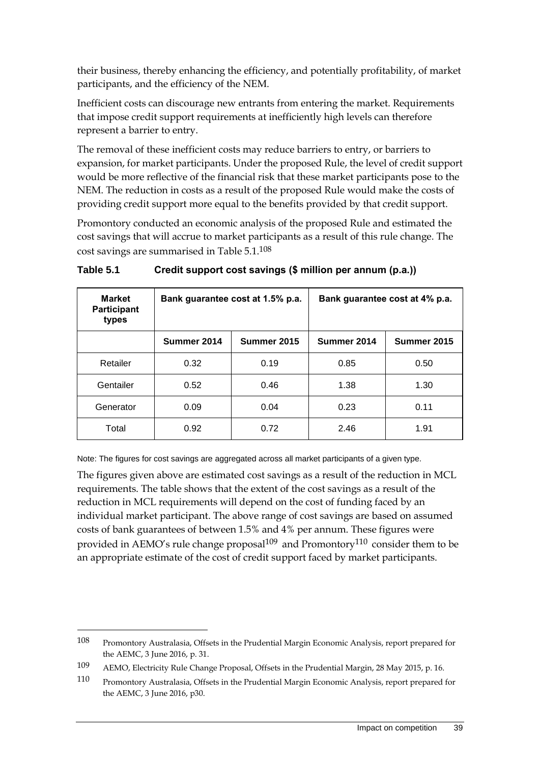their business, thereby enhancing the efficiency, and potentially profitability, of market participants, and the efficiency of the NEM.

Inefficient costs can discourage new entrants from entering the market. Requirements that impose credit support requirements at inefficiently high levels can therefore represent a barrier to entry.

The removal of these inefficient costs may reduce barriers to entry, or barriers to expansion, for market participants. Under the proposed Rule, the level of credit support would be more reflective of the financial risk that these market participants pose to the NEM. The reduction in costs as a result of the proposed Rule would make the costs of providing credit support more equal to the benefits provided by that credit support.

Promontory conducted an economic analysis of the proposed Rule and estimated the cost savings that will accrue to market participants as a result of this rule change. The cost savings are summarised in Table 5.1.[108]

**Table 5.1 Credit support cost savings ($ million per annum (p.a.))**

| Market Participant types | Bank guarantee cost at 1.5% p.a. | | Bank guarantee cost at 4% p.a. | |
|---|---|---|---|---|
| | Summer 2014 | Summer 2015 | Summer 2014 | Summer 2015 |
| Retailer | 0.32 | 0.19 | 0.85 | 0.50 |
| Gentailer | 0.52 | 0.46 | 1.38 | 1.30 |
| Generator | 0.09 | 0.04 | 0.23 | 0.11 |
| Total | 0.92 | 0.72 | 2.46 | 1.91 |

Note: The figures for cost savings are aggregated across all market participants of a given type.

The figures given above are estimated cost savings as a result of the reduction in MCL requirements. The table shows that the extent of the cost savings as a result of the reduction in MCL requirements will depend on the cost of funding faced by an individual market participant. The above range of cost savings are based on assumed costs of bank guarantees of between 1.5% and 4% per annum. These figures were provided in AEMO's rule change proposal[109] and Promontory[110] consider them to be an appropriate estimate of the cost of credit support faced by market participants.

---

108 Promontory Australasia, Offsets in the Prudential Margin Economic Analysis, report prepared for the AEMC, 3 June 2016, p. 31.

109 AEMO, Electricity Rule Change Proposal, Offsets in the Prudential Margin, 28 May 2015, p. 16.

110 Promontory Australasia, Offsets in the Prudential Margin Economic Analysis, report prepared for the AEMC, 3 June 2016, p30.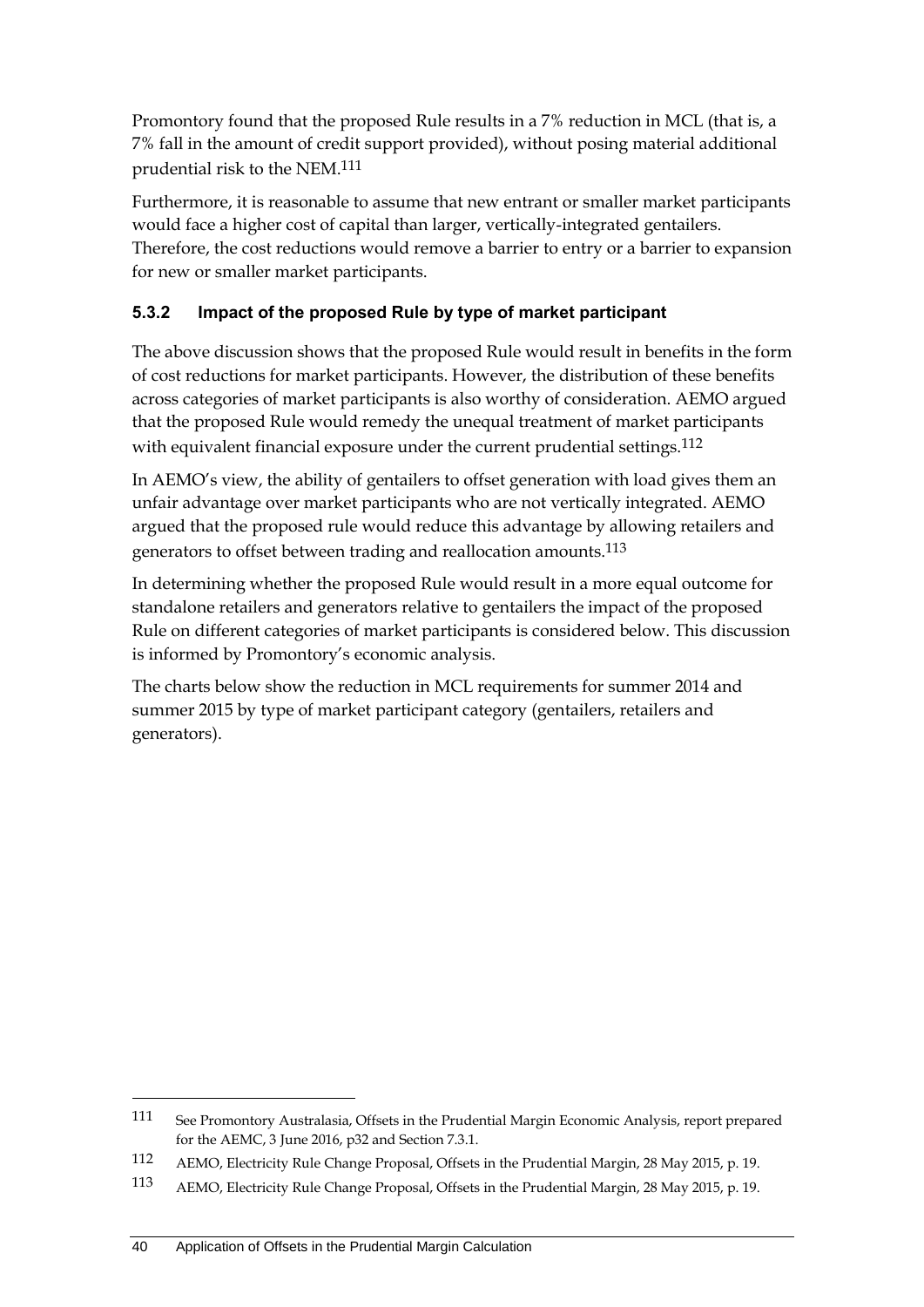Promontory found that the proposed Rule results in a 7% reduction in MCL (that is, a 7% fall in the amount of credit support provided), without posing material additional prudential risk to the NEM.[111]

Furthermore, it is reasonable to assume that new entrant or smaller market participants would face a higher cost of capital than larger, vertically-integrated gentailers. Therefore, the cost reductions would remove a barrier to entry or a barrier to expansion for new or smaller market participants.

### 5.3.2 Impact of the proposed Rule by type of market participant

The above discussion shows that the proposed Rule would result in benefits in the form of cost reductions for market participants. However, the distribution of these benefits across categories of market participants is also worthy of consideration. AEMO argued that the proposed Rule would remedy the unequal treatment of market participants with equivalent financial exposure under the current prudential settings.[112]

In AEMO's view, the ability of gentailers to offset generation with load gives them an unfair advantage over market participants who are not vertically integrated. AEMO argued that the proposed rule would reduce this advantage by allowing retailers and generators to offset between trading and reallocation amounts.[113]

In determining whether the proposed Rule would result in a more equal outcome for standalone retailers and generators relative to gentailers the impact of the proposed Rule on different categories of market participants is considered below. This discussion is informed by Promontory's economic analysis.

The charts below show the reduction in MCL requirements for summer 2014 and summer 2015 by type of market participant category (gentailers, retailers and generators).

---

[111] See Promontory Australasia, Offsets in the Prudential Margin Economic Analysis, report prepared for the AEMC, 3 June 2016, p32 and Section 7.3.1.

[112] AEMO, Electricity Rule Change Proposal, Offsets in the Prudential Margin, 28 May 2015, p. 19.

[113] AEMO, Electricity Rule Change Proposal, Offsets in the Prudential Margin, 28 May 2015, p. 19.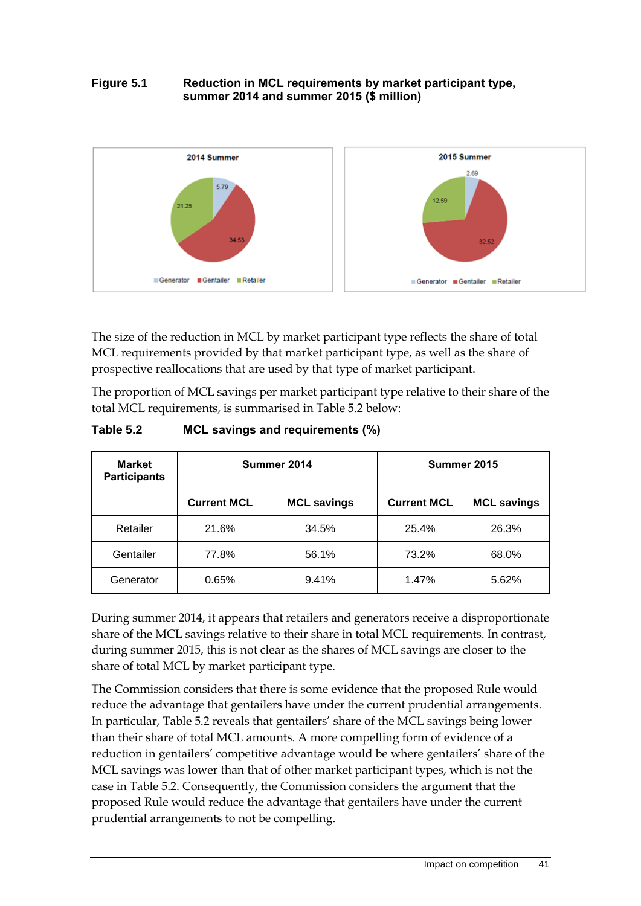**Figure 5.1 Reduction in MCL requirements by market participant type, summer 2014 and summer 2015 ($ million)**

The size of the reduction in MCL by market participant type reflects the share of total MCL requirements provided by that market participant type, as well as the share of prospective reallocations that are used by that type of market participant.

The proportion of MCL savings per market participant type relative to their share of the total MCL requirements, is summarised in Table 5.2 below:

**Table 5.2 MCL savings and requirements (%)**

| Market Participants | Summer 2014 | | Summer 2015 | |
|---|---|---|---|---|
| | Current MCL | MCL savings | Current MCL | MCL savings |
| Retailer | 21.6% | 34.5% | 25.4% | 26.3% |
| Gentailer | 77.8% | 56.1% | 73.2% | 68.0% |
| Generator | 0.65% | 9.41% | 1.47% | 5.62% |

During summer 2014, it appears that retailers and generators receive a disproportionate share of the MCL savings relative to their share in total MCL requirements. In contrast, during summer 2015, this is not clear as the shares of MCL savings are closer to the share of total MCL by market participant type.

The Commission considers that there is some evidence that the proposed Rule would reduce the advantage that gentailers have under the current prudential arrangements. In particular, Table 5.2 reveals that gentailers' share of the MCL savings being lower than their share of total MCL amounts. A more compelling form of evidence of a reduction in gentailers' competitive advantage would be where gentailers' share of the MCL savings was lower than that of other market participant types, which is not the case in Table 5.2. Consequently, the Commission considers the argument that the proposed Rule would reduce the advantage that gentailers have under the current prudential arrangements to not be compelling.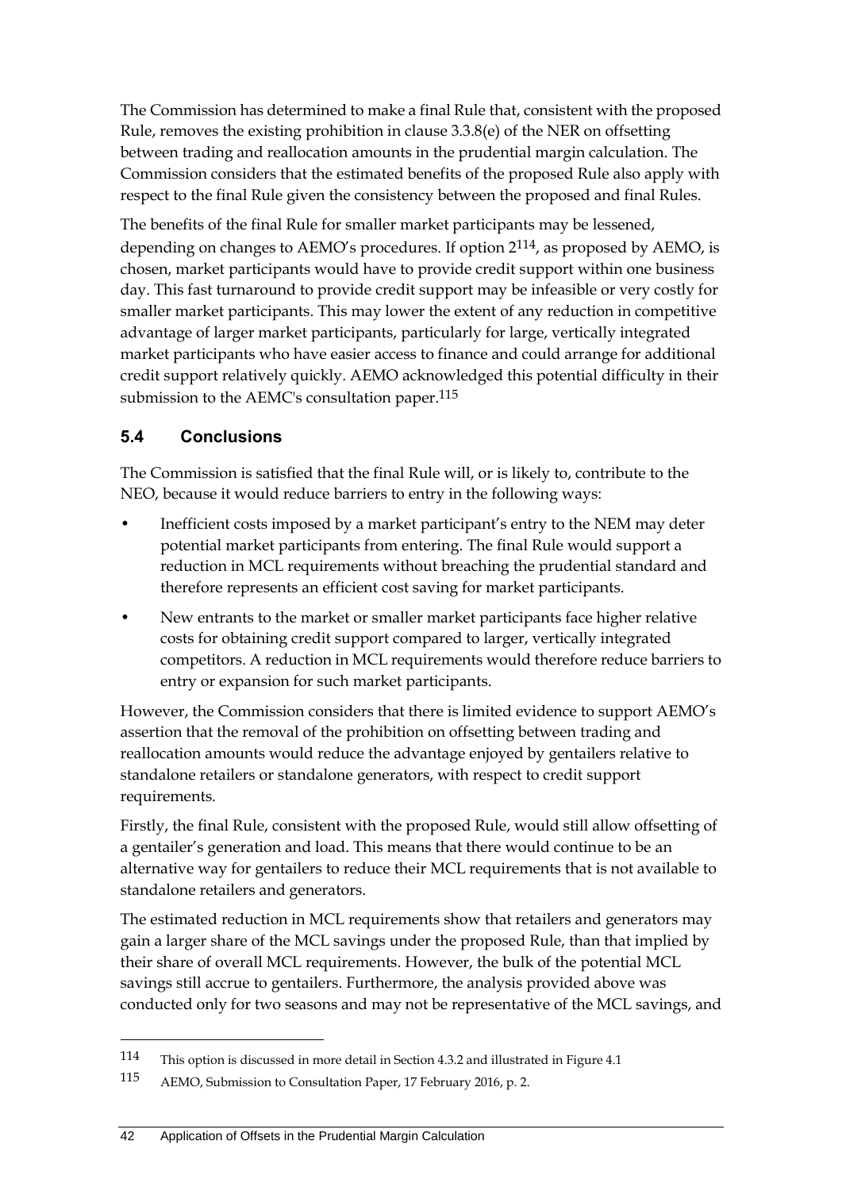The Commission has determined to make a final Rule that, consistent with the proposed Rule, removes the existing prohibition in clause 3.3.8(e) of the NER on offsetting between trading and reallocation amounts in the prudential margin calculation. The Commission considers that the estimated benefits of the proposed Rule also apply with respect to the final Rule given the consistency between the proposed and final Rules.

The benefits of the final Rule for smaller market participants may be lessened, depending on changes to AEMO's procedures. If option 2[114], as proposed by AEMO, is chosen, market participants would have to provide credit support within one business day. This fast turnaround to provide credit support may be infeasible or very costly for smaller market participants. This may lower the extent of any reduction in competitive advantage of larger market participants, particularly for large, vertically integrated market participants who have easier access to finance and could arrange for additional credit support relatively quickly. AEMO acknowledged this potential difficulty in their submission to the AEMC's consultation paper.[115]

## 5.4 Conclusions

The Commission is satisfied that the final Rule will, or is likely to, contribute to the NEO, because it would reduce barriers to entry in the following ways:

- Inefficient costs imposed by a market participant's entry to the NEM may deter potential market participants from entering. The final Rule would support a reduction in MCL requirements without breaching the prudential standard and therefore represents an efficient cost saving for market participants.
- New entrants to the market or smaller market participants face higher relative costs for obtaining credit support compared to larger, vertically integrated competitors. A reduction in MCL requirements would therefore reduce barriers to entry or expansion for such market participants.

However, the Commission considers that there is limited evidence to support AEMO's assertion that the removal of the prohibition on offsetting between trading and reallocation amounts would reduce the advantage enjoyed by gentailers relative to standalone retailers or standalone generators, with respect to credit support requirements.

Firstly, the final Rule, consistent with the proposed Rule, would still allow offsetting of a gentailer's generation and load. This means that there would continue to be an alternative way for gentailers to reduce their MCL requirements that is not available to standalone retailers and generators.

The estimated reduction in MCL requirements show that retailers and generators may gain a larger share of the MCL savings under the proposed Rule, than that implied by their share of overall MCL requirements. However, the bulk of the potential MCL savings still accrue to gentailers. Furthermore, the analysis provided above was conducted only for two seasons and may not be representative of the MCL savings, and

---

114 This option is discussed in more detail in Section 4.3.2 and illustrated in Figure 4.1

115 AEMO, Submission to Consultation Paper, 17 February 2016, p. 2.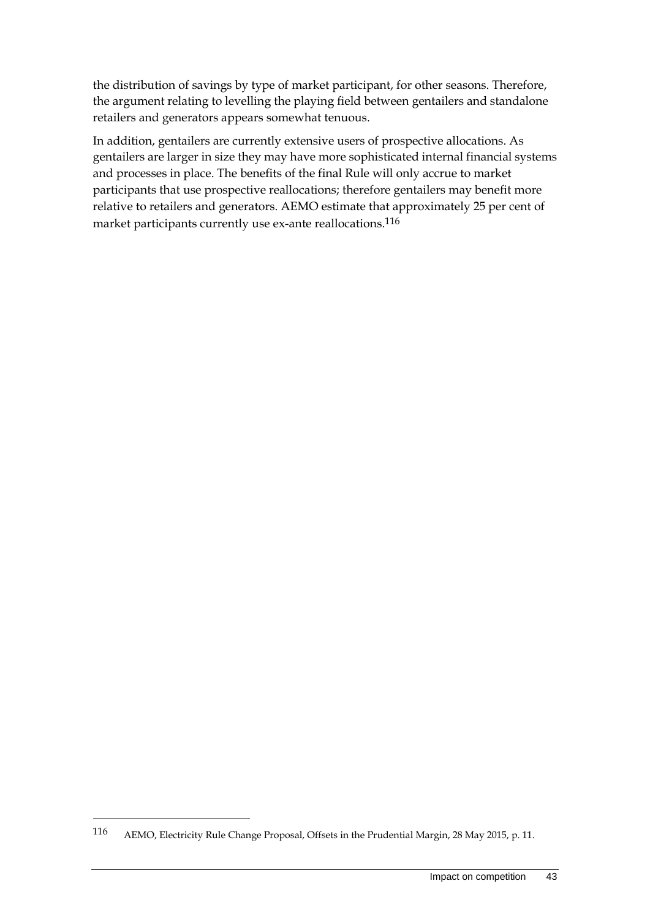the distribution of savings by type of market participant, for other seasons. Therefore, the argument relating to levelling the playing field between gentailers and standalone retailers and generators appears somewhat tenuous.

In addition, gentailers are currently extensive users of prospective allocations. As gentailers are larger in size they may have more sophisticated internal financial systems and processes in place. The benefits of the final Rule will only accrue to market participants that use prospective reallocations; therefore gentailers may benefit more relative to retailers and generators. AEMO estimate that approximately 25 per cent of market participants currently use ex-ante reallocations.[116]

---

[116] AEMO, Electricity Rule Change Proposal, Offsets in the Prudential Margin, 28 May 2015, p. 11.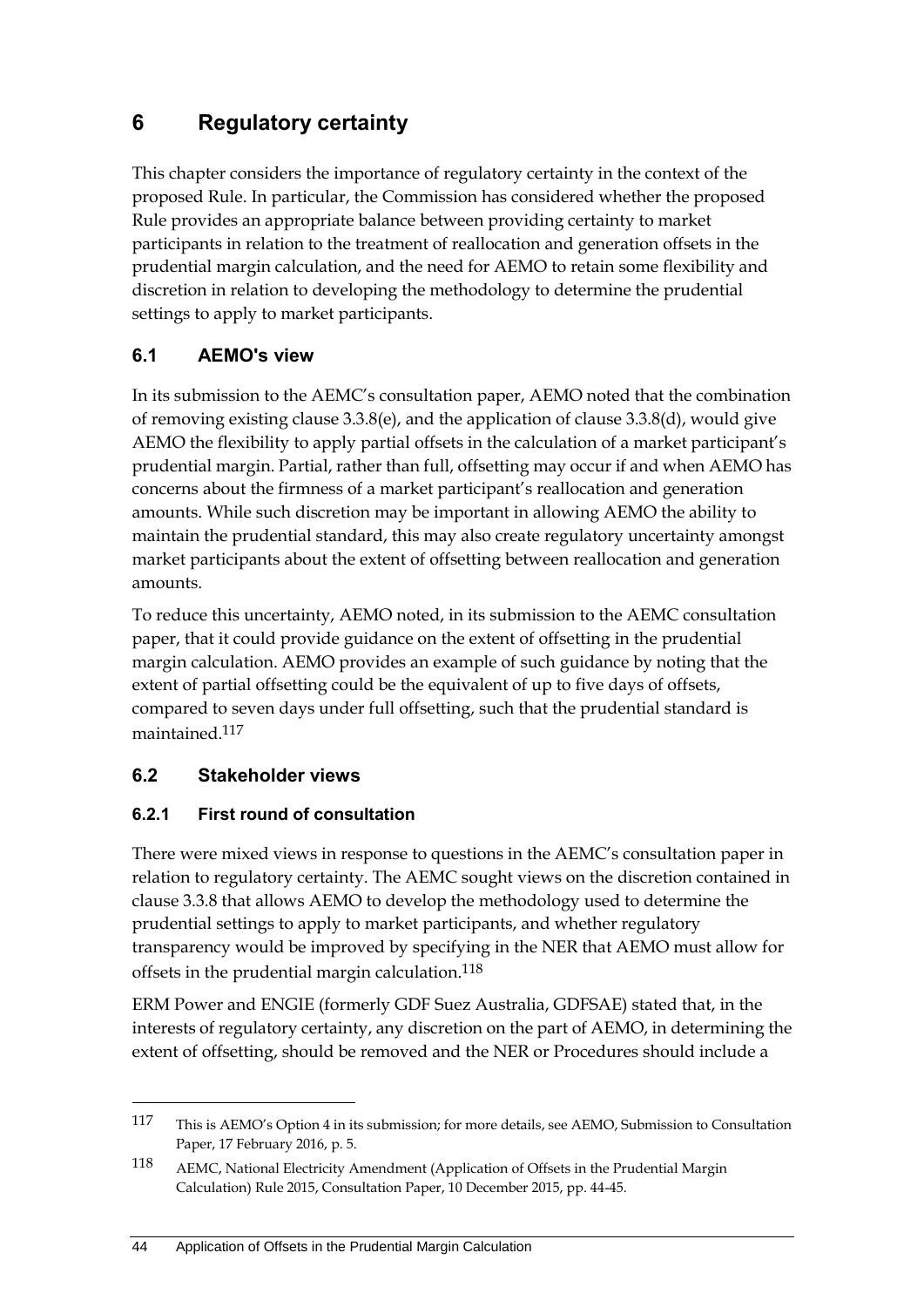# 6 Regulatory certainty

This chapter considers the importance of regulatory certainty in the context of the proposed Rule. In particular, the Commission has considered whether the proposed Rule provides an appropriate balance between providing certainty to market participants in relation to the treatment of reallocation and generation offsets in the prudential margin calculation, and the need for AEMO to retain some flexibility and discretion in relation to developing the methodology to determine the prudential settings to apply to market participants.

## 6.1 AEMO's view

In its submission to the AEMC's consultation paper, AEMO noted that the combination of removing existing clause 3.3.8(e), and the application of clause 3.3.8(d), would give AEMO the flexibility to apply partial offsets in the calculation of a market participant's prudential margin. Partial, rather than full, offsetting may occur if and when AEMO has concerns about the firmness of a market participant's reallocation and generation amounts. While such discretion may be important in allowing AEMO the ability to maintain the prudential standard, this may also create regulatory uncertainty amongst market participants about the extent of offsetting between reallocation and generation amounts.

To reduce this uncertainty, AEMO noted, in its submission to the AEMC consultation paper, that it could provide guidance on the extent of offsetting in the prudential margin calculation. AEMO provides an example of such guidance by noting that the extent of partial offsetting could be the equivalent of up to five days of offsets, compared to seven days under full offsetting, such that the prudential standard is maintained.[117]

## 6.2 Stakeholder views

### 6.2.1 First round of consultation

There were mixed views in response to questions in the AEMC's consultation paper in relation to regulatory certainty. The AEMC sought views on the discretion contained in clause 3.3.8 that allows AEMO to develop the methodology used to determine the prudential settings to apply to market participants, and whether regulatory transparency would be improved by specifying in the NER that AEMO must allow for offsets in the prudential margin calculation.[118]

ERM Power and ENGIE (formerly GDF Suez Australia, GDFSAE) stated that, in the interests of regulatory certainty, any discretion on the part of AEMO, in determining the extent of offsetting, should be removed and the NER or Procedures should include a

---

117 This is AEMO's Option 4 in its submission; for more details, see AEMO, Submission to Consultation Paper, 17 February 2016, p. 5.

118 AEMC, National Electricity Amendment (Application of Offsets in the Prudential Margin Calculation) Rule 2015, Consultation Paper, 10 December 2015, pp. 44-45.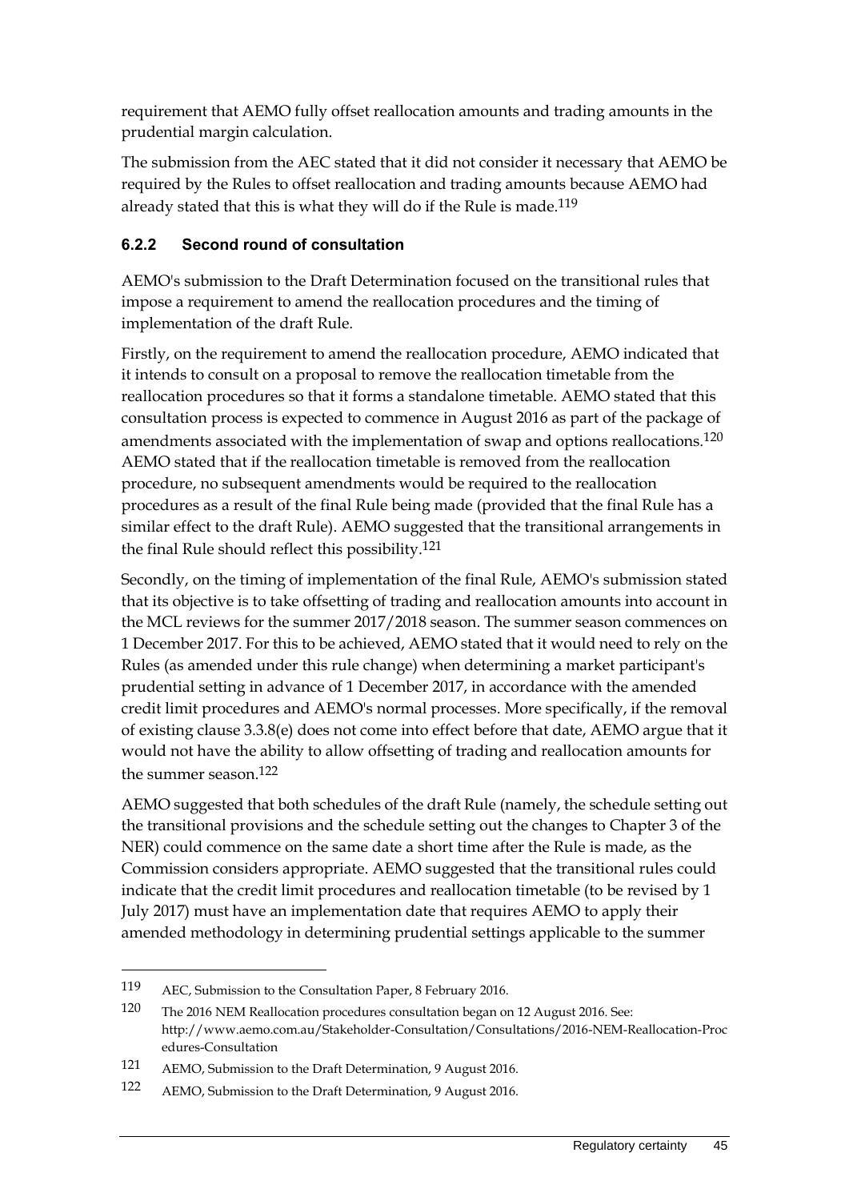requirement that AEMO fully offset reallocation amounts and trading amounts in the prudential margin calculation.

The submission from the AEC stated that it did not consider it necessary that AEMO be required by the Rules to offset reallocation and trading amounts because AEMO had already stated that this is what they will do if the Rule is made.[119]

### 6.2.2 Second round of consultation

AEMO's submission to the Draft Determination focused on the transitional rules that impose a requirement to amend the reallocation procedures and the timing of implementation of the draft Rule.

Firstly, on the requirement to amend the reallocation procedure, AEMO indicated that it intends to consult on a proposal to remove the reallocation timetable from the reallocation procedures so that it forms a standalone timetable. AEMO stated that this consultation process is expected to commence in August 2016 as part of the package of amendments associated with the implementation of swap and options reallocations.[120] AEMO stated that if the reallocation timetable is removed from the reallocation procedure, no subsequent amendments would be required to the reallocation procedures as a result of the final Rule being made (provided that the final Rule has a similar effect to the draft Rule). AEMO suggested that the transitional arrangements in the final Rule should reflect this possibility.[121]

Secondly, on the timing of implementation of the final Rule, AEMO's submission stated that its objective is to take offsetting of trading and reallocation amounts into account in the MCL reviews for the summer 2017/2018 season. The summer season commences on 1 December 2017. For this to be achieved, AEMO stated that it would need to rely on the Rules (as amended under this rule change) when determining a market participant's prudential setting in advance of 1 December 2017, in accordance with the amended credit limit procedures and AEMO's normal processes. More specifically, if the removal of existing clause 3.3.8(e) does not come into effect before that date, AEMO argue that it would not have the ability to allow offsetting of trading and reallocation amounts for the summer season.[122]

AEMO suggested that both schedules of the draft Rule (namely, the schedule setting out the transitional provisions and the schedule setting out the changes to Chapter 3 of the NER) could commence on the same date a short time after the Rule is made, as the Commission considers appropriate. AEMO suggested that the transitional rules could indicate that the credit limit procedures and reallocation timetable (to be revised by 1 July 2017) must have an implementation date that requires AEMO to apply their amended methodology in determining prudential settings applicable to the summer

---

119 AEC, Submission to the Consultation Paper, 8 February 2016.

120 The 2016 NEM Reallocation procedures consultation began on 12 August 2016. See: http://www.aemo.com.au/Stakeholder-Consultation/Consultations/2016-NEM-Reallocation-Procedures-Consultation

121 AEMO, Submission to the Draft Determination, 9 August 2016.

122 AEMO, Submission to the Draft Determination, 9 August 2016.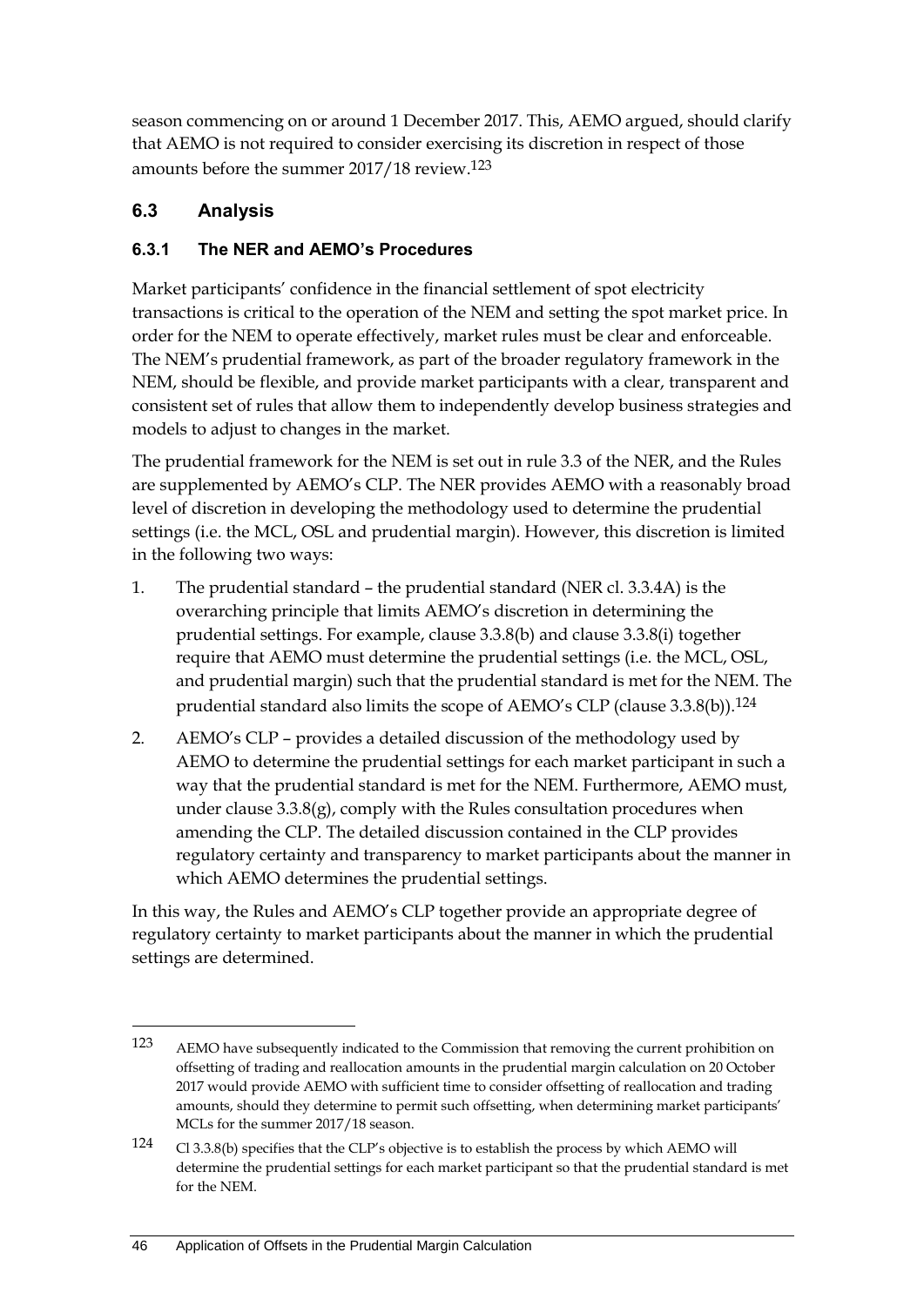season commencing on or around 1 December 2017. This, AEMO argued, should clarify that AEMO is not required to consider exercising its discretion in respect of those amounts before the summer 2017/18 review.[123]

## 6.3 Analysis

### 6.3.1 The NER and AEMO's Procedures

Market participants' confidence in the financial settlement of spot electricity transactions is critical to the operation of the NEM and setting the spot market price. In order for the NEM to operate effectively, market rules must be clear and enforceable. The NEM's prudential framework, as part of the broader regulatory framework in the NEM, should be flexible, and provide market participants with a clear, transparent and consistent set of rules that allow them to independently develop business strategies and models to adjust to changes in the market.

The prudential framework for the NEM is set out in rule 3.3 of the NER, and the Rules are supplemented by AEMO's CLP. The NER provides AEMO with a reasonably broad level of discretion in developing the methodology used to determine the prudential settings (i.e. the MCL, OSL and prudential margin). However, this discretion is limited in the following two ways:

1. The prudential standard – the prudential standard (NER cl. 3.3.4A) is the overarching principle that limits AEMO's discretion in determining the prudential settings. For example, clause 3.3.8(b) and clause 3.3.8(i) together require that AEMO must determine the prudential settings (i.e. the MCL, OSL, and prudential margin) such that the prudential standard is met for the NEM. The prudential standard also limits the scope of AEMO's CLP (clause 3.3.8(b)).[124]
2. AEMO's CLP – provides a detailed discussion of the methodology used by AEMO to determine the prudential settings for each market participant in such a way that the prudential standard is met for the NEM. Furthermore, AEMO must, under clause 3.3.8(g), comply with the Rules consultation procedures when amending the CLP. The detailed discussion contained in the CLP provides regulatory certainty and transparency to market participants about the manner in which AEMO determines the prudential settings.

In this way, the Rules and AEMO's CLP together provide an appropriate degree of regulatory certainty to market participants about the manner in which the prudential settings are determined.

---

[123] AEMO have subsequently indicated to the Commission that removing the current prohibition on offsetting of trading and reallocation amounts in the prudential margin calculation on 20 October 2017 would provide AEMO with sufficient time to consider offsetting of reallocation and trading amounts, should they determine to permit such offsetting, when determining market participants' MCLs for the summer 2017/18 season.

[124] Cl 3.3.8(b) specifies that the CLP's objective is to establish the process by which AEMO will determine the prudential settings for each market participant so that the prudential standard is met for the NEM.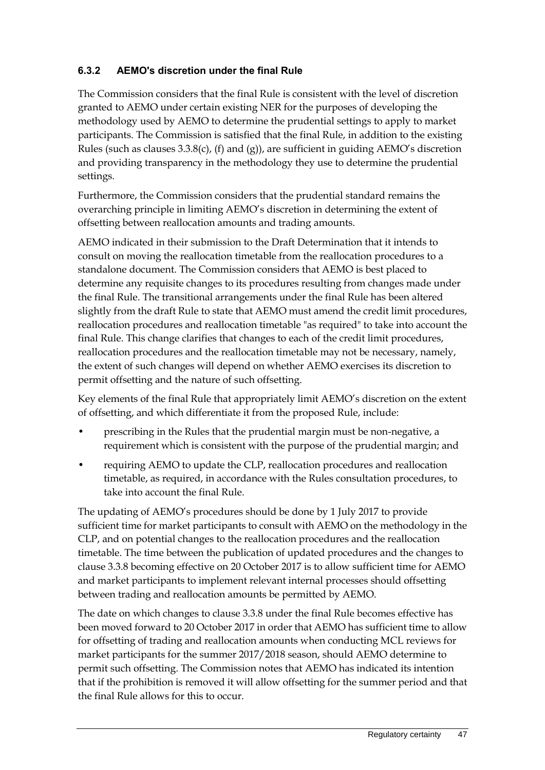### 6.3.2 AEMO's discretion under the final Rule

The Commission considers that the final Rule is consistent with the level of discretion granted to AEMO under certain existing NER for the purposes of developing the methodology used by AEMO to determine the prudential settings to apply to market participants. The Commission is satisfied that the final Rule, in addition to the existing Rules (such as clauses 3.3.8(c), (f) and (g)), are sufficient in guiding AEMO's discretion and providing transparency in the methodology they use to determine the prudential settings.

Furthermore, the Commission considers that the prudential standard remains the overarching principle in limiting AEMO's discretion in determining the extent of offsetting between reallocation amounts and trading amounts.

AEMO indicated in their submission to the Draft Determination that it intends to consult on moving the reallocation timetable from the reallocation procedures to a standalone document. The Commission considers that AEMO is best placed to determine any requisite changes to its procedures resulting from changes made under the final Rule. The transitional arrangements under the final Rule has been altered slightly from the draft Rule to state that AEMO must amend the credit limit procedures, reallocation procedures and reallocation timetable "as required" to take into account the final Rule. This change clarifies that changes to each of the credit limit procedures, reallocation procedures and the reallocation timetable may not be necessary, namely, the extent of such changes will depend on whether AEMO exercises its discretion to permit offsetting and the nature of such offsetting.

Key elements of the final Rule that appropriately limit AEMO's discretion on the extent of offsetting, and which differentiate it from the proposed Rule, include:

- prescribing in the Rules that the prudential margin must be non-negative, a requirement which is consistent with the purpose of the prudential margin; and
- requiring AEMO to update the CLP, reallocation procedures and reallocation timetable, as required, in accordance with the Rules consultation procedures, to take into account the final Rule.

The updating of AEMO's procedures should be done by 1 July 2017 to provide sufficient time for market participants to consult with AEMO on the methodology in the CLP, and on potential changes to the reallocation procedures and the reallocation timetable. The time between the publication of updated procedures and the changes to clause 3.3.8 becoming effective on 20 October 2017 is to allow sufficient time for AEMO and market participants to implement relevant internal processes should offsetting between trading and reallocation amounts be permitted by AEMO.

The date on which changes to clause 3.3.8 under the final Rule becomes effective has been moved forward to 20 October 2017 in order that AEMO has sufficient time to allow for offsetting of trading and reallocation amounts when conducting MCL reviews for market participants for the summer 2017/2018 season, should AEMO determine to permit such offsetting. The Commission notes that AEMO has indicated its intention that if the prohibition is removed it will allow offsetting for the summer period and that the final Rule allows for this to occur.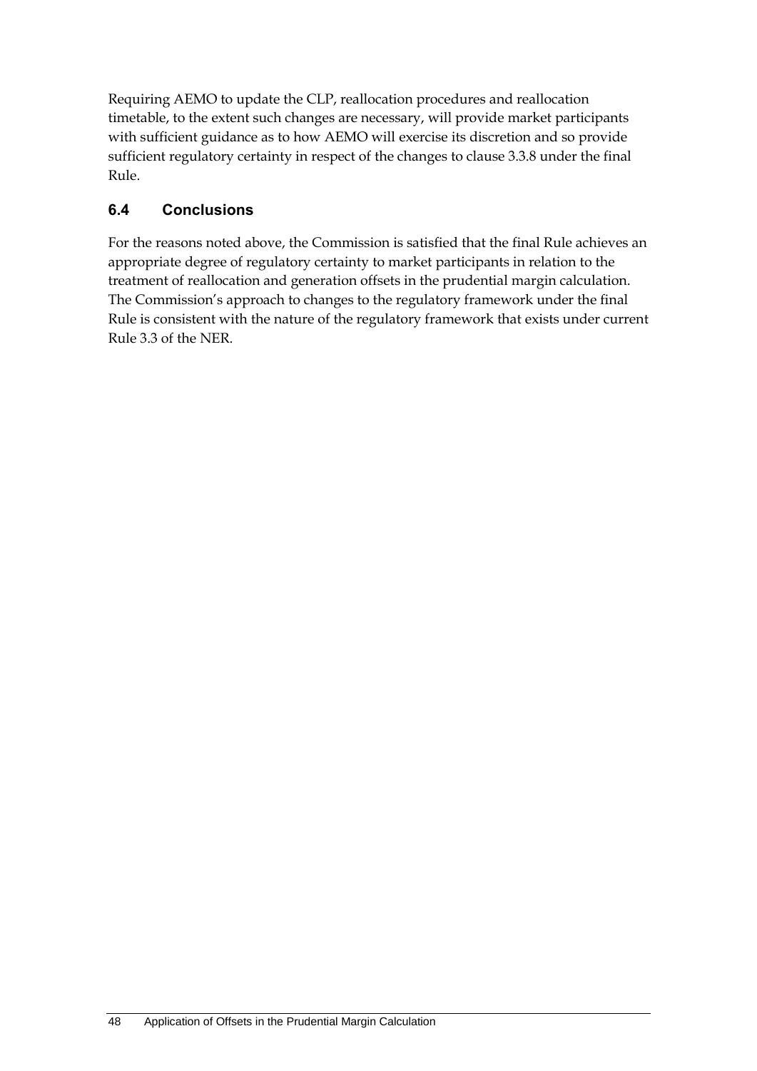Requiring AEMO to update the CLP, reallocation procedures and reallocation timetable, to the extent such changes are necessary, will provide market participants with sufficient guidance as to how AEMO will exercise its discretion and so provide sufficient regulatory certainty in respect of the changes to clause 3.3.8 under the final Rule.

## 6.4 Conclusions

For the reasons noted above, the Commission is satisfied that the final Rule achieves an appropriate degree of regulatory certainty to market participants in relation to the treatment of reallocation and generation offsets in the prudential margin calculation. The Commission's approach to changes to the regulatory framework under the final Rule is consistent with the nature of the regulatory framework that exists under current Rule 3.3 of the NER.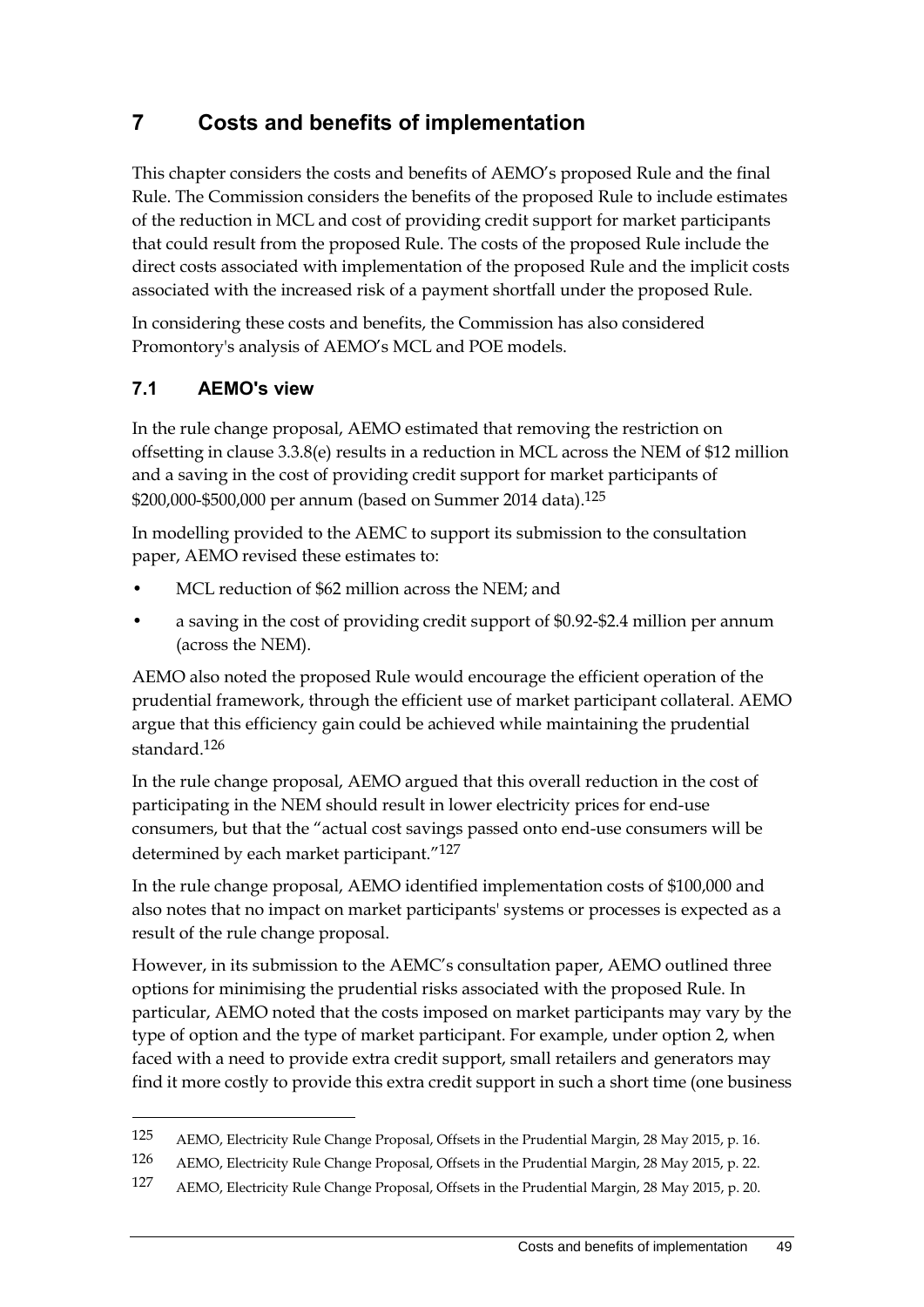# 7 Costs and benefits of implementation

This chapter considers the costs and benefits of AEMO's proposed Rule and the final Rule. The Commission considers the benefits of the proposed Rule to include estimates of the reduction in MCL and cost of providing credit support for market participants that could result from the proposed Rule. The costs of the proposed Rule include the direct costs associated with implementation of the proposed Rule and the implicit costs associated with the increased risk of a payment shortfall under the proposed Rule.

In considering these costs and benefits, the Commission has also considered Promontory's analysis of AEMO's MCL and POE models.

## 7.1 AEMO's view

In the rule change proposal, AEMO estimated that removing the restriction on offsetting in clause 3.3.8(e) results in a reduction in MCL across the NEM of $12 million and a saving in the cost of providing credit support for market participants of $200,000-$500,000 per annum (based on Summer 2014 data).[125]

In modelling provided to the AEMC to support its submission to the consultation paper, AEMO revised these estimates to:

- MCL reduction of $62 million across the NEM; and
- a saving in the cost of providing credit support of $0.92-$2.4 million per annum (across the NEM).

AEMO also noted the proposed Rule would encourage the efficient operation of the prudential framework, through the efficient use of market participant collateral. AEMO argue that this efficiency gain could be achieved while maintaining the prudential standard.[126]

In the rule change proposal, AEMO argued that this overall reduction in the cost of participating in the NEM should result in lower electricity prices for end-use consumers, but that the "actual cost savings passed onto end-use consumers will be determined by each market participant."[127]

In the rule change proposal, AEMO identified implementation costs of $100,000 and also notes that no impact on market participants' systems or processes is expected as a result of the rule change proposal.

However, in its submission to the AEMC's consultation paper, AEMO outlined three options for minimising the prudential risks associated with the proposed Rule. In particular, AEMO noted that the costs imposed on market participants may vary by the type of option and the type of market participant. For example, under option 2, when faced with a need to provide extra credit support, small retailers and generators may find it more costly to provide this extra credit support in such a short time (one business

---

125 AEMO, Electricity Rule Change Proposal, Offsets in the Prudential Margin, 28 May 2015, p. 16.

126 AEMO, Electricity Rule Change Proposal, Offsets in the Prudential Margin, 28 May 2015, p. 22.

127 AEMO, Electricity Rule Change Proposal, Offsets in the Prudential Margin, 28 May 2015, p. 20.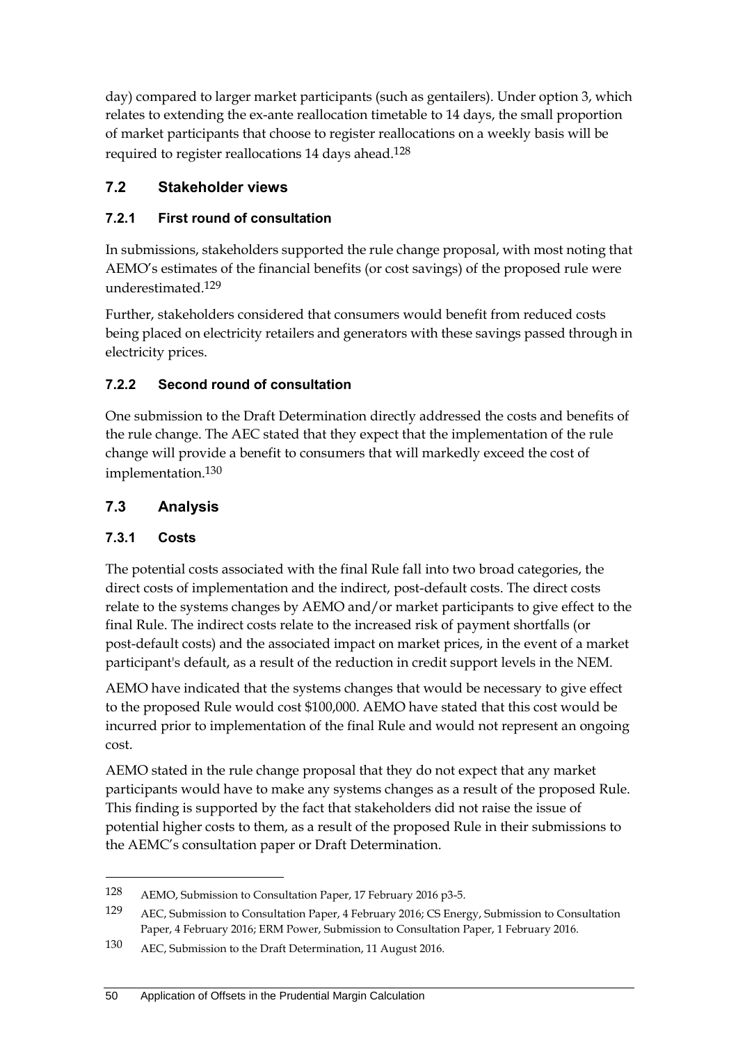day) compared to larger market participants (such as gentailers). Under option 3, which relates to extending the ex-ante reallocation timetable to 14 days, the small proportion of market participants that choose to register reallocations on a weekly basis will be required to register reallocations 14 days ahead.[128]

## 7.2 Stakeholder views

### 7.2.1 First round of consultation

In submissions, stakeholders supported the rule change proposal, with most noting that AEMO's estimates of the financial benefits (or cost savings) of the proposed rule were underestimated.[129]

Further, stakeholders considered that consumers would benefit from reduced costs being placed on electricity retailers and generators with these savings passed through in electricity prices.

### 7.2.2 Second round of consultation

One submission to the Draft Determination directly addressed the costs and benefits of the rule change. The AEC stated that they expect that the implementation of the rule change will provide a benefit to consumers that will markedly exceed the cost of implementation.[130]

## 7.3 Analysis

### 7.3.1 Costs

The potential costs associated with the final Rule fall into two broad categories, the direct costs of implementation and the indirect, post-default costs. The direct costs relate to the systems changes by AEMO and/or market participants to give effect to the final Rule. The indirect costs relate to the increased risk of payment shortfalls (or post-default costs) and the associated impact on market prices, in the event of a market participant's default, as a result of the reduction in credit support levels in the NEM.

AEMO have indicated that the systems changes that would be necessary to give effect to the proposed Rule would cost $100,000. AEMO have stated that this cost would be incurred prior to implementation of the final Rule and would not represent an ongoing cost.

AEMO stated in the rule change proposal that they do not expect that any market participants would have to make any systems changes as a result of the proposed Rule. This finding is supported by the fact that stakeholders did not raise the issue of potential higher costs to them, as a result of the proposed Rule in their submissions to the AEMC's consultation paper or Draft Determination.

---

128 AEMO, Submission to Consultation Paper, 17 February 2016 p3-5.

129 AEC, Submission to Consultation Paper, 4 February 2016; CS Energy, Submission to Consultation Paper, 4 February 2016; ERM Power, Submission to Consultation Paper, 1 February 2016.

130 AEC, Submission to the Draft Determination, 11 August 2016.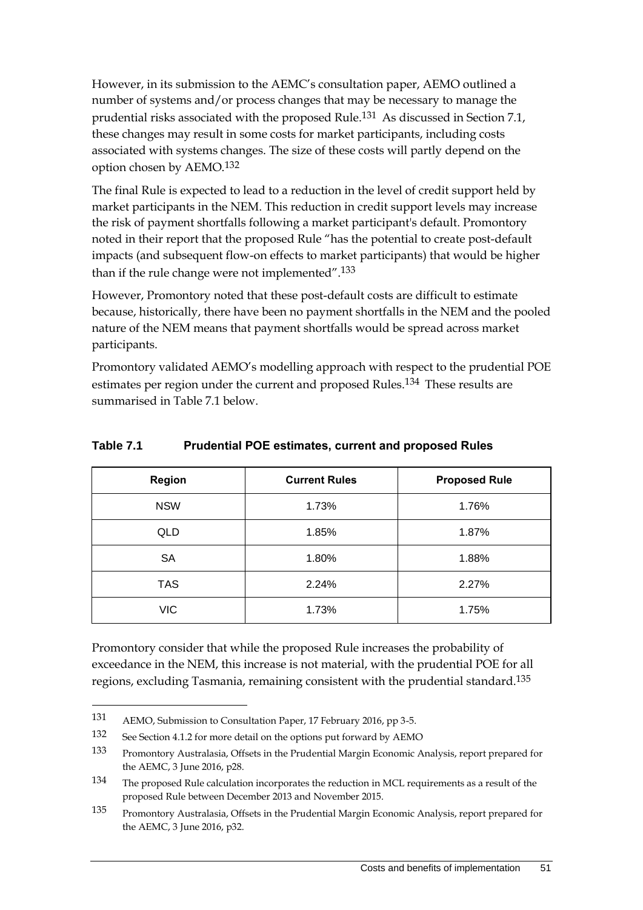However, in its submission to the AEMC's consultation paper, AEMO outlined a number of systems and/or process changes that may be necessary to manage the prudential risks associated with the proposed Rule.[131] As discussed in Section 7.1, these changes may result in some costs for market participants, including costs associated with systems changes. The size of these costs will partly depend on the option chosen by AEMO.[132]

The final Rule is expected to lead to a reduction in the level of credit support held by market participants in the NEM. This reduction in credit support levels may increase the risk of payment shortfalls following a market participant's default. Promontory noted in their report that the proposed Rule "has the potential to create post-default impacts (and subsequent flow-on effects to market participants) that would be higher than if the rule change were not implemented".[133]

However, Promontory noted that these post-default costs are difficult to estimate because, historically, there have been no payment shortfalls in the NEM and the pooled nature of the NEM means that payment shortfalls would be spread across market participants.

Promontory validated AEMO's modelling approach with respect to the prudential POE estimates per region under the current and proposed Rules.[134] These results are summarised in Table 7.1 below.

**Table 7.1 Prudential POE estimates, current and proposed Rules**

| Region | Current Rules | Proposed Rule |
|---|---|---|
| NSW | 1.73% | 1.76% |
| QLD | 1.85% | 1.87% |
| SA | 1.80% | 1.88% |
| TAS | 2.24% | 2.27% |
| VIC | 1.73% | 1.75% |

Promontory consider that while the proposed Rule increases the probability of exceedance in the NEM, this increase is not material, with the prudential POE for all regions, excluding Tasmania, remaining consistent with the prudential standard.[135]

---

131 AEMO, Submission to Consultation Paper, 17 February 2016, pp 3-5.

132 See Section 4.1.2 for more detail on the options put forward by AEMO

133 Promontory Australasia, Offsets in the Prudential Margin Economic Analysis, report prepared for the AEMC, 3 June 2016, p28.

134 The proposed Rule calculation incorporates the reduction in MCL requirements as a result of the proposed Rule between December 2013 and November 2015.

135 Promontory Australasia, Offsets in the Prudential Margin Economic Analysis, report prepared for the AEMC, 3 June 2016, p32.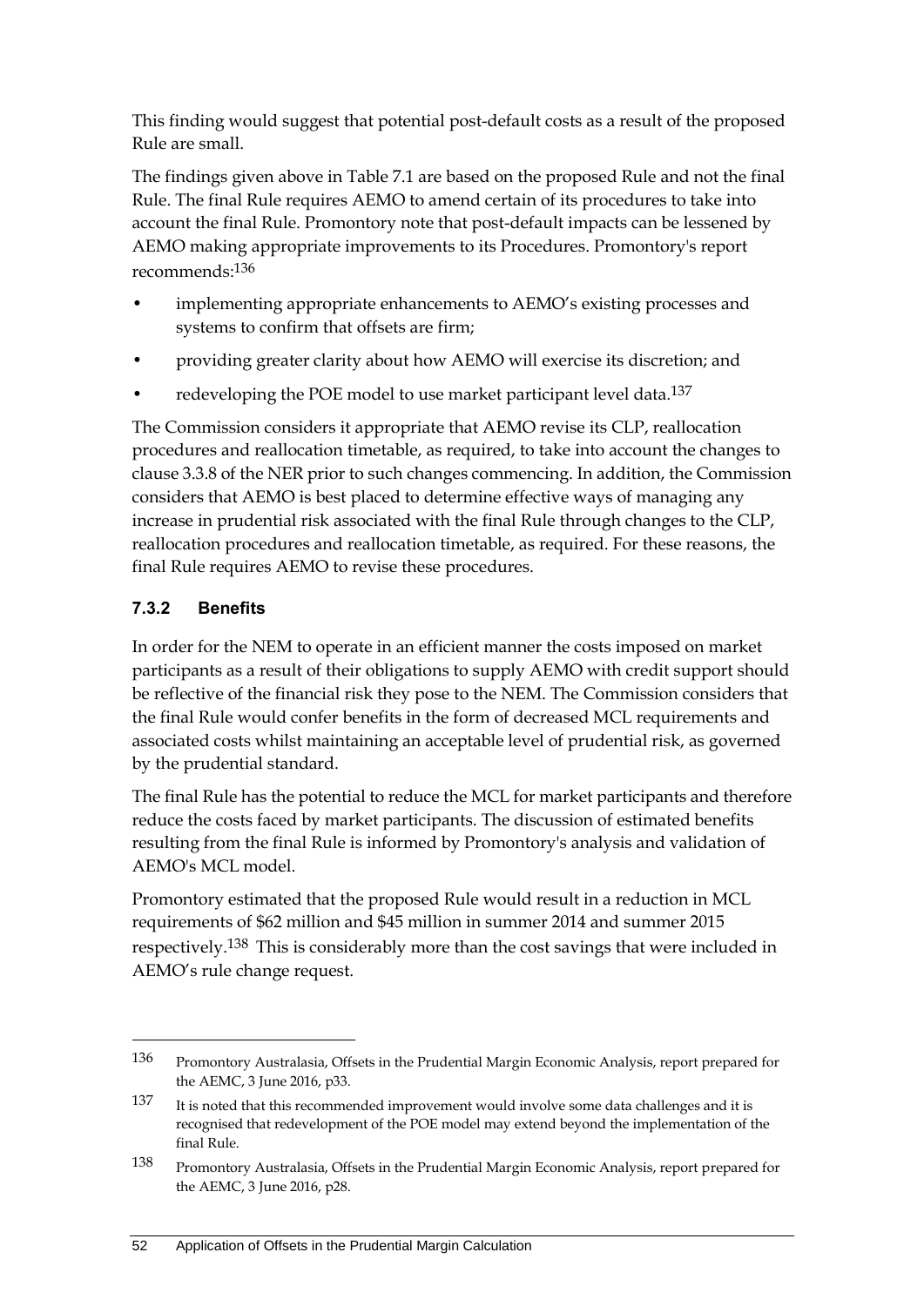This finding would suggest that potential post-default costs as a result of the proposed Rule are small.

The findings given above in Table 7.1 are based on the proposed Rule and not the final Rule. The final Rule requires AEMO to amend certain of its procedures to take into account the final Rule. Promontory note that post-default impacts can be lessened by AEMO making appropriate improvements to its Procedures. Promontory's report recommends:[136]

- implementing appropriate enhancements to AEMO's existing processes and systems to confirm that offsets are firm;
- providing greater clarity about how AEMO will exercise its discretion; and
- redeveloping the POE model to use market participant level data.[137]

The Commission considers it appropriate that AEMO revise its CLP, reallocation procedures and reallocation timetable, as required, to take into account the changes to clause 3.3.8 of the NER prior to such changes commencing. In addition, the Commission considers that AEMO is best placed to determine effective ways of managing any increase in prudential risk associated with the final Rule through changes to the CLP, reallocation procedures and reallocation timetable, as required. For these reasons, the final Rule requires AEMO to revise these procedures.

### 7.3.2 Benefits

In order for the NEM to operate in an efficient manner the costs imposed on market participants as a result of their obligations to supply AEMO with credit support should be reflective of the financial risk they pose to the NEM. The Commission considers that the final Rule would confer benefits in the form of decreased MCL requirements and associated costs whilst maintaining an acceptable level of prudential risk, as governed by the prudential standard.

The final Rule has the potential to reduce the MCL for market participants and therefore reduce the costs faced by market participants. The discussion of estimated benefits resulting from the final Rule is informed by Promontory's analysis and validation of AEMO's MCL model.

Promontory estimated that the proposed Rule would result in a reduction in MCL requirements of $62 million and $45 million in summer 2014 and summer 2015 respectively.[138] This is considerably more than the cost savings that were included in AEMO's rule change request.

---

[136] Promontory Australasia, Offsets in the Prudential Margin Economic Analysis, report prepared for the AEMC, 3 June 2016, p33.

[137] It is noted that this recommended improvement would involve some data challenges and it is recognised that redevelopment of the POE model may extend beyond the implementation of the final Rule.

[138] Promontory Australasia, Offsets in the Prudential Margin Economic Analysis, report prepared for the AEMC, 3 June 2016, p28.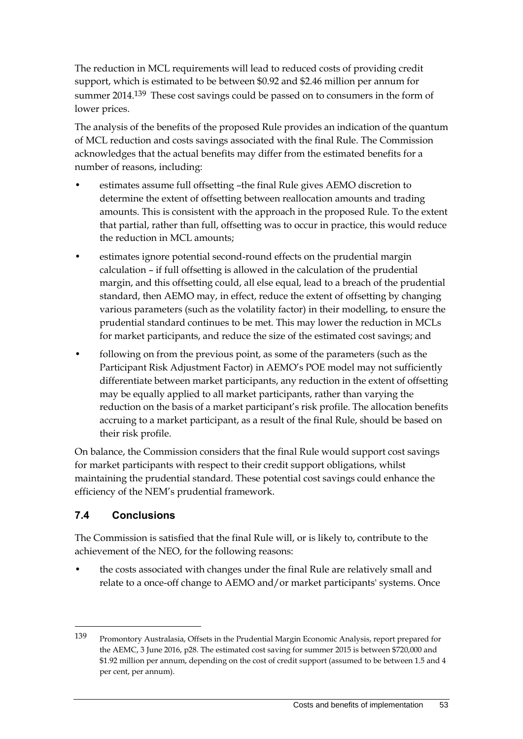The reduction in MCL requirements will lead to reduced costs of providing credit support, which is estimated to be between \$0.92 and \$2.46 million per annum for summer 2014.[139] These cost savings could be passed on to consumers in the form of lower prices.

The analysis of the benefits of the proposed Rule provides an indication of the quantum of MCL reduction and costs savings associated with the final Rule. The Commission acknowledges that the actual benefits may differ from the estimated benefits for a number of reasons, including:

- estimates assume full offsetting –the final Rule gives AEMO discretion to determine the extent of offsetting between reallocation amounts and trading amounts. This is consistent with the approach in the proposed Rule. To the extent that partial, rather than full, offsetting was to occur in practice, this would reduce the reduction in MCL amounts;
- estimates ignore potential second-round effects on the prudential margin calculation – if full offsetting is allowed in the calculation of the prudential margin, and this offsetting could, all else equal, lead to a breach of the prudential standard, then AEMO may, in effect, reduce the extent of offsetting by changing various parameters (such as the volatility factor) in their modelling, to ensure the prudential standard continues to be met. This may lower the reduction in MCLs for market participants, and reduce the size of the estimated cost savings; and
- following on from the previous point, as some of the parameters (such as the Participant Risk Adjustment Factor) in AEMO's POE model may not sufficiently differentiate between market participants, any reduction in the extent of offsetting may be equally applied to all market participants, rather than varying the reduction on the basis of a market participant's risk profile. The allocation benefits accruing to a market participant, as a result of the final Rule, should be based on their risk profile.

On balance, the Commission considers that the final Rule would support cost savings for market participants with respect to their credit support obligations, whilst maintaining the prudential standard. These potential cost savings could enhance the efficiency of the NEM's prudential framework.

## 7.4 Conclusions

The Commission is satisfied that the final Rule will, or is likely to, contribute to the achievement of the NEO, for the following reasons:

- the costs associated with changes under the final Rule are relatively small and relate to a once-off change to AEMO and/or market participants' systems. Once

---

[139] Promontory Australasia, Offsets in the Prudential Margin Economic Analysis, report prepared for the AEMC, 3 June 2016, p28. The estimated cost saving for summer 2015 is between \$720,000 and \$1.92 million per annum, depending on the cost of credit support (assumed to be between 1.5 and 4 per cent, per annum).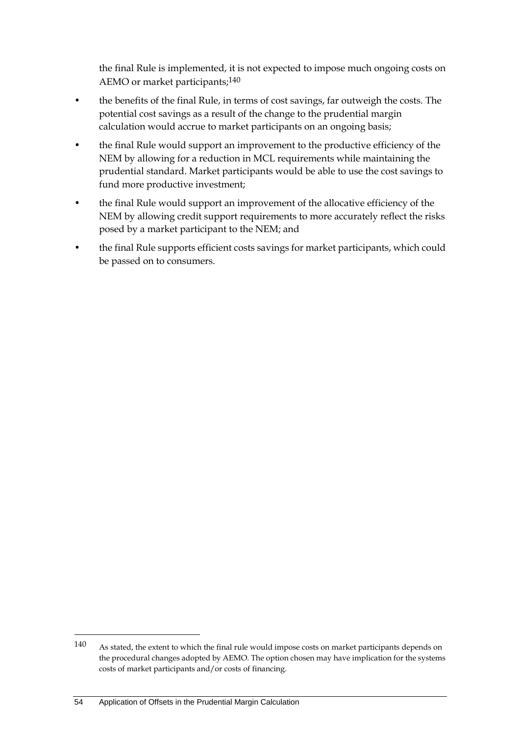the final Rule is implemented, it is not expected to impose much ongoing costs on AEMO or market participants;[140]

- the benefits of the final Rule, in terms of cost savings, far outweigh the costs. The potential cost savings as a result of the change to the prudential margin calculation would accrue to market participants on an ongoing basis;
- the final Rule would support an improvement to the productive efficiency of the NEM by allowing for a reduction in MCL requirements while maintaining the prudential standard. Market participants would be able to use the cost savings to fund more productive investment;
- the final Rule would support an improvement of the allocative efficiency of the NEM by allowing credit support requirements to more accurately reflect the risks posed by a market participant to the NEM; and
- the final Rule supports efficient costs savings for market participants, which could be passed on to consumers.

---

[140] As stated, the extent to which the final rule would impose costs on market participants depends on the procedural changes adopted by AEMO. The option chosen may have implication for the systems costs of market participants and/or costs of financing.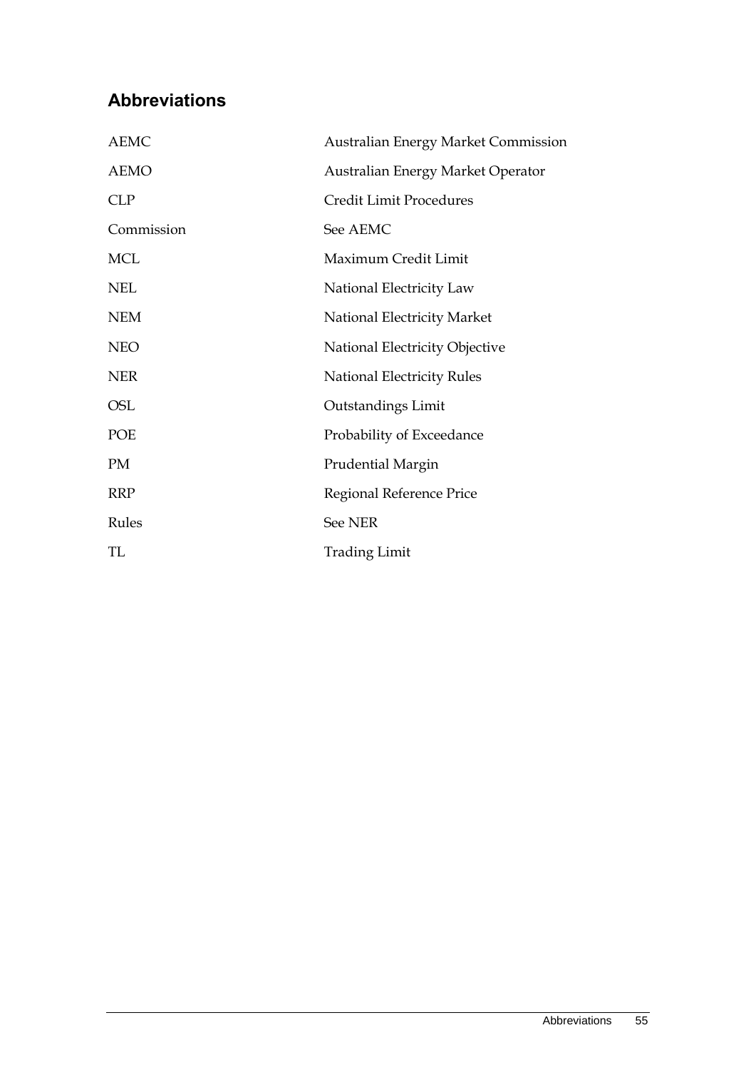## Abbreviations

| | |
|---|---|
| AEMC | Australian Energy Market Commission |
| AEMO | Australian Energy Market Operator |
| CLP | Credit Limit Procedures |
| Commission | See AEMC |
| MCL | Maximum Credit Limit |
| NEL | National Electricity Law |
| NEM | National Electricity Market |
| NEO | National Electricity Objective |
| NER | National Electricity Rules |
| OSL | Outstandings Limit |
| POE | Probability of Exceedance |
| PM | Prudential Margin |
| RRP | Regional Reference Price |
| Rules | See NER |
| TL | Trading Limit |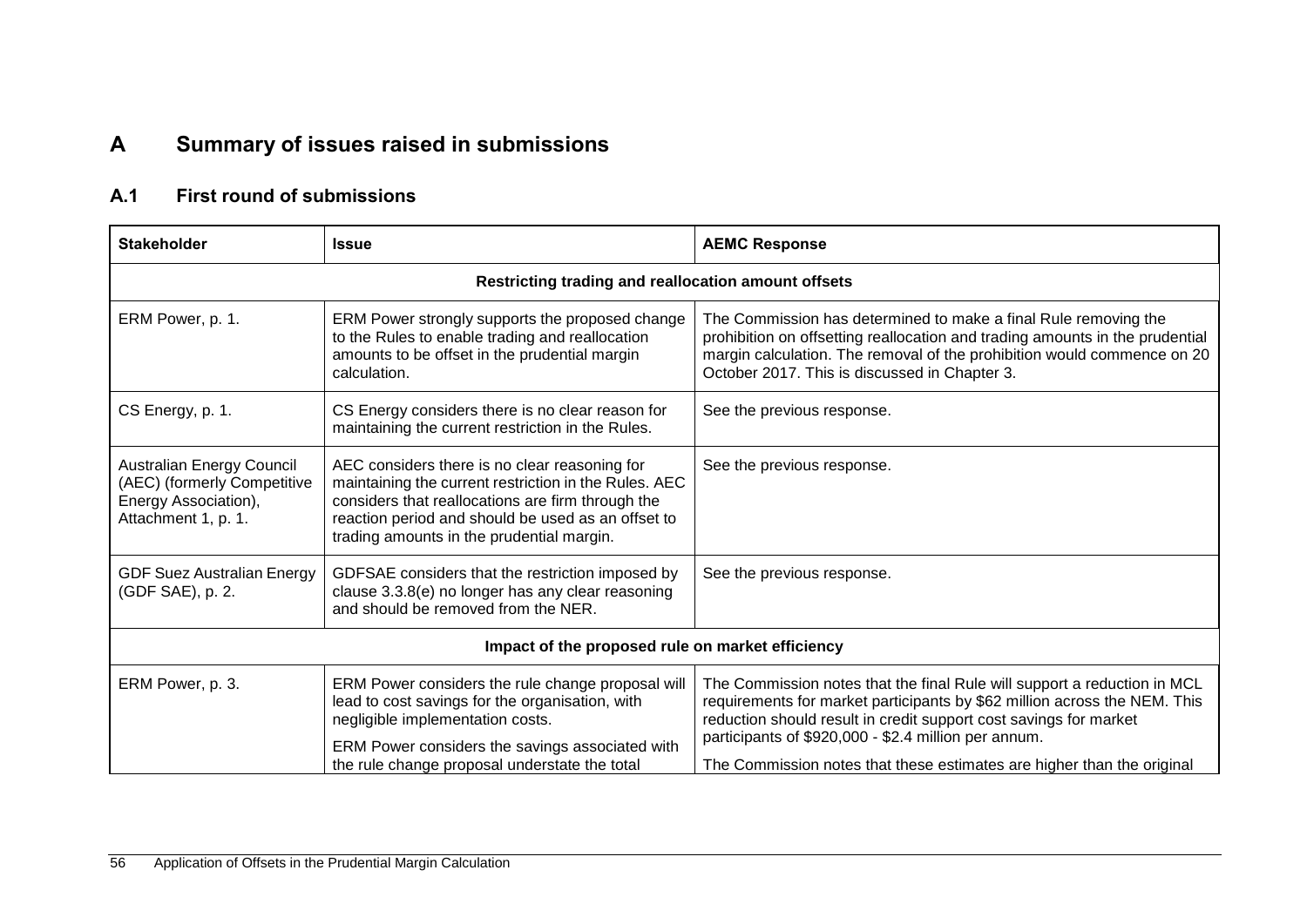# A Summary of issues raised in submissions

## A.1 First round of submissions

| Stakeholder | Issue | AEMC Response |
|---|---|---|
| **Restricting trading and reallocation amount offsets** | | |
| ERM Power, p. 1. | ERM Power strongly supports the proposed change to the Rules to enable trading and reallocation amounts to be offset in the prudential margin calculation. | The Commission has determined to make a final Rule removing the prohibition on offsetting reallocation and trading amounts in the prudential margin calculation. The removal of the prohibition would commence on 20 October 2017. This is discussed in Chapter 3. |
| CS Energy, p. 1. | CS Energy considers there is no clear reason for maintaining the current restriction in the Rules. | See the previous response. |
| Australian Energy Council (AEC) (formerly Competitive Energy Association), Attachment 1, p. 1. | AEC considers there is no clear reasoning for maintaining the current restriction in the Rules. AEC considers that reallocations are firm through the reaction period and should be used as an offset to trading amounts in the prudential margin. | See the previous response. |
| GDF Suez Australian Energy (GDF SAE), p. 2. | GDFSAE considers that the restriction imposed by clause 3.3.8(e) no longer has any clear reasoning and should be removed from the NER. | See the previous response. |
| **Impact of the proposed rule on market efficiency** | | |
| ERM Power, p. 3. | ERM Power considers the rule change proposal will lead to cost savings for the organisation, with negligible implementation costs.<br><br>ERM Power considers the savings associated with the rule change proposal understate the total | The Commission notes that the final Rule will support a reduction in MCL requirements for market participants by $62 million across the NEM. This reduction should result in credit support cost savings for market participants of $920,000 - $2.4 million per annum.<br><br>The Commission notes that these estimates are higher than the original |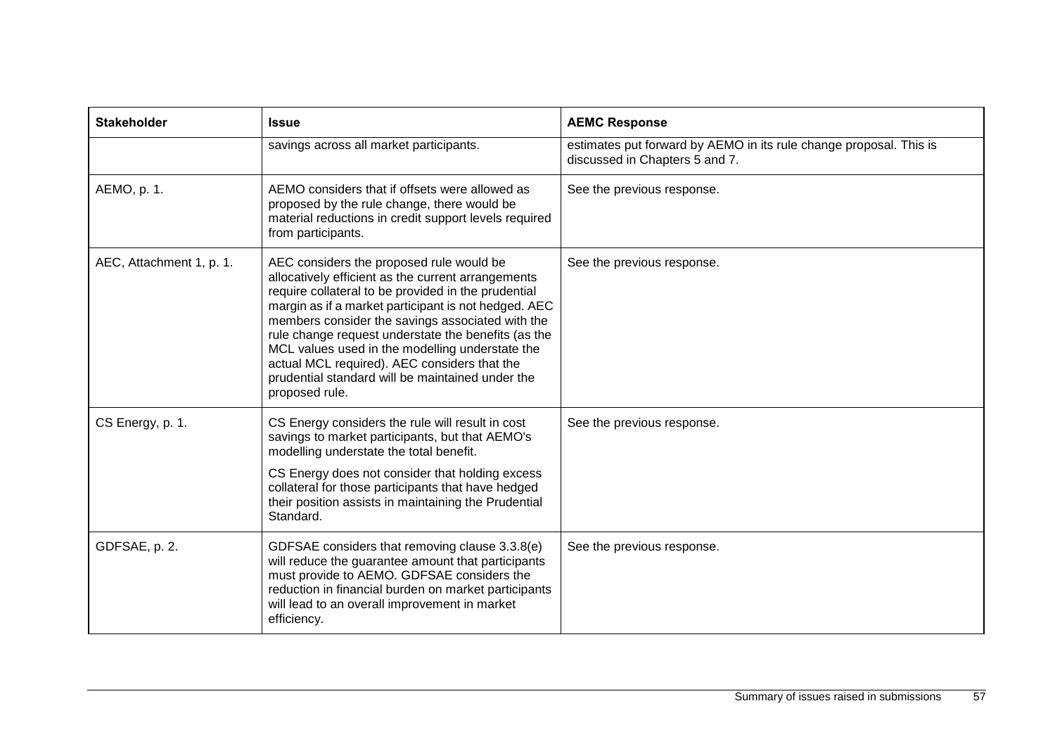| Stakeholder | Issue | AEMC Response |
|---|---|---|
| | savings across all market participants. | estimates put forward by AEMO in its rule change proposal. This is discussed in Chapters 5 and 7. |
| AEMO, p. 1. | AEMO considers that if offsets were allowed as proposed by the rule change, there would be material reductions in credit support levels required from participants. | See the previous response. |
| AEC, Attachment 1, p. 1. | AEC considers the proposed rule would be allocatively efficient as the current arrangements require collateral to be provided in the prudential margin as if a market participant is not hedged. AEC members consider the savings associated with the rule change request understate the benefits (as the MCL values used in the modelling understate the actual MCL required). AEC considers that the prudential standard will be maintained under the proposed rule. | See the previous response. |
| CS Energy, p. 1. | CS Energy considers the rule will result in cost savings to market participants, but that AEMO's modelling understate the total benefit.<br><br>CS Energy does not consider that holding excess collateral for those participants that have hedged their position assists in maintaining the Prudential Standard. | See the previous response. |
| GDFSAE, p. 2. | GDFSAE considers that removing clause 3.3.8(e) will reduce the guarantee amount that participants must provide to AEMO. GDFSAE considers the reduction in financial burden on market participants will lead to an overall improvement in market efficiency. | See the previous response. |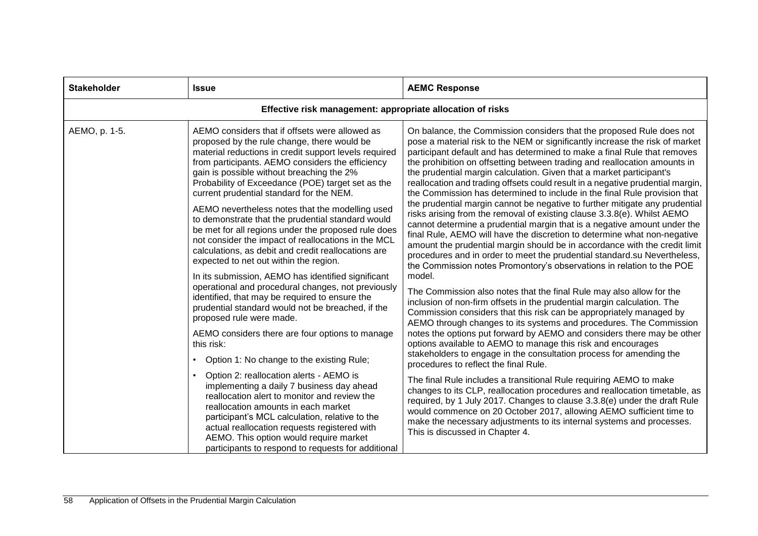| Stakeholder | Issue | AEMC Response |
|---|---|---|
| **Effective risk management: appropriate allocation of risks** | | |
| AEMO, p. 1-5. | AEMO considers that if offsets were allowed as proposed by the rule change, there would be material reductions in credit support levels required from participants. AEMO considers the efficiency gain is possible without breaching the 2% Probability of Exceedance (POE) target set as the current prudential standard for the NEM.<br><br>AEMO nevertheless notes that the modelling used to demonstrate that the prudential standard would be met for all regions under the proposed rule does not consider the impact of reallocations in the MCL calculations, as debit and credit reallocations are expected to net out within the region.<br><br>In its submission, AEMO has identified significant operational and procedural changes, not previously identified, that may be required to ensure the prudential standard would not be breached, if the proposed rule were made.<br><br>AEMO considers there are four options to manage this risk:<br><br>• Option 1: No change to the existing Rule;<br><br>• Option 2: reallocation alerts - AEMO is implementing a daily 7 business day ahead reallocation alert to monitor and review the reallocation amounts in each market participant's MCL calculation, relative to the actual reallocation requests registered with AEMO. This option would require market participants to respond to requests for additional | On balance, the Commission considers that the proposed Rule does not pose a material risk to the NEM or significantly increase the risk of market participant default and has determined to make a final Rule that removes the prohibition on offsetting between trading and reallocation amounts in the prudential margin calculation. Given that a market participant's reallocation and trading offsets could result in a negative prudential margin, the Commission has determined to include in the final Rule provision that the prudential margin cannot be negative to further mitigate any prudential risks arising from the removal of existing clause 3.3.8(e). Whilst AEMO cannot determine a prudential margin that is a negative amount under the final Rule, AEMO will have the discretion to determine what non-negative amount the prudential margin should be in accordance with the credit limit procedures and in order to meet the prudential standard.su Nevertheless, the Commission notes Promontory's observations in relation to the POE model.<br><br>The Commission also notes that the final Rule may also allow for the inclusion of non-firm offsets in the prudential margin calculation. The Commission considers that this risk can be appropriately managed by AEMO through changes to its systems and procedures. The Commission notes the options put forward by AEMO and considers there may be other options available to AEMO to manage this risk and encourages stakeholders to engage in the consultation process for amending the procedures to reflect the final Rule.<br><br>The final Rule includes a transitional Rule requiring AEMO to make changes to its CLP, reallocation procedures and reallocation timetable, as required, by 1 July 2017. Changes to clause 3.3.8(e) under the draft Rule would commence on 20 October 2017, allowing AEMO sufficient time to make the necessary adjustments to its internal systems and processes. This is discussed in Chapter 4. |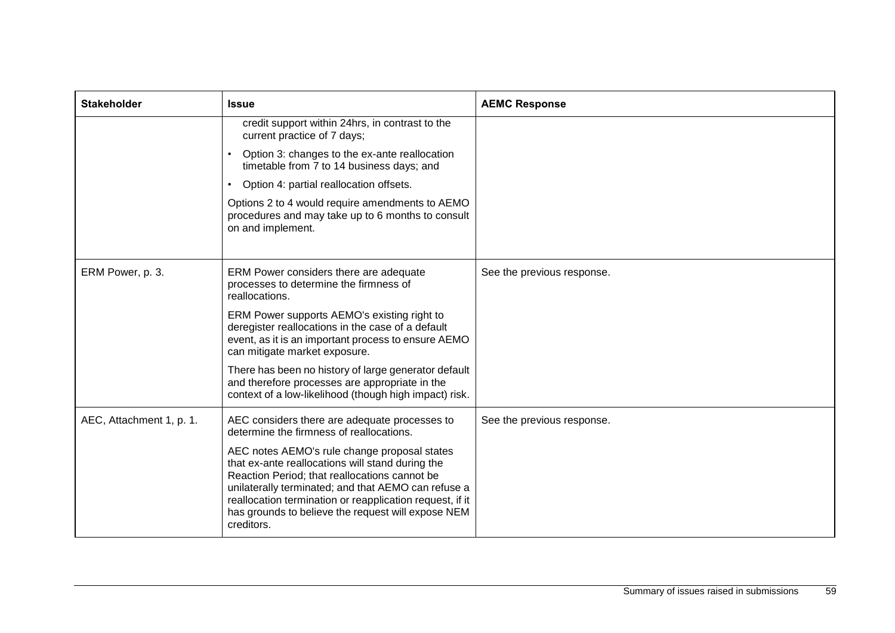| Stakeholder | Issue | AEMC Response |
| --- | --- | --- |
| | credit support within 24hrs, in contrast to the current practice of 7 days;<br>• Option 3: changes to the ex-ante reallocation timetable from 7 to 14 business days; and<br>• Option 4: partial reallocation offsets.<br>Options 2 to 4 would require amendments to AEMO procedures and may take up to 6 months to consult on and implement. | |
| ERM Power, p. 3. | ERM Power considers there are adequate processes to determine the firmness of reallocations.<br>ERM Power supports AEMO's existing right to deregister reallocations in the case of a default event, as it is an important process to ensure AEMO can mitigate market exposure.<br>There has been no history of large generator default and therefore processes are appropriate in the context of a low-likelihood (though high impact) risk. | See the previous response. |
| AEC, Attachment 1, p. 1. | AEC considers there are adequate processes to determine the firmness of reallocations.<br>AEC notes AEMO's rule change proposal states that ex-ante reallocations will stand during the Reaction Period; that reallocations cannot be unilaterally terminated; and that AEMO can refuse a reallocation termination or reapplication request, if it has grounds to believe the request will expose NEM creditors. | See the previous response. |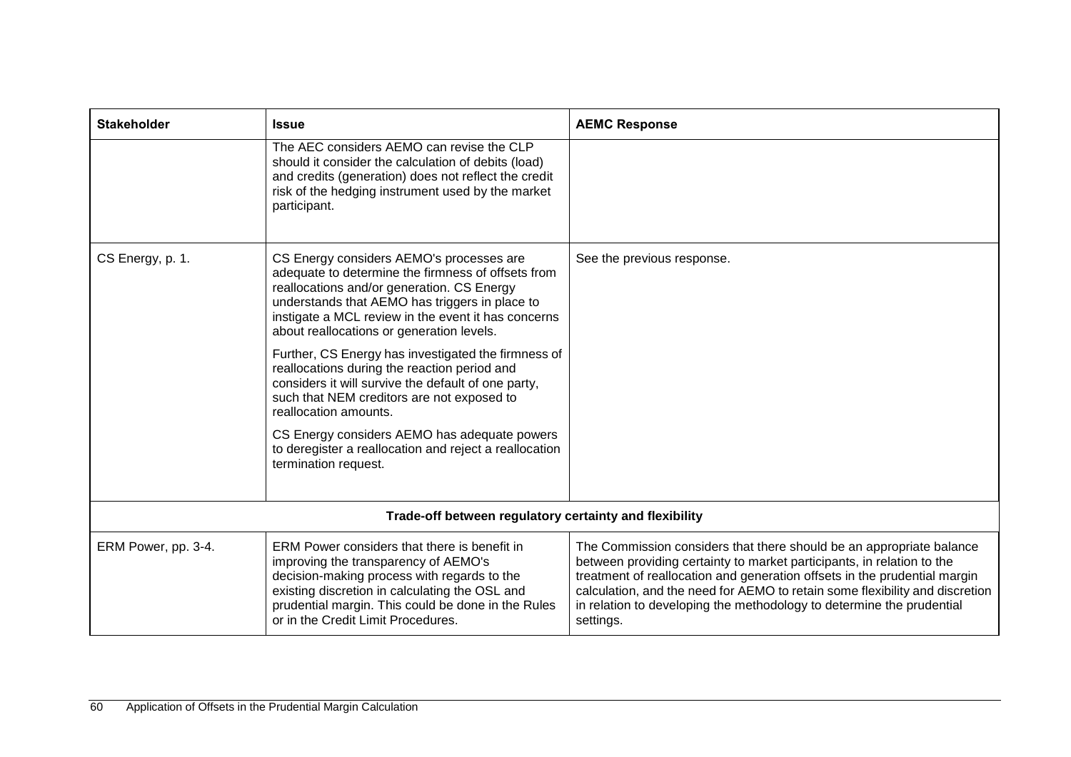| Stakeholder | Issue | AEMC Response |
|---|---|---|
| | The AEC considers AEMO can revise the CLP should it consider the calculation of debits (load) and credits (generation) does not reflect the credit risk of the hedging instrument used by the market participant. | |
| CS Energy, p. 1. | CS Energy considers AEMO's processes are adequate to determine the firmness of offsets from reallocations and/or generation. CS Energy understands that AEMO has triggers in place to instigate a MCL review in the event it has concerns about reallocations or generation levels.<br><br>Further, CS Energy has investigated the firmness of reallocations during the reaction period and considers it will survive the default of one party, such that NEM creditors are not exposed to reallocation amounts.<br><br>CS Energy considers AEMO has adequate powers to deregister a reallocation and reject a reallocation termination request. | See the previous response. |
| **Trade-off between regulatory certainty and flexibility** | | |
| ERM Power, pp. 3-4. | ERM Power considers that there is benefit in improving the transparency of AEMO's decision-making process with regards to the existing discretion in calculating the OSL and prudential margin. This could be done in the Rules or in the Credit Limit Procedures. | The Commission considers that there should be an appropriate balance between providing certainty to market participants, in relation to the treatment of reallocation and generation offsets in the prudential margin calculation, and the need for AEMO to retain some flexibility and discretion in relation to developing the methodology to determine the prudential settings. |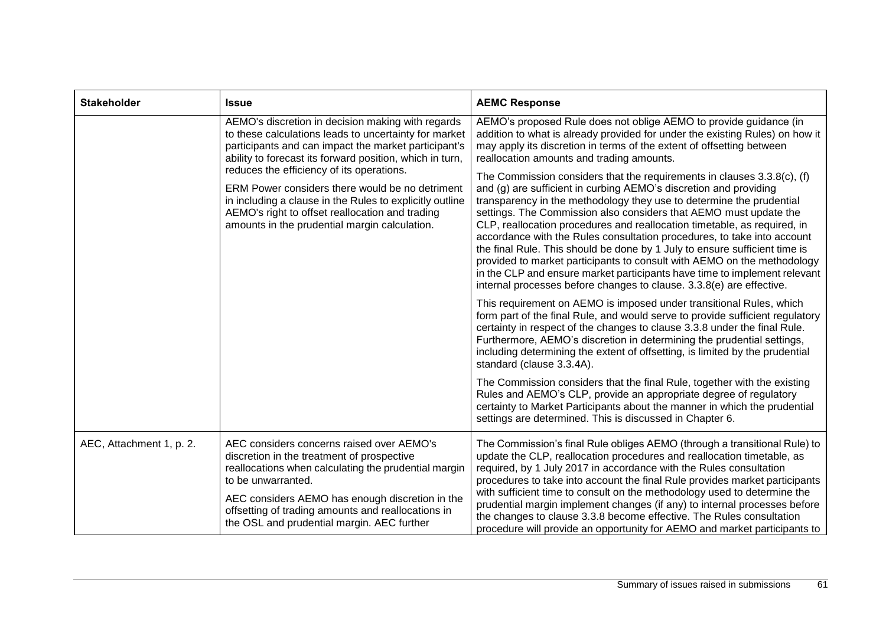| Stakeholder | Issue | AEMC Response |
| --- | --- | --- |
| | AEMO's discretion in decision making with regards to these calculations leads to uncertainty for market participants and can impact the market participant's ability to forecast its forward position, which in turn, reduces the efficiency of its operations.<br><br>ERM Power considers there would be no detriment in including a clause in the Rules to explicitly outline AEMO's right to offset reallocation and trading amounts in the prudential margin calculation. | AEMO's proposed Rule does not oblige AEMO to provide guidance (in addition to what is already provided for under the existing Rules) on how it may apply its discretion in terms of the extent of offsetting between reallocation amounts and trading amounts.<br><br>The Commission considers that the requirements in clauses 3.3.8(c), (f) and (g) are sufficient in curbing AEMO's discretion and providing transparency in the methodology they use to determine the prudential settings. The Commission also considers that AEMO must update the CLP, reallocation procedures and reallocation timetable, as required, in accordance with the Rules consultation procedures, to take into account the final Rule. This should be done by 1 July to ensure sufficient time is provided to market participants to consult with AEMO on the methodology in the CLP and ensure market participants have time to implement relevant internal processes before changes to clause. 3.3.8(e) are effective.<br><br>This requirement on AEMO is imposed under transitional Rules, which form part of the final Rule, and would serve to provide sufficient regulatory certainty in respect of the changes to clause 3.3.8 under the final Rule. Furthermore, AEMO's discretion in determining the prudential settings, including determining the extent of offsetting, is limited by the prudential standard (clause 3.3.4A).<br><br>The Commission considers that the final Rule, together with the existing Rules and AEMO's CLP, provide an appropriate degree of regulatory certainty to Market Participants about the manner in which the prudential settings are determined. This is discussed in Chapter 6. |
| AEC, Attachment 1, p. 2. | AEC considers concerns raised over AEMO's discretion in the treatment of prospective reallocations when calculating the prudential margin to be unwarranted.<br><br>AEC considers AEMO has enough discretion in the offsetting of trading amounts and reallocations in the OSL and prudential margin. AEC further | The Commission's final Rule obliges AEMO (through a transitional Rule) to update the CLP, reallocation procedures and reallocation timetable, as required, by 1 July 2017 in accordance with the Rules consultation procedures to take into account the final Rule provides market participants with sufficient time to consult on the methodology used to determine the prudential margin implement changes (if any) to internal processes before the changes to clause 3.3.8 become effective. The Rules consultation procedure will provide an opportunity for AEMO and market participants to |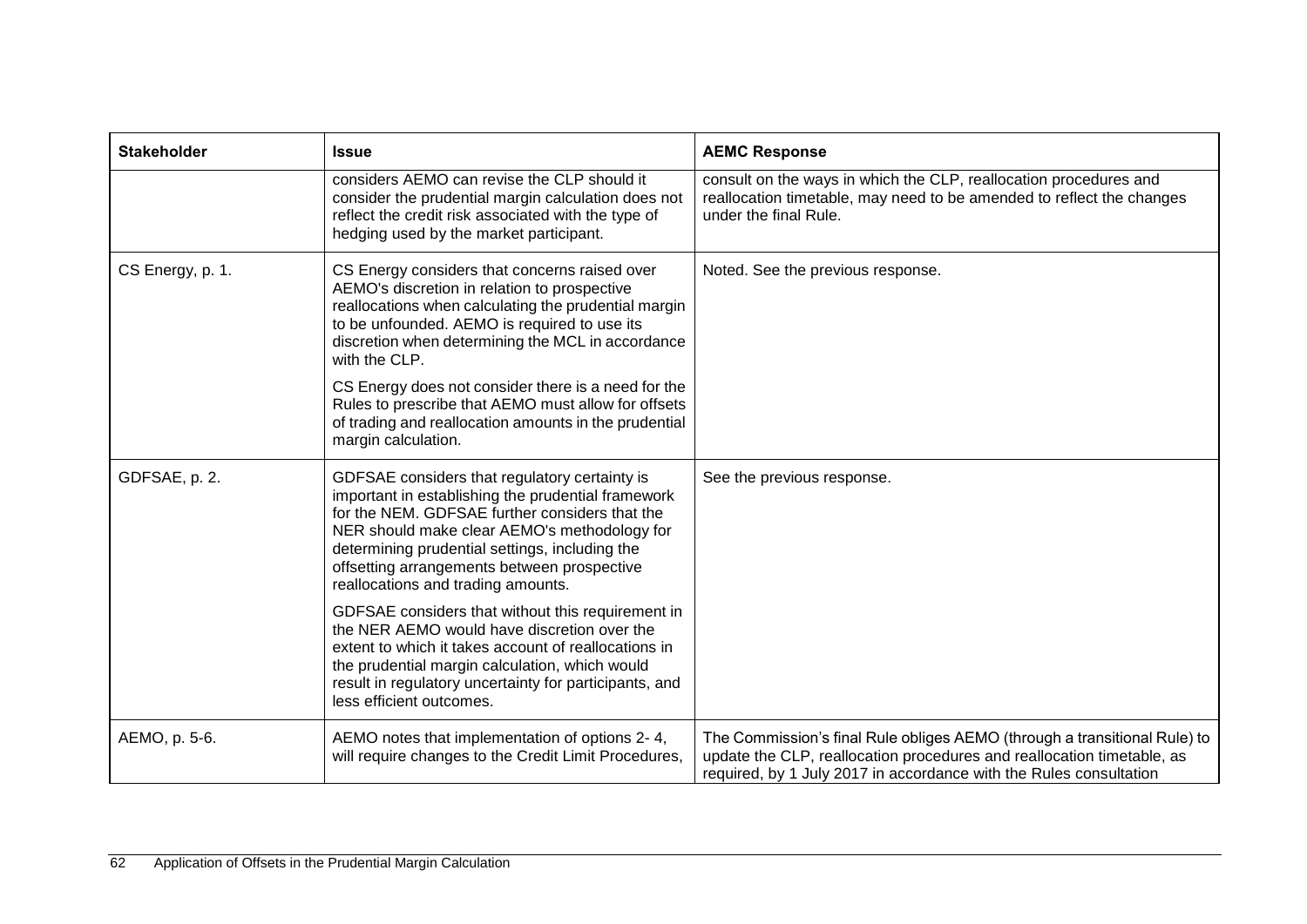| Stakeholder | Issue | AEMC Response |
|---|---|---|
| | considers AEMO can revise the CLP should it consider the prudential margin calculation does not reflect the credit risk associated with the type of hedging used by the market participant. | consult on the ways in which the CLP, reallocation procedures and reallocation timetable, may need to be amended to reflect the changes under the final Rule. |
| CS Energy, p. 1. | CS Energy considers that concerns raised over AEMO's discretion in relation to prospective reallocations when calculating the prudential margin to be unfounded. AEMO is required to use its discretion when determining the MCL in accordance with the CLP.<br><br>CS Energy does not consider there is a need for the Rules to prescribe that AEMO must allow for offsets of trading and reallocation amounts in the prudential margin calculation. | Noted. See the previous response. |
| GDFSAE, p. 2. | GDFSAE considers that regulatory certainty is important in establishing the prudential framework for the NEM. GDFSAE further considers that the NER should make clear AEMO's methodology for determining prudential settings, including the offsetting arrangements between prospective reallocations and trading amounts.<br><br>GDFSAE considers that without this requirement in the NER AEMO would have discretion over the extent to which it takes account of reallocations in the prudential margin calculation, which would result in regulatory uncertainty for participants, and less efficient outcomes. | See the previous response. |
| AEMO, p. 5-6. | AEMO notes that implementation of options 2- 4, will require changes to the Credit Limit Procedures, | The Commission's final Rule obliges AEMO (through a transitional Rule) to update the CLP, reallocation procedures and reallocation timetable, as required, by 1 July 2017 in accordance with the Rules consultation |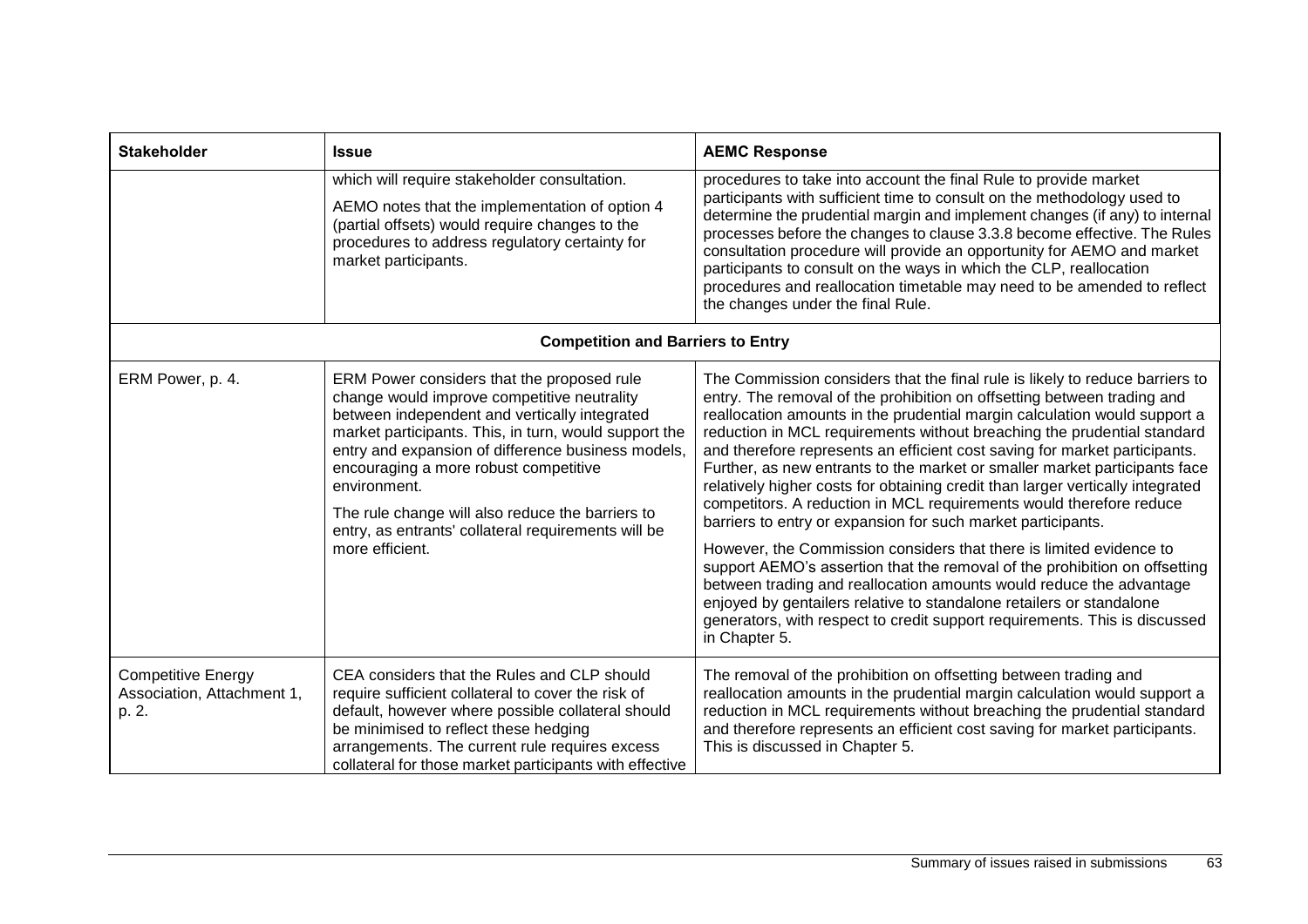| Stakeholder | Issue | AEMC Response |
|---|---|---|
| | which will require stakeholder consultation.<br><br>AEMO notes that the implementation of option 4 (partial offsets) would require changes to the procedures to address regulatory certainty for market participants. | procedures to take into account the final Rule to provide market participants with sufficient time to consult on the methodology used to determine the prudential margin and implement changes (if any) to internal processes before the changes to clause 3.3.8 become effective. The Rules consultation procedure will provide an opportunity for AEMO and market participants to consult on the ways in which the CLP, reallocation procedures and reallocation timetable may need to be amended to reflect the changes under the final Rule. |
| **Competition and Barriers to Entry** | | |
| ERM Power, p. 4. | ERM Power considers that the proposed rule change would improve competitive neutrality between independent and vertically integrated market participants. This, in turn, would support the entry and expansion of difference business models, encouraging a more robust competitive environment.<br><br>The rule change will also reduce the barriers to entry, as entrants' collateral requirements will be more efficient. | The Commission considers that the final rule is likely to reduce barriers to entry. The removal of the prohibition on offsetting between trading and reallocation amounts in the prudential margin calculation would support a reduction in MCL requirements without breaching the prudential standard and therefore represents an efficient cost saving for market participants. Further, as new entrants to the market or smaller market participants face relatively higher costs for obtaining credit than larger vertically integrated competitors. A reduction in MCL requirements would therefore reduce barriers to entry or expansion for such market participants.<br><br>However, the Commission considers that there is limited evidence to support AEMO's assertion that the removal of the prohibition on offsetting between trading and reallocation amounts would reduce the advantage enjoyed by gentailers relative to standalone retailers or standalone generators, with respect to credit support requirements. This is discussed in Chapter 5. |
| Competitive Energy Association, Attachment 1, p. 2. | CEA considers that the Rules and CLP should require sufficient collateral to cover the risk of default, however where possible collateral should be minimised to reflect these hedging arrangements. The current rule requires excess collateral for those market participants with effective | The removal of the prohibition on offsetting between trading and reallocation amounts in the prudential margin calculation would support a reduction in MCL requirements without breaching the prudential standard and therefore represents an efficient cost saving for market participants. This is discussed in Chapter 5. |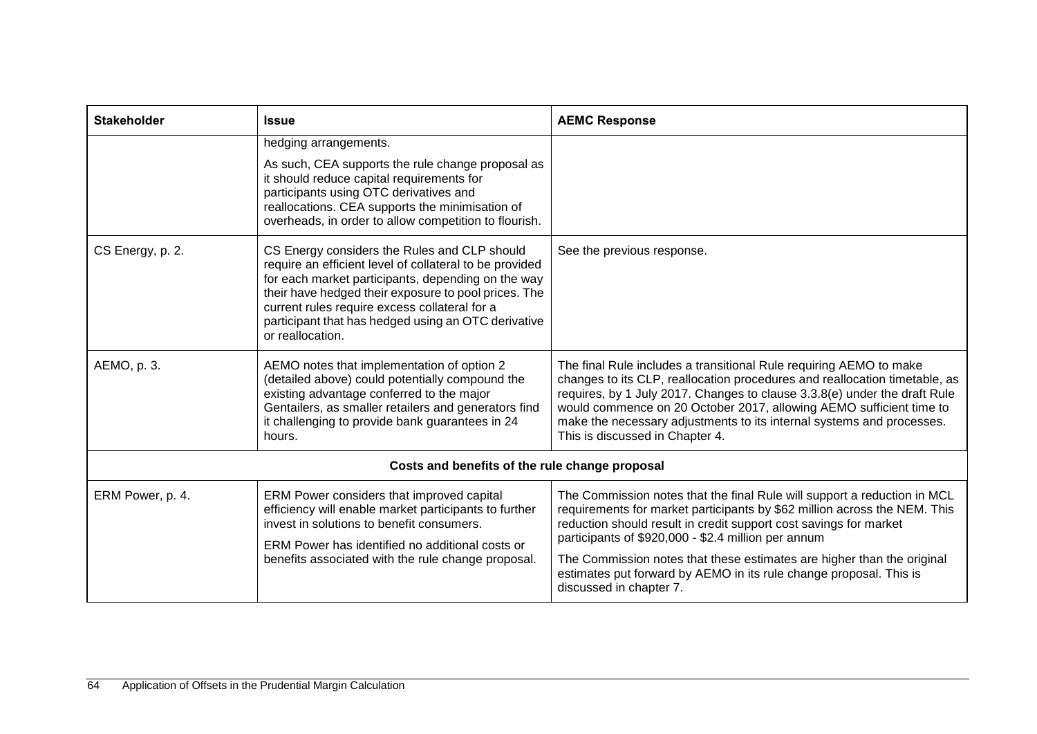| Stakeholder | Issue | AEMC Response |
|---|---|---|
| | hedging arrangements.<br><br>As such, CEA supports the rule change proposal as it should reduce capital requirements for participants using OTC derivatives and reallocations. CEA supports the minimisation of overheads, in order to allow competition to flourish. | |
| CS Energy, p. 2. | CS Energy considers the Rules and CLP should require an efficient level of collateral to be provided for each market participants, depending on the way their have hedged their exposure to pool prices. The current rules require excess collateral for a participant that has hedged using an OTC derivative or reallocation. | See the previous response. |
| AEMO, p. 3. | AEMO notes that implementation of option 2 (detailed above) could potentially compound the existing advantage conferred to the major Gentailers, as smaller retailers and generators find it challenging to provide bank guarantees in 24 hours. | The final Rule includes a transitional Rule requiring AEMO to make changes to its CLP, reallocation procedures and reallocation timetable, as requires, by 1 July 2017. Changes to clause 3.3.8(e) under the draft Rule would commence on 20 October 2017, allowing AEMO sufficient time to make the necessary adjustments to its internal systems and processes. This is discussed in Chapter 4. |
| **Costs and benefits of the rule change proposal** | | |
| ERM Power, p. 4. | ERM Power considers that improved capital efficiency will enable market participants to further invest in solutions to benefit consumers.<br><br>ERM Power has identified no additional costs or benefits associated with the rule change proposal. | The Commission notes that the final Rule will support a reduction in MCL requirements for market participants by $62 million across the NEM. This reduction should result in credit support cost savings for market participants of $920,000 - $2.4 million per annum<br><br>The Commission notes that these estimates are higher than the original estimates put forward by AEMO in its rule change proposal. This is discussed in chapter 7. |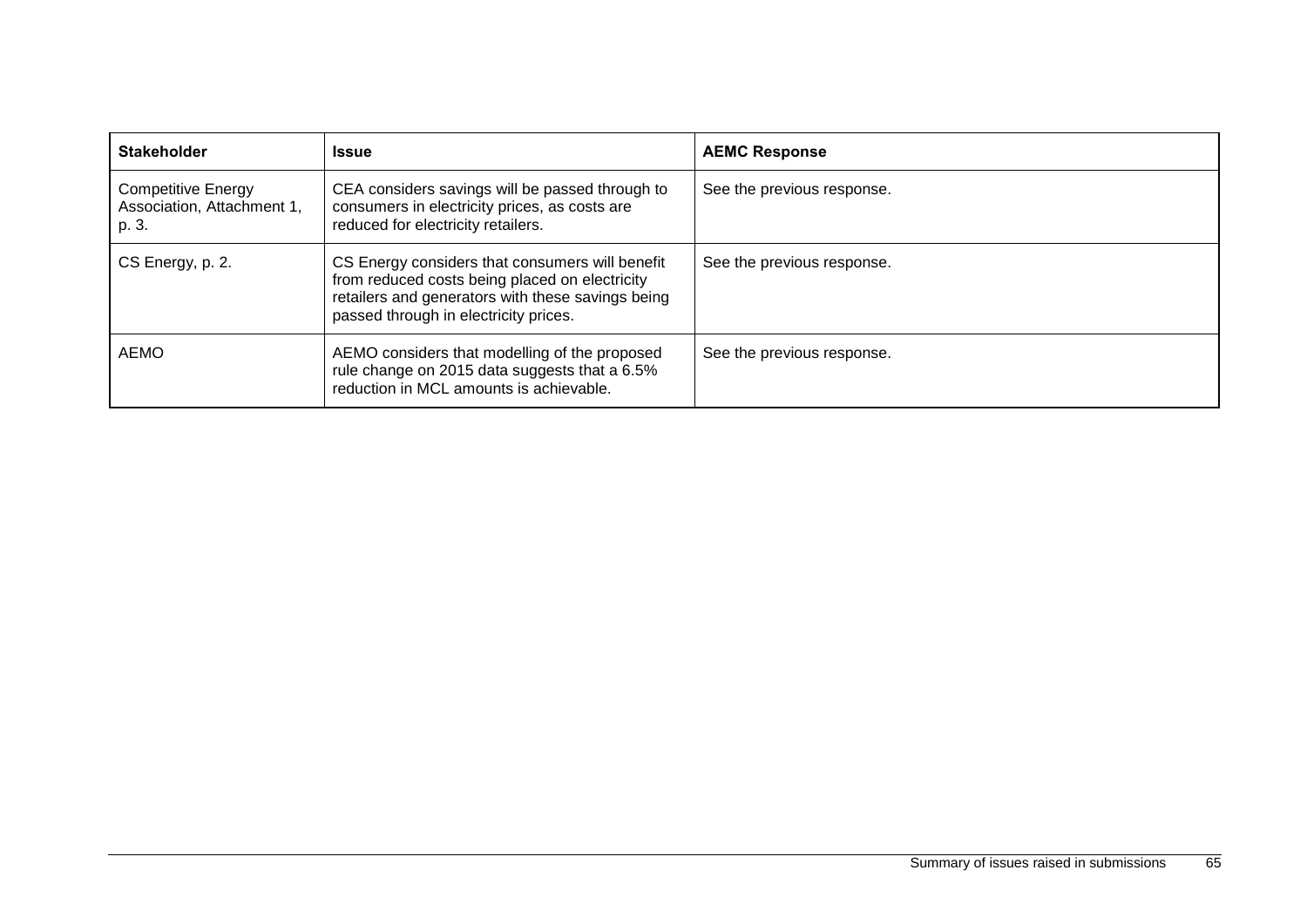| Stakeholder | Issue | AEMC Response |
| --- | --- | --- |
| Competitive Energy Association, Attachment 1, p. 3. | CEA considers savings will be passed through to consumers in electricity prices, as costs are reduced for electricity retailers. | See the previous response. |
| CS Energy, p. 2. | CS Energy considers that consumers will benefit from reduced costs being placed on electricity retailers and generators with these savings being passed through in electricity prices. | See the previous response. |
| AEMO | AEMO considers that modelling of the proposed rule change on 2015 data suggests that a 6.5% reduction in MCL amounts is achievable. | See the previous response. |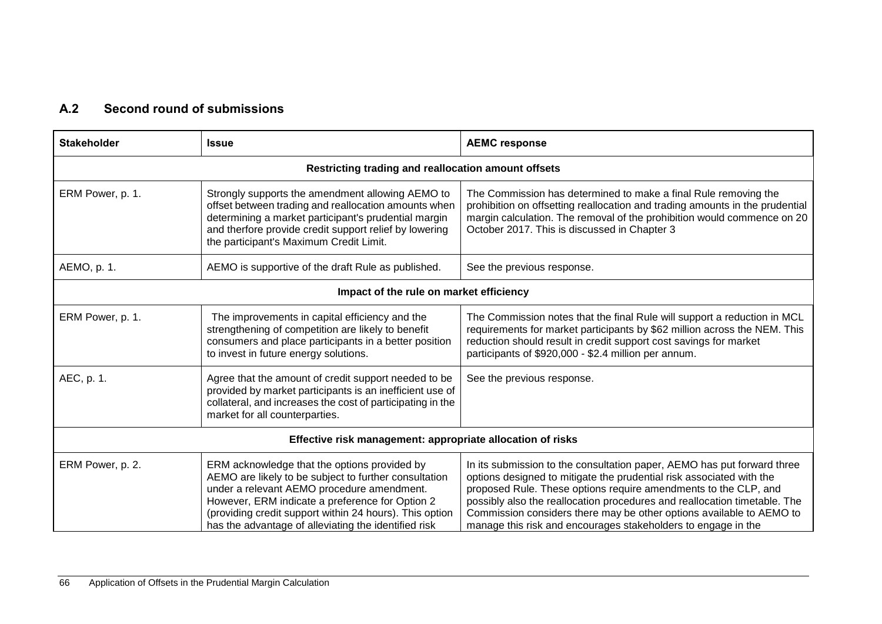## A.2 Second round of submissions

| Stakeholder | Issue | AEMC response |
|---|---|---|
| **Restricting trading and reallocation amount offsets** | | |
| ERM Power, p. 1. | Strongly supports the amendment allowing AEMO to offset between trading and reallocation amounts when determining a market participant's prudential margin and therfore provide credit support relief by lowering the participant's Maximum Credit Limit. | The Commission has determined to make a final Rule removing the prohibition on offsetting reallocation and trading amounts in the prudential margin calculation. The removal of the prohibition would commence on 20 October 2017. This is discussed in Chapter 3 |
| AEMO, p. 1. | AEMO is supportive of the draft Rule as published. | See the previous response. |
| **Impact of the rule on market efficiency** | | |
| ERM Power, p. 1. | The improvements in capital efficiency and the strengthening of competition are likely to benefit consumers and place participants in a better position to invest in future energy solutions. | The Commission notes that the final Rule will support a reduction in MCL requirements for market participants by $62 million across the NEM. This reduction should result in credit support cost savings for market participants of $920,000 - $2.4 million per annum. |
| AEC, p. 1. | Agree that the amount of credit support needed to be provided by market participants is an inefficient use of collateral, and increases the cost of participating in the market for all counterparties. | See the previous response. |
| **Effective risk management: appropriate allocation of risks** | | |
| ERM Power, p. 2. | ERM acknowledge that the options provided by AEMO are likely to be subject to further consultation under a relevant AEMO procedure amendment. However, ERM indicate a preference for Option 2 (providing credit support within 24 hours). This option has the advantage of alleviating the identified risk | In its submission to the consultation paper, AEMO has put forward three options designed to mitigate the prudential risk associated with the proposed Rule. These options require amendments to the CLP, and possibly also the reallocation procedures and reallocation timetable. The Commission considers there may be other options available to AEMO to manage this risk and encourages stakeholders to engage in the |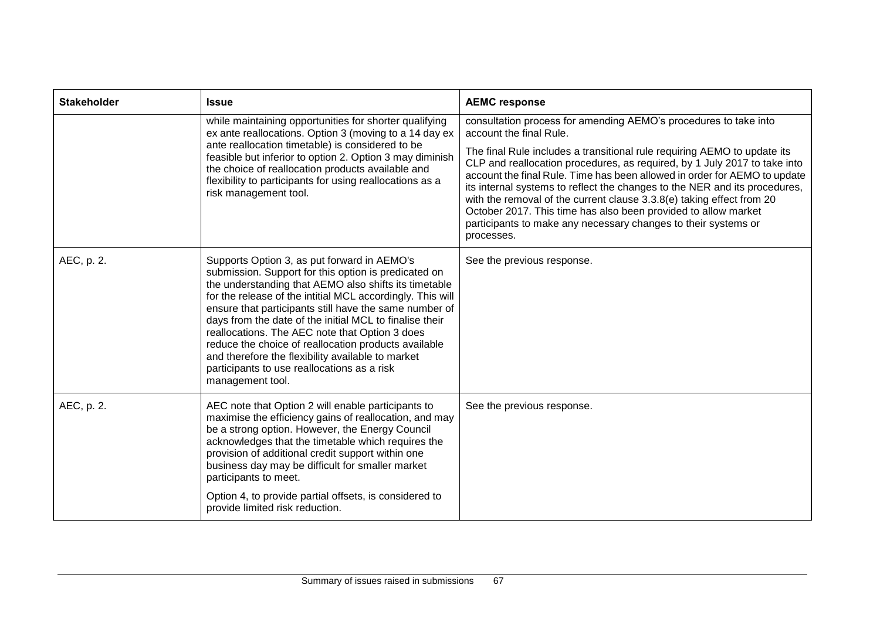| Stakeholder | Issue | AEMC response |
|---|---|---|
| | while maintaining opportunities for shorter qualifying ex ante reallocations. Option 3 (moving to a 14 day ex ante reallocation timetable) is considered to be feasible but inferior to option 2. Option 3 may diminish the choice of reallocation products available and flexibility to participants for using reallocations as a risk management tool. | consultation process for amending AEMO's procedures to take into account the final Rule.<br><br>The final Rule includes a transitional rule requiring AEMO to update its CLP and reallocation procedures, as required, by 1 July 2017 to take into account the final Rule. Time has been allowed in order for AEMO to update its internal systems to reflect the changes to the NER and its procedures, with the removal of the current clause 3.3.8(e) taking effect from 20 October 2017. This time has also been provided to allow market participants to make any necessary changes to their systems or processes. |
| AEC, p. 2. | Supports Option 3, as put forward in AEMO's submission. Support for this option is predicated on the understanding that AEMO also shifts its timetable for the release of the intitial MCL accordingly. This will ensure that participants still have the same number of days from the date of the initial MCL to finalise their reallocations. The AEC note that Option 3 does reduce the choice of reallocation products available and therefore the flexibility available to market participants to use reallocations as a risk management tool. | See the previous response. |
| AEC, p. 2. | AEC note that Option 2 will enable participants to maximise the efficiency gains of reallocation, and may be a strong option. However, the Energy Council acknowledges that the timetable which requires the provision of additional credit support within one business day may be difficult for smaller market participants to meet.<br><br>Option 4, to provide partial offsets, is considered to provide limited risk reduction. | See the previous response. |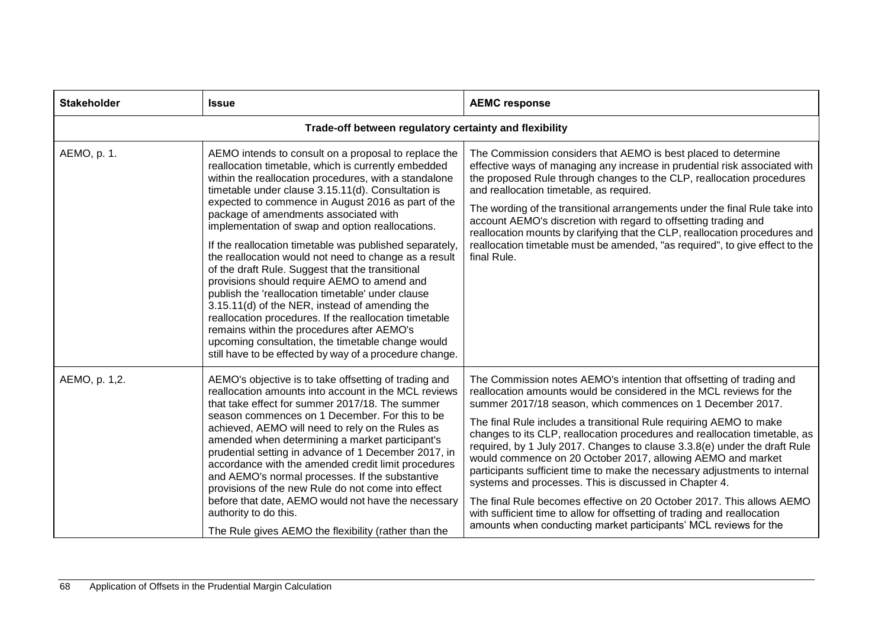| Stakeholder | Issue | AEMC response |
|---|---|---|
| **Trade-off between regulatory certainty and flexibility** | | |
| AEMO, p. 1. | AEMO intends to consult on a proposal to replace the reallocation timetable, which is currently embedded within the reallocation procedures, with a standalone timetable under clause 3.15.11(d). Consultation is expected to commence in August 2016 as part of the package of amendments associated with implementation of swap and option reallocations.<br><br>If the reallocation timetable was published separately, the reallocation would not need to change as a result of the draft Rule. Suggest that the transitional provisions should require AEMO to amend and publish the 'reallocation timetable' under clause 3.15.11(d) of the NER, instead of amending the reallocation procedures. If the reallocation timetable remains within the procedures after AEMO's upcoming consultation, the timetable change would still have to be effected by way of a procedure change. | The Commission considers that AEMO is best placed to determine effective ways of managing any increase in prudential risk associated with the proposed Rule through changes to the CLP, reallocation procedures and reallocation timetable, as required.<br><br>The wording of the transitional arrangements under the final Rule take into account AEMO's discretion with regard to offsetting trading and reallocation mounts by clarifying that the CLP, reallocation procedures and reallocation timetable must be amended, "as required", to give effect to the final Rule. |
| AEMO, p. 1,2. | AEMO's objective is to take offsetting of trading and reallocation amounts into account in the MCL reviews that take effect for summer 2017/18. The summer season commences on 1 December. For this to be achieved, AEMO will need to rely on the Rules as amended when determining a market participant's prudential setting in advance of 1 December 2017, in accordance with the amended credit limit procedures and AEMO's normal processes. If the substantive provisions of the new Rule do not come into effect before that date, AEMO would not have the necessary authority to do this.<br><br>The Rule gives AEMO the flexibility (rather than the | The Commission notes AEMO's intention that offsetting of trading and reallocation amounts would be considered in the MCL reviews for the summer 2017/18 season, which commences on 1 December 2017.<br><br>The final Rule includes a transitional Rule requiring AEMO to make changes to its CLP, reallocation procedures and reallocation timetable, as required, by 1 July 2017. Changes to clause 3.3.8(e) under the draft Rule would commence on 20 October 2017, allowing AEMO and market participants sufficient time to make the necessary adjustments to internal systems and processes. This is discussed in Chapter 4.<br><br>The final Rule becomes effective on 20 October 2017. This allows AEMO with sufficient time to allow for offsetting of trading and reallocation amounts when conducting market participants' MCL reviews for the |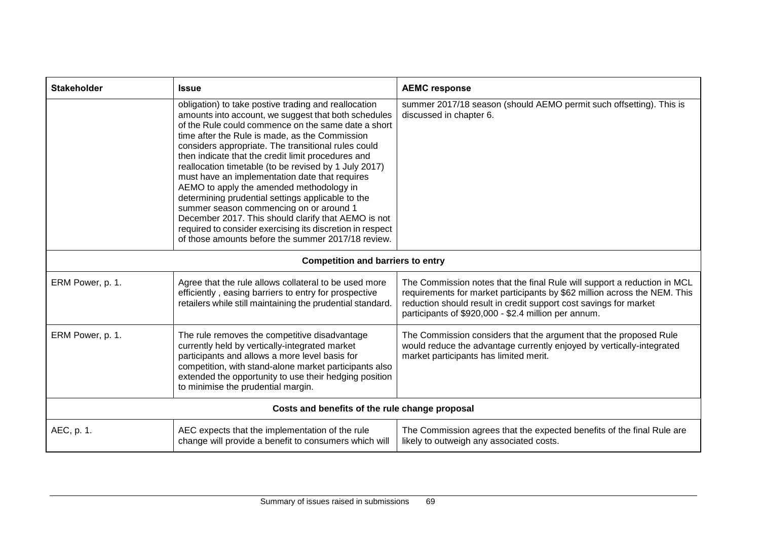| Stakeholder | Issue | AEMC response |
|---|---|---|
| | obligation) to take postive trading and reallocation amounts into account, we suggest that both schedules of the Rule could commence on the same date a short time after the Rule is made, as the Commission considers appropriate. The transitional rules could then indicate that the credit limit procedures and reallocation timetable (to be revised by 1 July 2017) must have an implementation date that requires AEMO to apply the amended methodology in determining prudential settings applicable to the summer season commencing on or around 1 December 2017. This should clarify that AEMO is not required to consider exercising its discretion in respect of those amounts before the summer 2017/18 review. | summer 2017/18 season (should AEMO permit such offsetting). This is discussed in chapter 6. |
| **Competition and barriers to entry** | | |
| ERM Power, p. 1. | Agree that the rule allows collateral to be used more efficiently , easing barriers to entry for prospective retailers while still maintaining the prudential standard. | The Commission notes that the final Rule will support a reduction in MCL requirements for market participants by $62 million across the NEM. This reduction should result in credit support cost savings for market participants of $920,000 - $2.4 million per annum. |
| ERM Power, p. 1. | The rule removes the competitive disadvantage currently held by vertically-integrated market participants and allows a more level basis for competition, with stand-alone market participants also extended the opportunity to use their hedging position to minimise the prudential margin. | The Commission considers that the argument that the proposed Rule would reduce the advantage currently enjoyed by vertically-integrated market participants has limited merit. |
| **Costs and benefits of the rule change proposal** | | |
| AEC, p. 1. | AEC expects that the implementation of the rule change will provide a benefit to consumers which will | The Commission agrees that the expected benefits of the final Rule are likely to outweigh any associated costs. |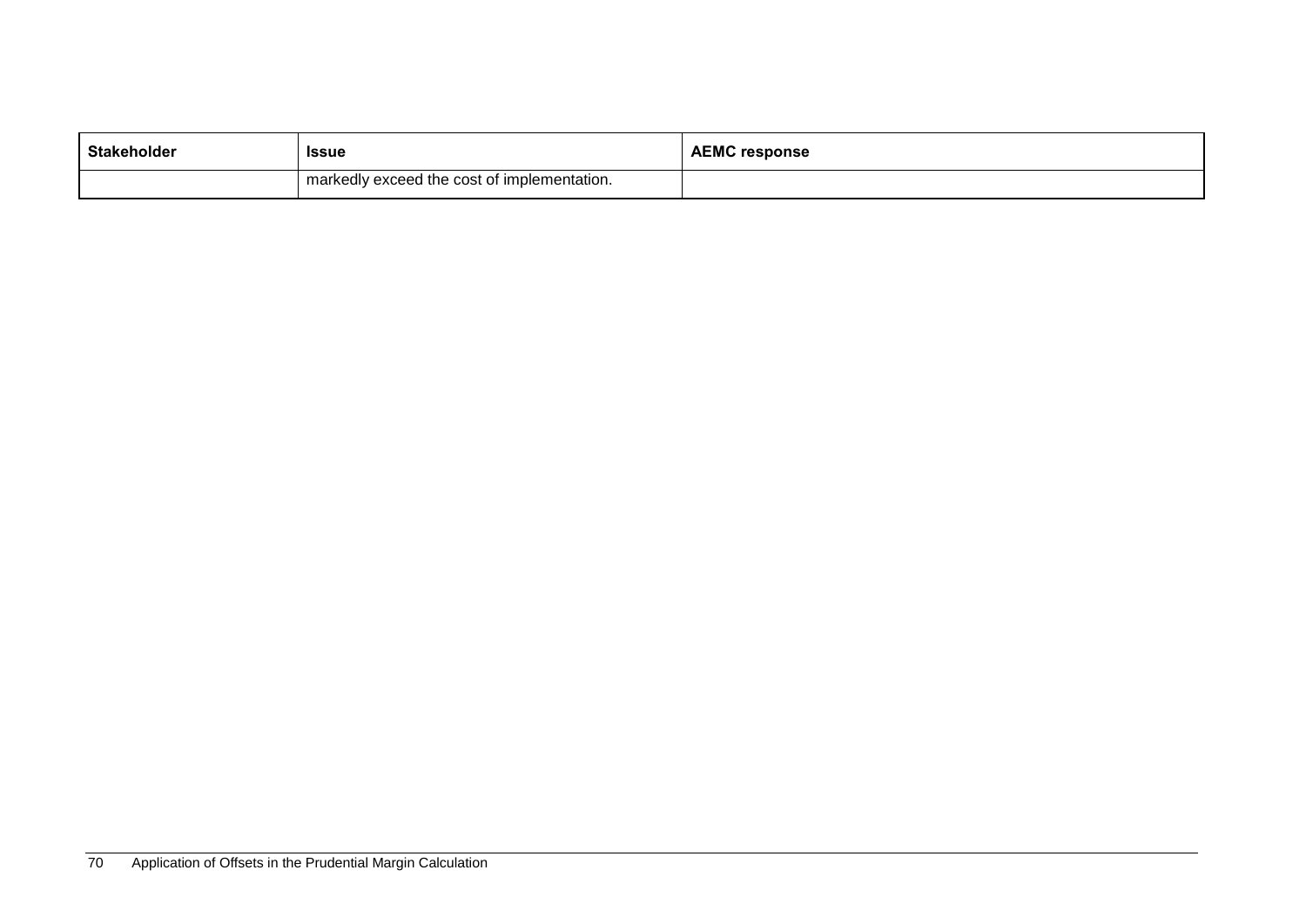| Stakeholder | Issue | AEMC response |
| --- | --- | --- |
| | markedly exceed the cost of implementation. | |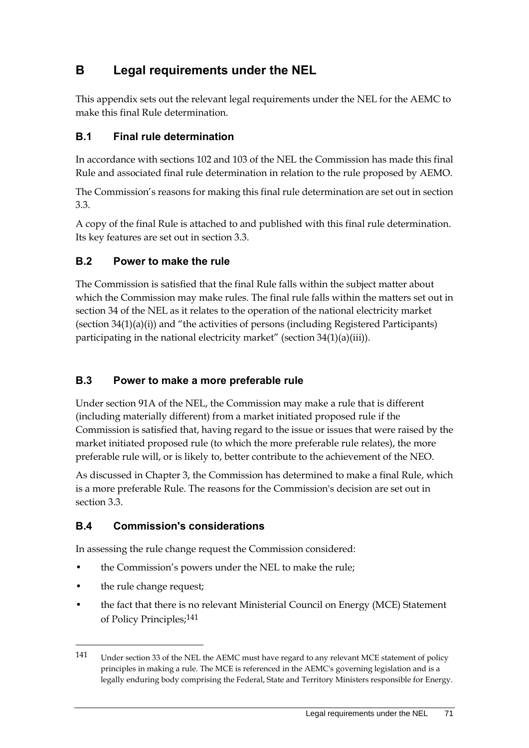# B Legal requirements under the NEL

This appendix sets out the relevant legal requirements under the NEL for the AEMC to make this final Rule determination.

## B.1 Final rule determination

In accordance with sections 102 and 103 of the NEL the Commission has made this final Rule and associated final rule determination in relation to the rule proposed by AEMO.

The Commission's reasons for making this final rule determination are set out in section 3.3.

A copy of the final Rule is attached to and published with this final rule determination. Its key features are set out in section 3.3.

## B.2 Power to make the rule

The Commission is satisfied that the final Rule falls within the subject matter about which the Commission may make rules. The final rule falls within the matters set out in section 34 of the NEL as it relates to the operation of the national electricity market (section 34(1)(a)(i)) and "the activities of persons (including Registered Participants) participating in the national electricity market" (section 34(1)(a)(iii)).

## B.3 Power to make a more preferable rule

Under section 91A of the NEL, the Commission may make a rule that is different (including materially different) from a market initiated proposed rule if the Commission is satisfied that, having regard to the issue or issues that were raised by the market initiated proposed rule (to which the more preferable rule relates), the more preferable rule will, or is likely to, better contribute to the achievement of the NEO.

As discussed in Chapter 3, the Commission has determined to make a final Rule, which is a more preferable Rule. The reasons for the Commission's decision are set out in section 3.3.

## B.4 Commission's considerations

In assessing the rule change request the Commission considered:

- the Commission's powers under the NEL to make the rule;
- the rule change request;
- the fact that there is no relevant Ministerial Council on Energy (MCE) Statement of Policy Principles;[141]

---

[141] Under section 33 of the NEL the AEMC must have regard to any relevant MCE statement of policy principles in making a rule. The MCE is referenced in the AEMC's governing legislation and is a legally enduring body comprising the Federal, State and Territory Ministers responsible for Energy.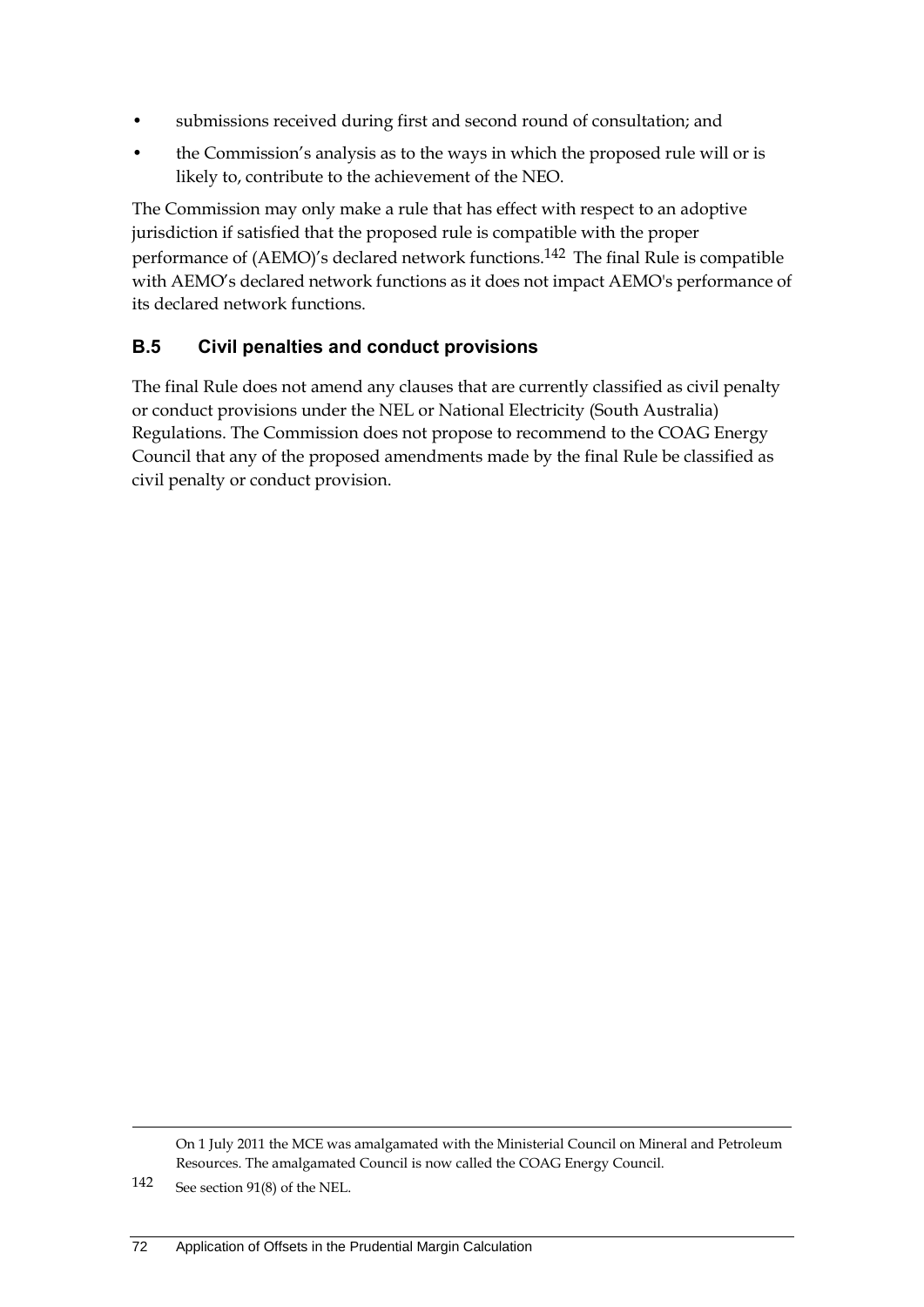- submissions received during first and second round of consultation; and
- the Commission's analysis as to the ways in which the proposed rule will or is likely to, contribute to the achievement of the NEO.

The Commission may only make a rule that has effect with respect to an adoptive jurisdiction if satisfied that the proposed rule is compatible with the proper performance of (AEMO)'s declared network functions.[142] The final Rule is compatible with AEMO's declared network functions as it does not impact AEMO's performance of its declared network functions.

## B.5 Civil penalties and conduct provisions

The final Rule does not amend any clauses that are currently classified as civil penalty or conduct provisions under the NEL or National Electricity (South Australia) Regulations. The Commission does not propose to recommend to the COAG Energy Council that any of the proposed amendments made by the final Rule be classified as civil penalty or conduct provision.

---

On 1 July 2011 the MCE was amalgamated with the Ministerial Council on Mineral and Petroleum Resources. The amalgamated Council is now called the COAG Energy Council.

142 See section 91(8) of the NEL.